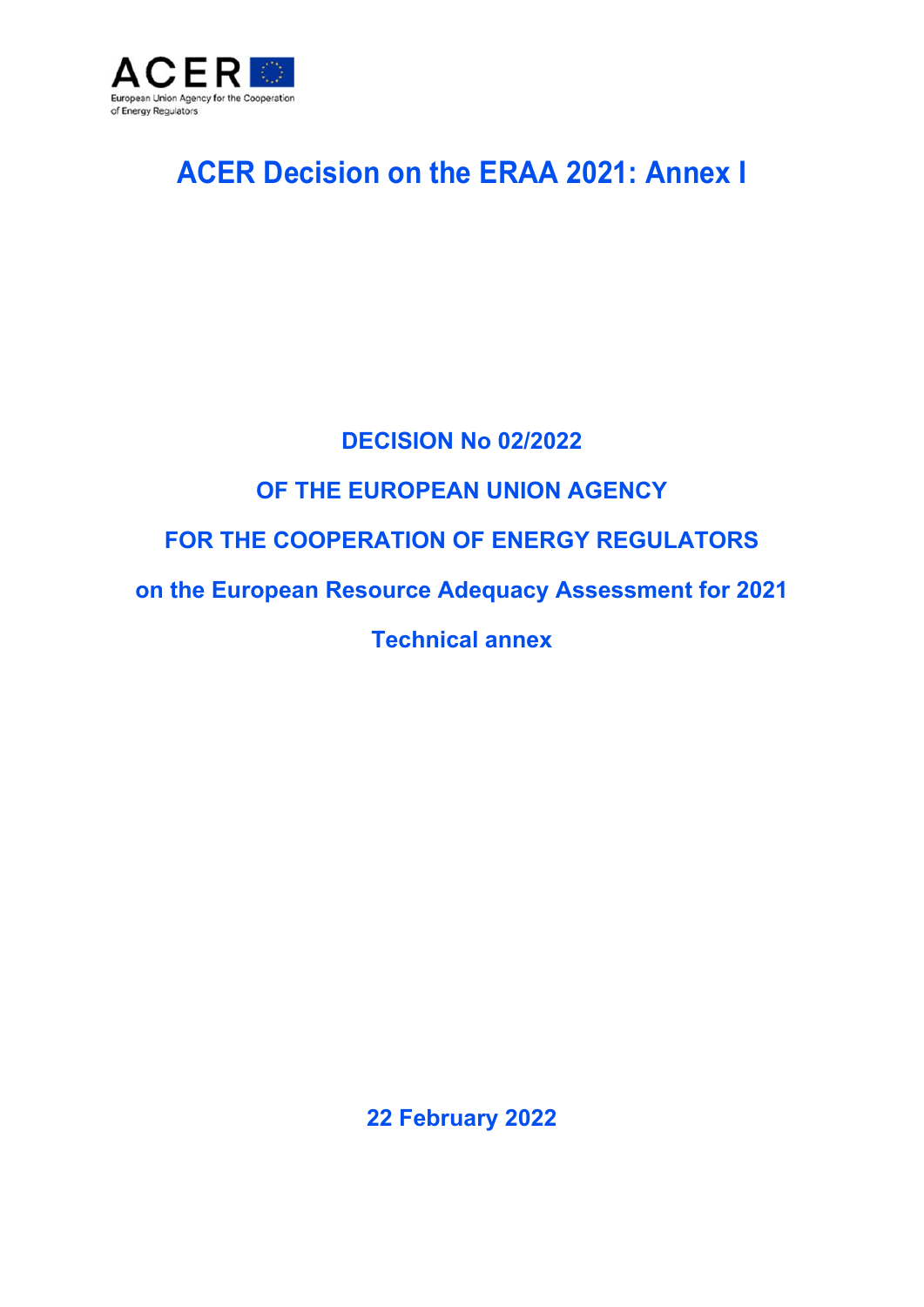ACER

European Union Agency for the Cooperation of Energy Regulators

# ACER Decision on the ERAA 2021: Annex I

**DECISION No 02/2022**

**OF THE EUROPEAN UNION AGENCY**

**FOR THE COOPERATION OF ENERGY REGULATORS**

**on the European Resource Adequacy Assessment for 2021**

**Technical annex**

**22 February 2022**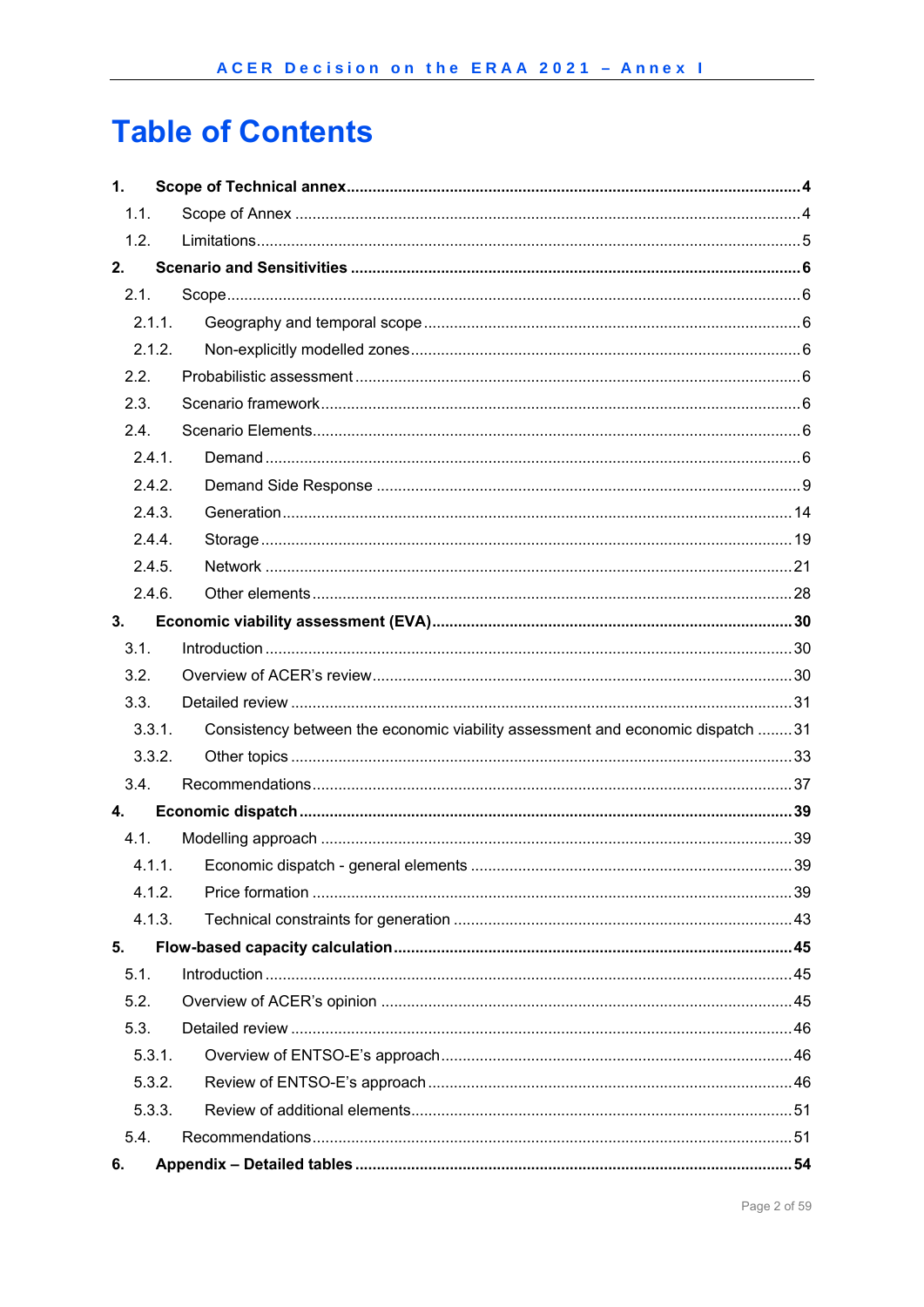# Table of Contents

**1. Scope of Technical annex....................................................................................4**

1.1. Scope of Annex ....................................................................................................4

1.2. Limitations...........................................................................................................5

**2. Scenario and Sensitivities ...................................................................................6**

2.1. Scope...................................................................................................................6

2.1.1. Geography and temporal scope ......................................................................6

2.1.2. Non-explicitly modelled zones.........................................................................6

2.2. Probabilistic assessment ......................................................................................6

2.3. Scenario framework..............................................................................................6

2.4. Scenario Elements................................................................................................6

2.4.1. Demand ..........................................................................................................6

2.4.2. Demand Side Response .................................................................................9

2.4.3. Generation.....................................................................................................14

2.4.4. Storage..........................................................................................................19

2.4.5. Network .........................................................................................................21

2.4.6. Other elements..............................................................................................28

**3. Economic viability assessment (EVA)..................................................................30**

3.1. Introduction.........................................................................................................30

3.2. Overview of ACER's review.................................................................................30

3.3. Detailed review ...................................................................................................31

3.3.1. Consistency between the economic viability assessment and economic dispatch ........31

3.3.2. Other topics ...................................................................................................33

3.4. Recommendations..............................................................................................37

**4. Economic dispatch.................................................................................................39**

4.1. Modelling approach .............................................................................................39

4.1.1. Economic dispatch - general elements ..........................................................39

4.1.2. Price formation ..............................................................................................39

4.1.3. Technical constraints for generation ..............................................................43

**5. Flow-based capacity calculation...........................................................................45**

5.1. Introduction.........................................................................................................45

5.2. Overview of ACER's opinion ...............................................................................45

5.3. Detailed review ...................................................................................................46

5.3.1. Overview of ENTSO-E's approach.................................................................46

5.3.2. Review of ENTSO-E's approach....................................................................46

5.3.3. Review of additional elements........................................................................51

5.4. Recommendations..............................................................................................51

**6. Appendix – Detailed tables ....................................................................................54**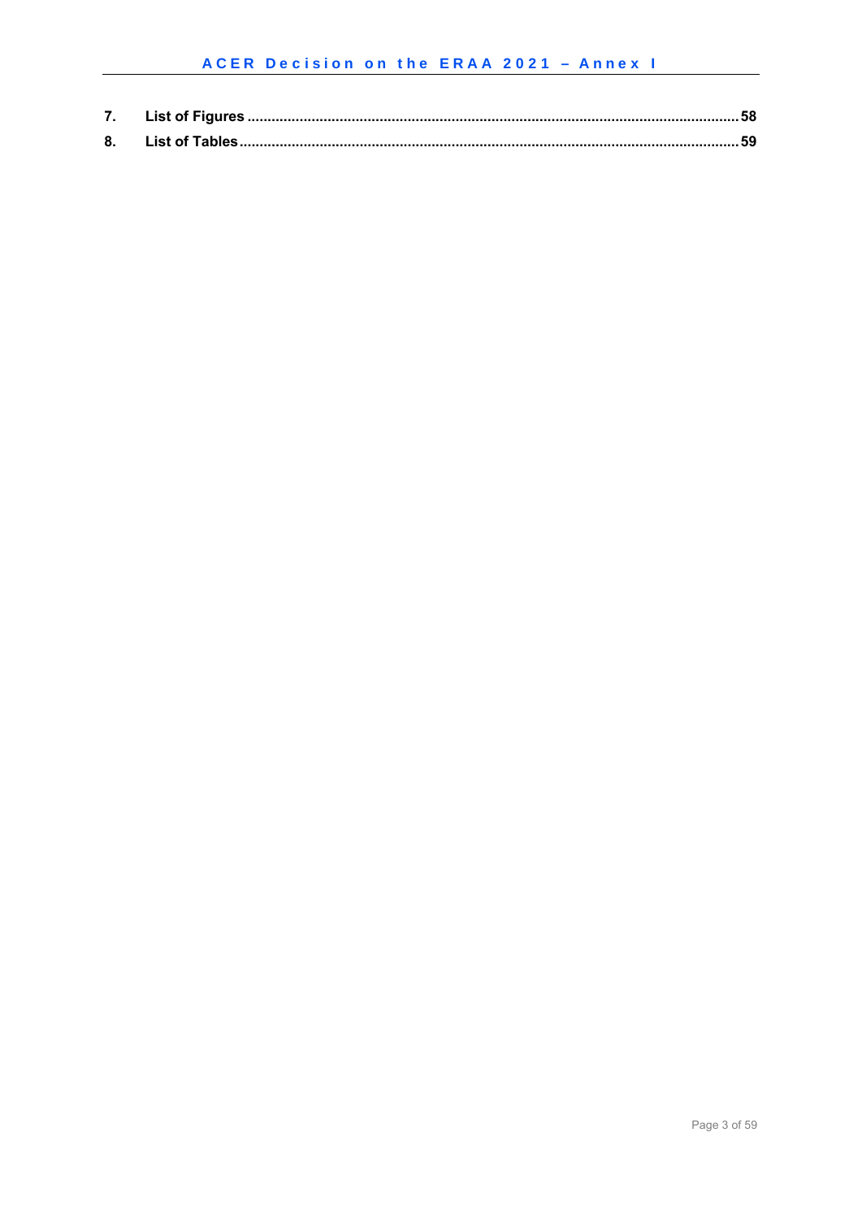7. **List of Figures** .......................................................................................................................... 58

8. **List of Tables** ............................................................................................................................ 59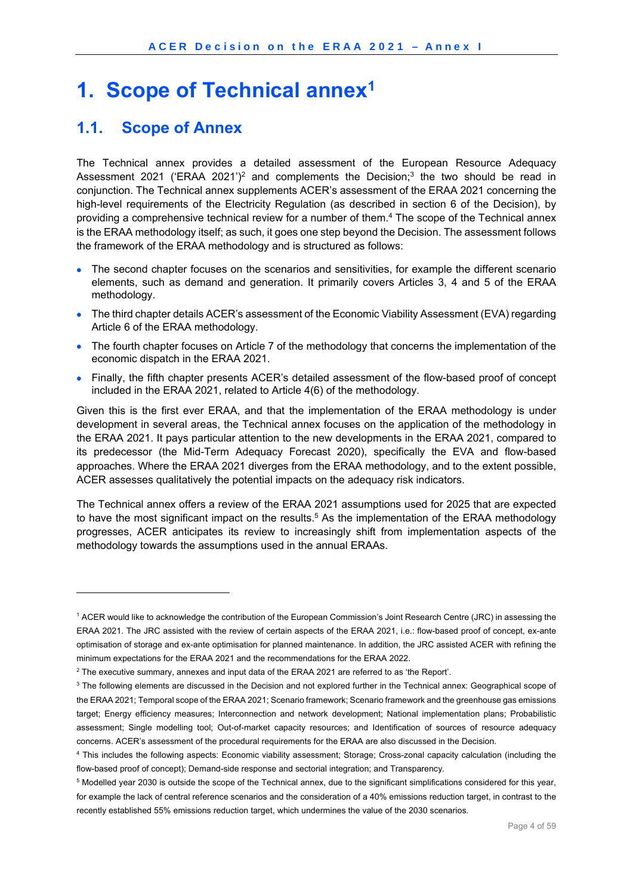# 1. Scope of Technical annex[1]

## 1.1. Scope of Annex

The Technical annex provides a detailed assessment of the European Resource Adequacy Assessment 2021 ('ERAA 2021')[2] and complements the Decision;[3] the two should be read in conjunction. The Technical annex supplements ACER's assessment of the ERAA 2021 concerning the high-level requirements of the Electricity Regulation (as described in section 6 of the Decision), by providing a comprehensive technical review for a number of them.[4] The scope of the Technical annex is the ERAA methodology itself; as such, it goes one step beyond the Decision. The assessment follows the framework of the ERAA methodology and is structured as follows:

- The second chapter focuses on the scenarios and sensitivities, for example the different scenario elements, such as demand and generation. It primarily covers Articles 3, 4 and 5 of the ERAA methodology.
- The third chapter details ACER's assessment of the Economic Viability Assessment (EVA) regarding Article 6 of the ERAA methodology.
- The fourth chapter focuses on Article 7 of the methodology that concerns the implementation of the economic dispatch in the ERAA 2021.
- Finally, the fifth chapter presents ACER's detailed assessment of the flow-based proof of concept included in the ERAA 2021, related to Article 4(6) of the methodology.

Given this is the first ever ERAA, and that the implementation of the ERAA methodology is under development in several areas, the Technical annex focuses on the application of the methodology in the ERAA 2021. It pays particular attention to the new developments in the ERAA 2021, compared to its predecessor (the Mid-Term Adequacy Forecast 2020), specifically the EVA and flow-based approaches. Where the ERAA 2021 diverges from the ERAA methodology, and to the extent possible, ACER assesses qualitatively the potential impacts on the adequacy risk indicators.

The Technical annex offers a review of the ERAA 2021 assumptions used for 2025 that are expected to have the most significant impact on the results.[5] As the implementation of the ERAA methodology progresses, ACER anticipates its review to increasingly shift from implementation aspects of the methodology towards the assumptions used in the annual ERAAs.

---

[1] ACER would like to acknowledge the contribution of the European Commission's Joint Research Centre (JRC) in assessing the ERAA 2021. The JRC assisted with the review of certain aspects of the ERAA 2021, i.e.: flow-based proof of concept, ex-ante optimisation of storage and ex-ante optimisation for planned maintenance. In addition, the JRC assisted ACER with refining the minimum expectations for the ERAA 2021 and the recommendations for the ERAA 2022.

[2] The executive summary, annexes and input data of the ERAA 2021 are referred to as 'the Report'.

[3] The following elements are discussed in the Decision and not explored further in the Technical annex: Geographical scope of the ERAA 2021; Temporal scope of the ERAA 2021; Scenario framework; Scenario framework and the greenhouse gas emissions target; Energy efficiency measures; Interconnection and network development; National implementation plans; Probabilistic assessment; Single modelling tool; Out-of-market capacity resources; and Identification of sources of resource adequacy concerns. ACER's assessment of the procedural requirements for the ERAA are also discussed in the Decision.

[4] This includes the following aspects: Economic viability assessment; Storage; Cross-zonal capacity calculation (including the flow-based proof of concept); Demand-side response and sectorial integration; and Transparency.

[5] Modelled year 2030 is outside the scope of the Technical annex, due to the significant simplifications considered for this year, for example the lack of central reference scenarios and the consideration of a 40% emissions reduction target, in contrast to the recently established 55% emissions reduction target, which undermines the value of the 2030 scenarios.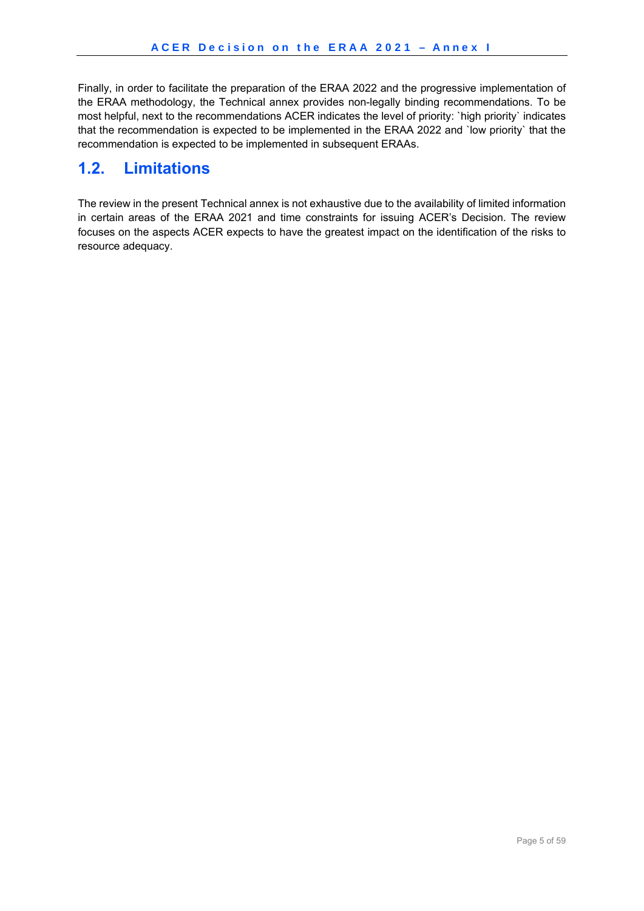Finally, in order to facilitate the preparation of the ERAA 2022 and the progressive implementation of the ERAA methodology, the Technical annex provides non-legally binding recommendations. To be most helpful, next to the recommendations ACER indicates the level of priority: `high priority` indicates that the recommendation is expected to be implemented in the ERAA 2022 and `low priority` that the recommendation is expected to be implemented in subsequent ERAAs.

## 1.2. Limitations

The review in the present Technical annex is not exhaustive due to the availability of limited information in certain areas of the ERAA 2021 and time constraints for issuing ACER's Decision. The review focuses on the aspects ACER expects to have the greatest impact on the identification of the risks to resource adequacy.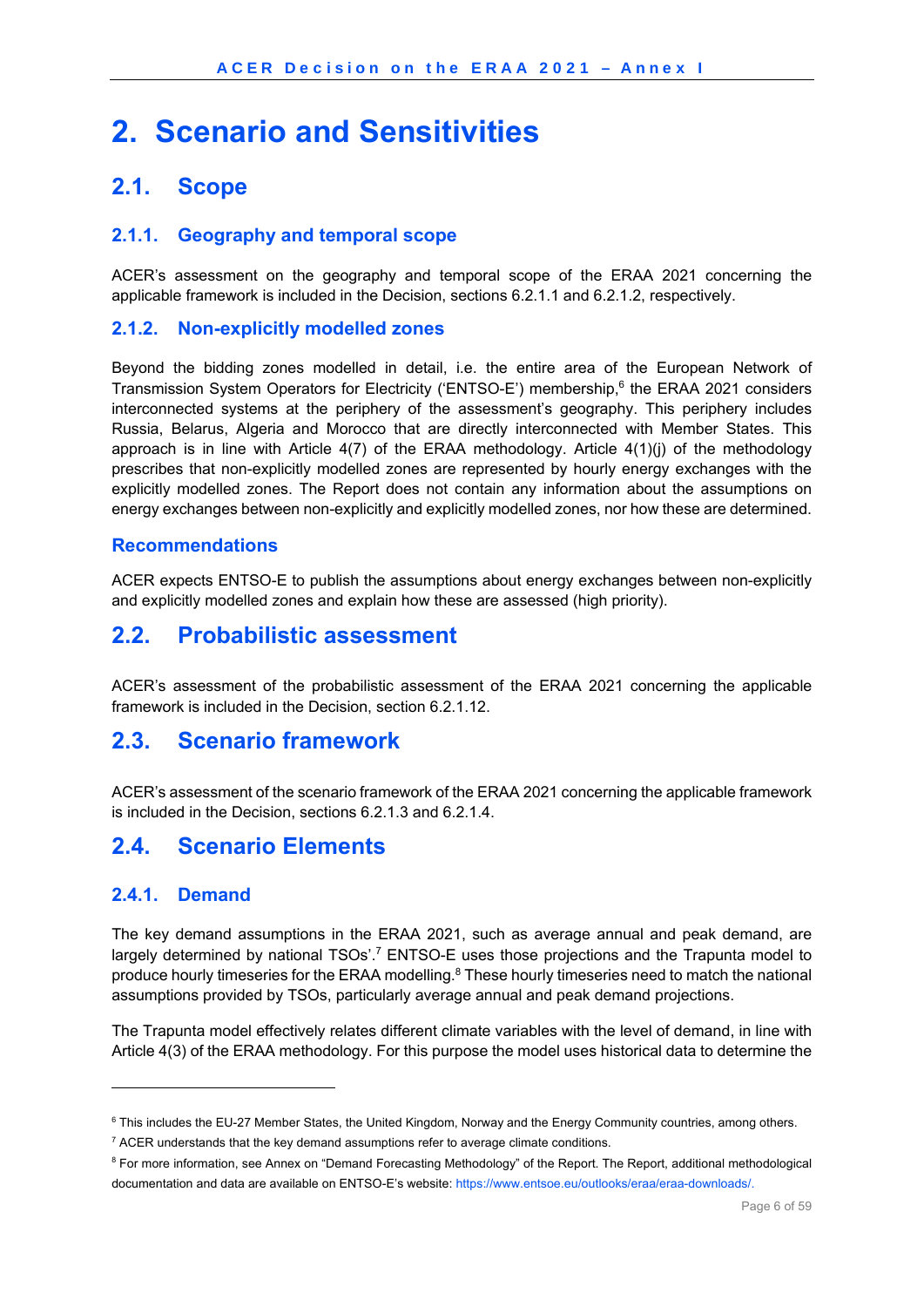# 2. Scenario and Sensitivities

## 2.1. Scope

### 2.1.1. Geography and temporal scope

ACER's assessment on the geography and temporal scope of the ERAA 2021 concerning the applicable framework is included in the Decision, sections 6.2.1.1 and 6.2.1.2, respectively.

### 2.1.2. Non-explicitly modelled zones

Beyond the bidding zones modelled in detail, i.e. the entire area of the European Network of Transmission System Operators for Electricity ('ENTSO-E') membership,[6] the ERAA 2021 considers interconnected systems at the periphery of the assessment's geography. This periphery includes Russia, Belarus, Algeria and Morocco that are directly interconnected with Member States. This approach is in line with Article 4(7) of the ERAA methodology. Article 4(1)(j) of the methodology prescribes that non-explicitly modelled zones are represented by hourly energy exchanges with the explicitly modelled zones. The Report does not contain any information about the assumptions on energy exchanges between non-explicitly and explicitly modelled zones, nor how these are determined.

### Recommendations

ACER expects ENTSO-E to publish the assumptions about energy exchanges between non-explicitly and explicitly modelled zones and explain how these are assessed (high priority).

## 2.2. Probabilistic assessment

ACER's assessment of the probabilistic assessment of the ERAA 2021 concerning the applicable framework is included in the Decision, section 6.2.1.12.

## 2.3. Scenario framework

ACER's assessment of the scenario framework of the ERAA 2021 concerning the applicable framework is included in the Decision, sections 6.2.1.3 and 6.2.1.4.

## 2.4. Scenario Elements

### 2.4.1. Demand

The key demand assumptions in the ERAA 2021, such as average annual and peak demand, are largely determined by national TSOs'.[7] ENTSO-E uses those projections and the Trapunta model to produce hourly timeseries for the ERAA modelling.[8] These hourly timeseries need to match the national assumptions provided by TSOs, particularly average annual and peak demand projections.

The Trapunta model effectively relates different climate variables with the level of demand, in line with Article 4(3) of the ERAA methodology. For this purpose the model uses historical data to determine the

---

[6] This includes the EU-27 Member States, the United Kingdom, Norway and the Energy Community countries, among others.

[7] ACER understands that the key demand assumptions refer to average climate conditions.

[8] For more information, see Annex on "Demand Forecasting Methodology" of the Report. The Report, additional methodological documentation and data are available on ENTSO-E's website: https://www.entsoe.eu/outlooks/eraa/eraa-downloads/.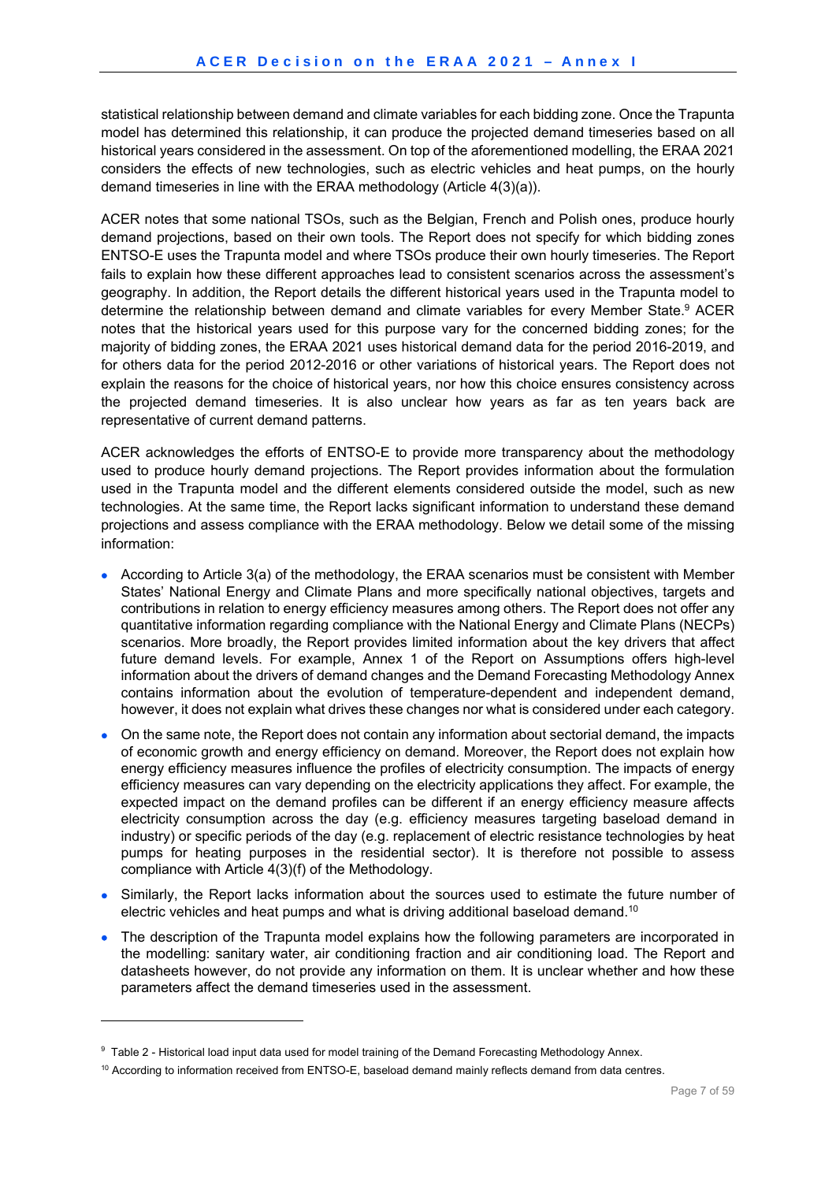statistical relationship between demand and climate variables for each bidding zone. Once the Trapunta model has determined this relationship, it can produce the projected demand timeseries based on all historical years considered in the assessment. On top of the aforementioned modelling, the ERAA 2021 considers the effects of new technologies, such as electric vehicles and heat pumps, on the hourly demand timeseries in line with the ERAA methodology (Article 4(3)(a)).

ACER notes that some national TSOs, such as the Belgian, French and Polish ones, produce hourly demand projections, based on their own tools. The Report does not specify for which bidding zones ENTSO-E uses the Trapunta model and where TSOs produce their own hourly timeseries. The Report fails to explain how these different approaches lead to consistent scenarios across the assessment's geography. In addition, the Report details the different historical years used in the Trapunta model to determine the relationship between demand and climate variables for every Member State.[9] ACER notes that the historical years used for this purpose vary for the concerned bidding zones; for the majority of bidding zones, the ERAA 2021 uses historical demand data for the period 2016-2019, and for others data for the period 2012-2016 or other variations of historical years. The Report does not explain the reasons for the choice of historical years, nor how this choice ensures consistency across the projected demand timeseries. It is also unclear how years as far as ten years back are representative of current demand patterns.

ACER acknowledges the efforts of ENTSO-E to provide more transparency about the methodology used to produce hourly demand projections. The Report provides information about the formulation used in the Trapunta model and the different elements considered outside the model, such as new technologies. At the same time, the Report lacks significant information to understand these demand projections and assess compliance with the ERAA methodology. Below we detail some of the missing information:

- According to Article 3(a) of the methodology, the ERAA scenarios must be consistent with Member States' National Energy and Climate Plans and more specifically national objectives, targets and contributions in relation to energy efficiency measures among others. The Report does not offer any quantitative information regarding compliance with the National Energy and Climate Plans (NECPs) scenarios. More broadly, the Report provides limited information about the key drivers that affect future demand levels. For example, Annex 1 of the Report on Assumptions offers high-level information about the drivers of demand changes and the Demand Forecasting Methodology Annex contains information about the evolution of temperature-dependent and independent demand, however, it does not explain what drives these changes nor what is considered under each category.
- On the same note, the Report does not contain any information about sectorial demand, the impacts of economic growth and energy efficiency on demand. Moreover, the Report does not explain how energy efficiency measures influence the profiles of electricity consumption. The impacts of energy efficiency measures can vary depending on the electricity applications they affect. For example, the expected impact on the demand profiles can be different if an energy efficiency measure affects electricity consumption across the day (e.g. efficiency measures targeting baseload demand in industry) or specific periods of the day (e.g. replacement of electric resistance technologies by heat pumps for heating purposes in the residential sector). It is therefore not possible to assess compliance with Article 4(3)(f) of the Methodology.
- Similarly, the Report lacks information about the sources used to estimate the future number of electric vehicles and heat pumps and what is driving additional baseload demand.[10]
- The description of the Trapunta model explains how the following parameters are incorporated in the modelling: sanitary water, air conditioning fraction and air conditioning load. The Report and datasheets however, do not provide any information on them. It is unclear whether and how these parameters affect the demand timeseries used in the assessment.

[9] Table 2 - Historical load input data used for model training of the Demand Forecasting Methodology Annex.

[10] According to information received from ENTSO-E, baseload demand mainly reflects demand from data centres.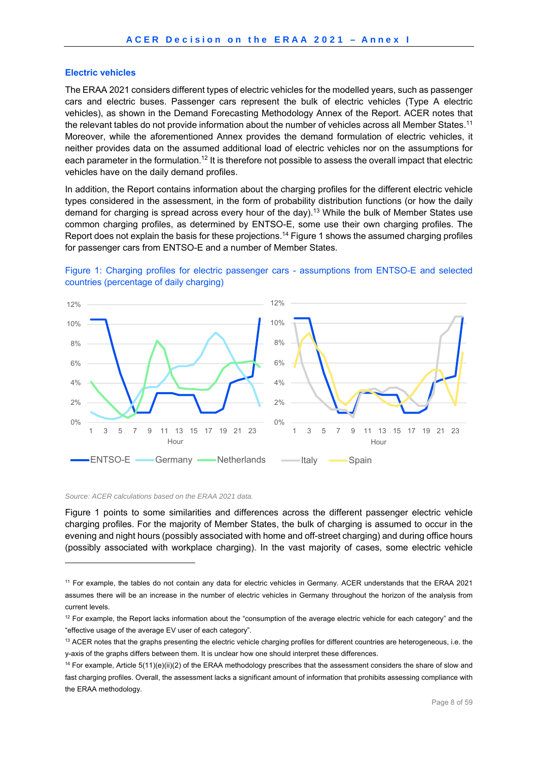### Electric vehicles

The ERAA 2021 considers different types of electric vehicles for the modelled years, such as passenger cars and electric buses. Passenger cars represent the bulk of electric vehicles (Type A electric vehicles), as shown in the Demand Forecasting Methodology Annex of the Report. ACER notes that the relevant tables do not provide information about the number of vehicles across all Member States.[11] Moreover, while the aforementioned Annex provides the demand formulation of electric vehicles, it neither provides data on the assumed additional load of electric vehicles nor on the assumptions for each parameter in the formulation.[12] It is therefore not possible to assess the overall impact that electric vehicles have on the daily demand profiles.

In addition, the Report contains information about the charging profiles for the different electric vehicle types considered in the assessment, in the form of probability distribution functions (or how the daily demand for charging is spread across every hour of the day).[13] While the bulk of Member States use common charging profiles, as determined by ENTSO-E, some use their own charging profiles. The Report does not explain the basis for these projections.[14] Figure 1 shows the assumed charging profiles for passenger cars from ENTSO-E and a number of Member States.

Figure 1: Charging profiles for electric passenger cars - assumptions from ENTSO-E and selected countries (percentage of daily charging)

*Source: ACER calculations based on the ERAA 2021 data.*

Figure 1 points to some similarities and differences across the different passenger electric vehicle charging profiles. For the majority of Member States, the bulk of charging is assumed to occur in the evening and night hours (possibly associated with home and off-street charging) and during office hours (possibly associated with workplace charging). In the vast majority of cases, some electric vehicle

---

[11] For example, the tables do not contain any data for electric vehicles in Germany. ACER understands that the ERAA 2021 assumes there will be an increase in the number of electric vehicles in Germany throughout the horizon of the analysis from current levels.

[12] For example, the Report lacks information about the "consumption of the average electric vehicle for each category" and the "effective usage of the average EV user of each category".

[13] ACER notes that the graphs presenting the electric vehicle charging profiles for different countries are heterogeneous, i.e. the y-axis of the graphs differs between them. It is unclear how one should interpret these differences.

[14] For example, Article 5(11)(e)(ii)(2) of the ERAA methodology prescribes that the assessment considers the share of slow and fast charging profiles. Overall, the assessment lacks a significant amount of information that prohibits assessing compliance with the ERAA methodology.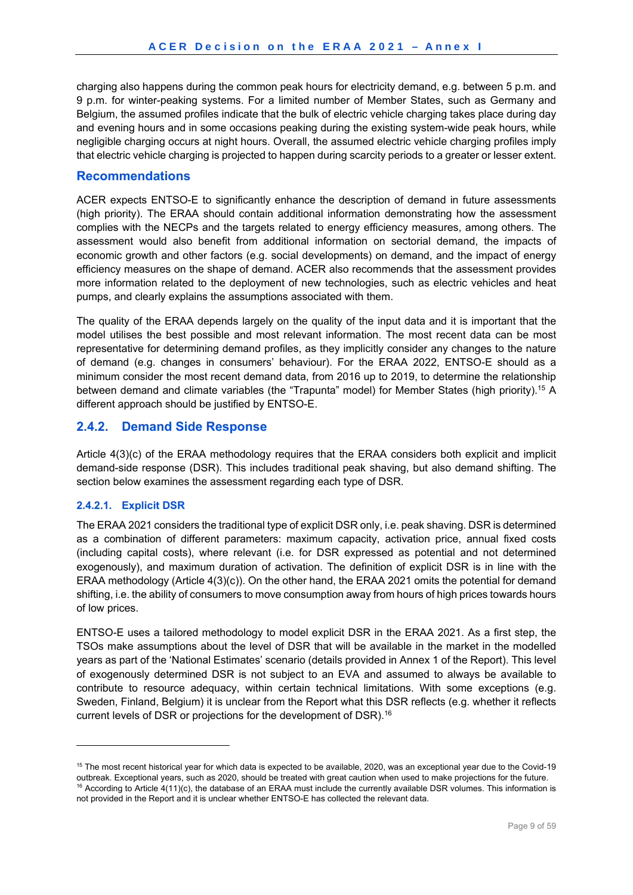charging also happens during the common peak hours for electricity demand, e.g. between 5 p.m. and 9 p.m. for winter-peaking systems. For a limited number of Member States, such as Germany and Belgium, the assumed profiles indicate that the bulk of electric vehicle charging takes place during day and evening hours and in some occasions peaking during the existing system-wide peak hours, while negligible charging occurs at night hours. Overall, the assumed electric vehicle charging profiles imply that electric vehicle charging is projected to happen during scarcity periods to a greater or lesser extent.

### Recommendations

ACER expects ENTSO-E to significantly enhance the description of demand in future assessments (high priority). The ERAA should contain additional information demonstrating how the assessment complies with the NECPs and the targets related to energy efficiency measures, among others. The assessment would also benefit from additional information on sectorial demand, the impacts of economic growth and other factors (e.g. social developments) on demand, and the impact of energy efficiency measures on the shape of demand. ACER also recommends that the assessment provides more information related to the deployment of new technologies, such as electric vehicles and heat pumps, and clearly explains the assumptions associated with them.

The quality of the ERAA depends largely on the quality of the input data and it is important that the model utilises the best possible and most relevant information. The most recent data can be most representative for determining demand profiles, as they implicitly consider any changes to the nature of demand (e.g. changes in consumers' behaviour). For the ERAA 2022, ENTSO-E should as a minimum consider the most recent demand data, from 2016 up to 2019, to determine the relationship between demand and climate variables (the "Trapunta" model) for Member States (high priority).[15] A different approach should be justified by ENTSO-E.

## 2.4.2. Demand Side Response

Article 4(3)(c) of the ERAA methodology requires that the ERAA considers both explicit and implicit demand-side response (DSR). This includes traditional peak shaving, but also demand shifting. The section below examines the assessment regarding each type of DSR.

### 2.4.2.1. Explicit DSR

The ERAA 2021 considers the traditional type of explicit DSR only, i.e. peak shaving. DSR is determined as a combination of different parameters: maximum capacity, activation price, annual fixed costs (including capital costs), where relevant (i.e. for DSR expressed as potential and not determined exogenously), and maximum duration of activation. The definition of explicit DSR is in line with the ERAA methodology (Article 4(3)(c)). On the other hand, the ERAA 2021 omits the potential for demand shifting, i.e. the ability of consumers to move consumption away from hours of high prices towards hours of low prices.

ENTSO-E uses a tailored methodology to model explicit DSR in the ERAA 2021. As a first step, the TSOs make assumptions about the level of DSR that will be available in the market in the modelled years as part of the 'National Estimates' scenario (details provided in Annex 1 of the Report). This level of exogenously determined DSR is not subject to an EVA and assumed to always be available to contribute to resource adequacy, within certain technical limitations. With some exceptions (e.g. Sweden, Finland, Belgium) it is unclear from the Report what this DSR reflects (e.g. whether it reflects current levels of DSR or projections for the development of DSR).[16]

---

[15] The most recent historical year for which data is expected to be available, 2020, was an exceptional year due to the Covid-19 outbreak. Exceptional years, such as 2020, should be treated with great caution when used to make projections for the future.

[16] According to Article 4(11)(c), the database of an ERAA must include the currently available DSR volumes. This information is not provided in the Report and it is unclear whether ENTSO-E has collected the relevant data.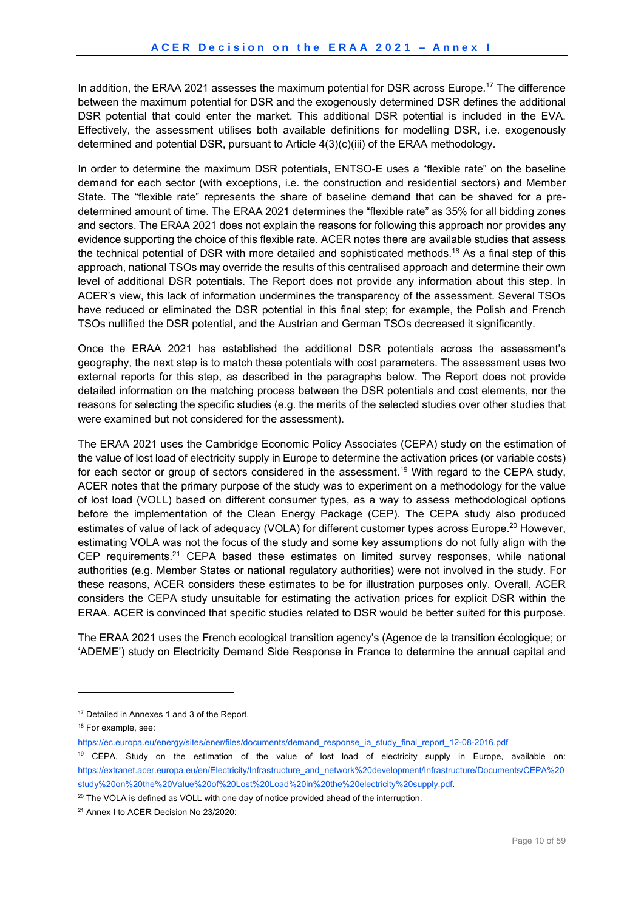In addition, the ERAA 2021 assesses the maximum potential for DSR across Europe.[17] The difference between the maximum potential for DSR and the exogenously determined DSR defines the additional DSR potential that could enter the market. This additional DSR potential is included in the EVA. Effectively, the assessment utilises both available definitions for modelling DSR, i.e. exogenously determined and potential DSR, pursuant to Article 4(3)(c)(iii) of the ERAA methodology.

In order to determine the maximum DSR potentials, ENTSO-E uses a “flexible rate” on the baseline demand for each sector (with exceptions, i.e. the construction and residential sectors) and Member State. The “flexible rate” represents the share of baseline demand that can be shaved for a pre-determined amount of time. The ERAA 2021 determines the “flexible rate” as 35% for all bidding zones and sectors. The ERAA 2021 does not explain the reasons for following this approach nor provides any evidence supporting the choice of this flexible rate. ACER notes there are available studies that assess the technical potential of DSR with more detailed and sophisticated methods.[18] As a final step of this approach, national TSOs may override the results of this centralised approach and determine their own level of additional DSR potentials. The Report does not provide any information about this step. In ACER’s view, this lack of information undermines the transparency of the assessment. Several TSOs have reduced or eliminated the DSR potential in this final step; for example, the Polish and French TSOs nullified the DSR potential, and the Austrian and German TSOs decreased it significantly.

Once the ERAA 2021 has established the additional DSR potentials across the assessment’s geography, the next step is to match these potentials with cost parameters. The assessment uses two external reports for this step, as described in the paragraphs below. The Report does not provide detailed information on the matching process between the DSR potentials and cost elements, nor the reasons for selecting the specific studies (e.g. the merits of the selected studies over other studies that were examined but not considered for the assessment).

The ERAA 2021 uses the Cambridge Economic Policy Associates (CEPA) study on the estimation of the value of lost load of electricity supply in Europe to determine the activation prices (or variable costs) for each sector or group of sectors considered in the assessment.[19] With regard to the CEPA study, ACER notes that the primary purpose of the study was to experiment on a methodology for the value of lost load (VOLL) based on different consumer types, as a way to assess methodological options before the implementation of the Clean Energy Package (CEP). The CEPA study also produced estimates of value of lack of adequacy (VOLA) for different customer types across Europe.[20] However, estimating VOLA was not the focus of the study and some key assumptions do not fully align with the CEP requirements.[21] CEPA based these estimates on limited survey responses, while national authorities (e.g. Member States or national regulatory authorities) were not involved in the study. For these reasons, ACER considers these estimates to be for illustration purposes only. Overall, ACER considers the CEPA study unsuitable for estimating the activation prices for explicit DSR within the ERAA. ACER is convinced that specific studies related to DSR would be better suited for this purpose.

The ERAA 2021 uses the French ecological transition agency’s (Agence de la transition écologique; or ‘ADEME’) study on Electricity Demand Side Response in France to determine the annual capital and

---

[17] Detailed in Annexes 1 and 3 of the Report.

[18] For example, see: https://ec.europa.eu/energy/sites/ener/files/documents/demand_response_ia_study_final_report_12-08-2016.pdf

[19] CEPA, Study on the estimation of the value of lost load of electricity supply in Europe, available on: https://extranet.acer.europa.eu/en/Electricity/Infrastructure_and_network%20development/Infrastructure/Documents/CEPA%20study%20on%20the%20Value%20of%20Lost%20Load%20in%20the%20electricity%20supply.pdf.

[20] The VOLA is defined as VOLL with one day of notice provided ahead of the interruption.

[21] Annex I to ACER Decision No 23/2020: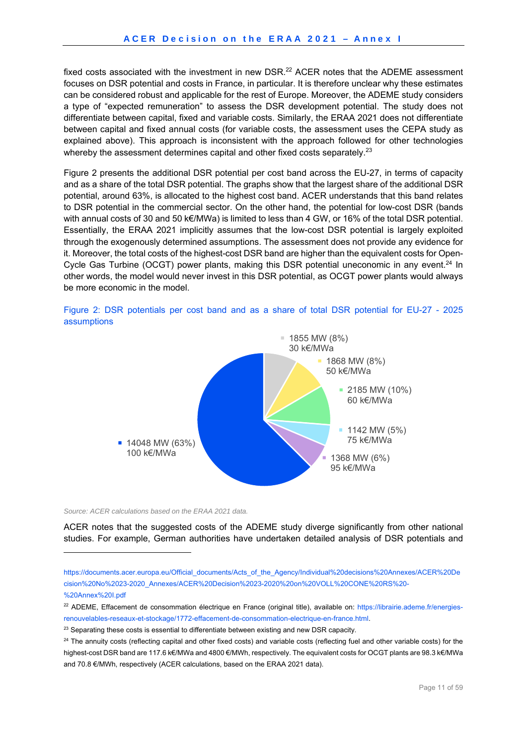fixed costs associated with the investment in new DSR.[22] ACER notes that the ADEME assessment focuses on DSR potential and costs in France, in particular. It is therefore unclear why these estimates can be considered robust and applicable for the rest of Europe. Moreover, the ADEME study considers a type of "expected remuneration" to assess the DSR development potential. The study does not differentiate between capital, fixed and variable costs. Similarly, the ERAA 2021 does not differentiate between capital and fixed annual costs (for variable costs, the assessment uses the CEPA study as explained above). This approach is inconsistent with the approach followed for other technologies whereby the assessment determines capital and other fixed costs separately.[23]

Figure 2 presents the additional DSR potential per cost band across the EU-27, in terms of capacity and as a share of the total DSR potential. The graphs show that the largest share of the additional DSR potential, around 63%, is allocated to the highest cost band. ACER understands that this band relates to DSR potential in the commercial sector. On the other hand, the potential for low-cost DSR (bands with annual costs of 30 and 50 k€/MWa) is limited to less than 4 GW, or 16% of the total DSR potential. Essentially, the ERAA 2021 implicitly assumes that the low-cost DSR potential is largely exploited through the exogenously determined assumptions. The assessment does not provide any evidence for it. Moreover, the total costs of the highest-cost DSR band are higher than the equivalent costs for Open-Cycle Gas Turbine (OCGT) power plants, making this DSR potential uneconomic in any event.[24] In other words, the model would never invest in this DSR potential, as OCGT power plants would always be more economic in the model.

Figure 2: DSR potentials per cost band and as a share of total DSR potential for EU-27 - 2025 assumptions

| Cost band | Potential |
|---|---|
| 30 k€/MWa | 1855 MW (8%) |
| 50 k€/MWa | 1868 MW (8%) |
| 60 k€/MWa | 2185 MW (10%) |
| 75 k€/MWa | 1142 MW (5%) |
| 95 k€/MWa | 1368 MW (6%) |
| 100 k€/MWa | 14048 MW (63%) |

*Source: ACER calculations based on the ERAA 2021 data.*

ACER notes that the suggested costs of the ADEME study diverge significantly from other national studies. For example, German authorities have undertaken detailed analysis of DSR potentials and

---

https://documents.acer.europa.eu/Official_documents/Acts_of_the_Agency/Individual%20decisions%20Annexes/ACER%20Decision%20No%2023-2020_Annexes/ACER%20Decision%2023-2020%20on%20VOLL%20CONE%20RS%20-%20Annex%20I.pdf

[22] ADEME, Effacement de consommation électrique en France (original title), available on: https://librairie.ademe.fr/energies-renouvelables-reseaux-et-stockage/1772-effacement-de-consommation-electrique-en-france.html.

[23] Separating these costs is essential to differentiate between existing and new DSR capacity.

[24] The annuity costs (reflecting capital and other fixed costs) and variable costs (reflecting fuel and other variable costs) for the highest-cost DSR band are 117.6 k€/MWa and 4800 €/MWh, respectively. The equivalent costs for OCGT plants are 98.3 k€/MWa and 70.8 €/MWh, respectively (ACER calculations, based on the ERAA 2021 data).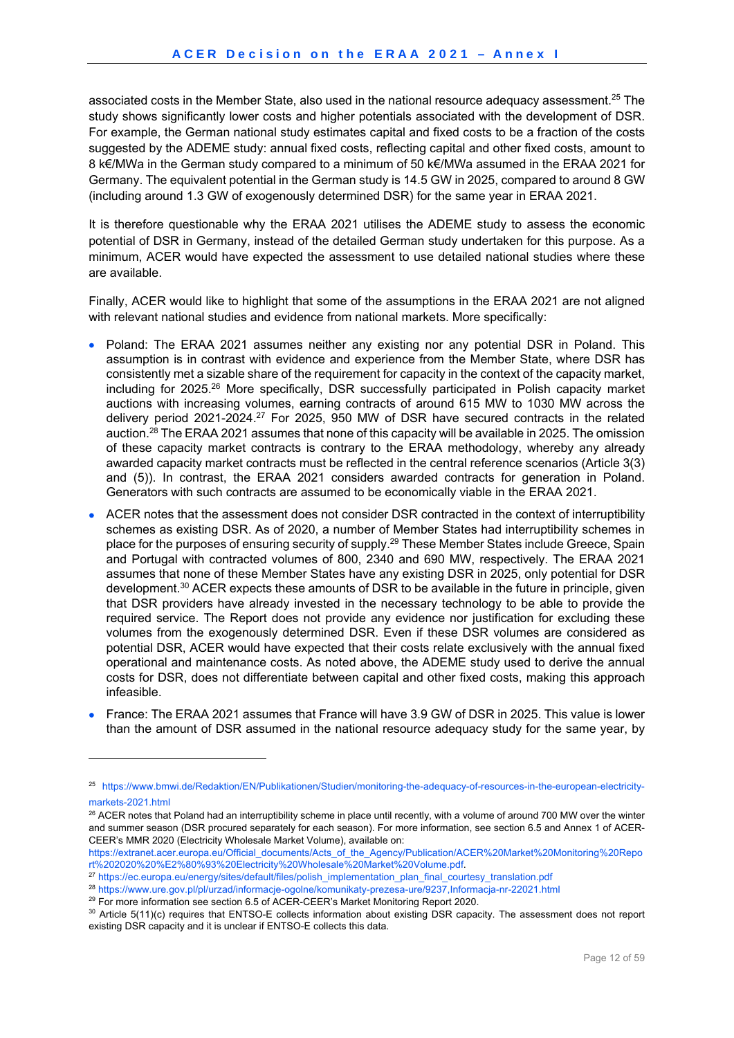associated costs in the Member State, also used in the national resource adequacy assessment.[25] The study shows significantly lower costs and higher potentials associated with the development of DSR. For example, the German national study estimates capital and fixed costs to be a fraction of the costs suggested by the ADEME study: annual fixed costs, reflecting capital and other fixed costs, amount to 8 k€/MWa in the German study compared to a minimum of 50 k€/MWa assumed in the ERAA 2021 for Germany. The equivalent potential in the German study is 14.5 GW in 2025, compared to around 8 GW (including around 1.3 GW of exogenously determined DSR) for the same year in ERAA 2021.

It is therefore questionable why the ERAA 2021 utilises the ADEME study to assess the economic potential of DSR in Germany, instead of the detailed German study undertaken for this purpose. As a minimum, ACER would have expected the assessment to use detailed national studies where these are available.

Finally, ACER would like to highlight that some of the assumptions in the ERAA 2021 are not aligned with relevant national studies and evidence from national markets. More specifically:

- Poland: The ERAA 2021 assumes neither any existing nor any potential DSR in Poland. This assumption is in contrast with evidence and experience from the Member State, where DSR has consistently met a sizable share of the requirement for capacity in the context of the capacity market, including for 2025.[26] More specifically, DSR successfully participated in Polish capacity market auctions with increasing volumes, earning contracts of around 615 MW to 1030 MW across the delivery period 2021-2024.[27] For 2025, 950 MW of DSR have secured contracts in the related auction.[28] The ERAA 2021 assumes that none of this capacity will be available in 2025. The omission of these capacity market contracts is contrary to the ERAA methodology, whereby any already awarded capacity market contracts must be reflected in the central reference scenarios (Article 3(3) and (5)). In contrast, the ERAA 2021 considers awarded contracts for generation in Poland. Generators with such contracts are assumed to be economically viable in the ERAA 2021.
- ACER notes that the assessment does not consider DSR contracted in the context of interruptibility schemes as existing DSR. As of 2020, a number of Member States had interruptibility schemes in place for the purposes of ensuring security of supply.[29] These Member States include Greece, Spain and Portugal with contracted volumes of 800, 2340 and 690 MW, respectively. The ERAA 2021 assumes that none of these Member States have any existing DSR in 2025, only potential for DSR development.[30] ACER expects these amounts of DSR to be available in the future in principle, given that DSR providers have already invested in the necessary technology to be able to provide the required service. The Report does not provide any evidence nor justification for excluding these volumes from the exogenously determined DSR. Even if these DSR volumes are considered as potential DSR, ACER would have expected that their costs relate exclusively with the annual fixed operational and maintenance costs. As noted above, the ADEME study used to derive the annual costs for DSR, does not differentiate between capital and other fixed costs, making this approach infeasible.
- France: The ERAA 2021 assumes that France will have 3.9 GW of DSR in 2025. This value is lower than the amount of DSR assumed in the national resource adequacy study for the same year, by

---

[25] https://www.bmwi.de/Redaktion/EN/Publikationen/Studien/monitoring-the-adequacy-of-resources-in-the-european-electricity-markets-2021.html

[26] ACER notes that Poland had an interruptibility scheme in place until recently, with a volume of around 700 MW over the winter and summer season (DSR procured separately for each season). For more information, see section 6.5 and Annex 1 of ACER-CEER's MMR 2020 (Electricity Wholesale Market Volume), available on: https://extranet.acer.europa.eu/Official_documents/Acts_of_the_Agency/Publication/ACER%20Market%20Monitoring%20Report%202020%20%E2%80%93%20Electricity%20Wholesale%20Market%20Volume.pdf.

[27] https://ec.europa.eu/energy/sites/default/files/polish_implementation_plan_final_courtesy_translation.pdf

[28] https://www.ure.gov.pl/pl/urzad/informacje-ogolne/komunikaty-prezesa-ure/9237,Informacja-nr-22021.html

[29] For more information see section 6.5 of ACER-CEER's Market Monitoring Report 2020.

[30] Article 5(11)(c) requires that ENTSO-E collects information about existing DSR capacity. The assessment does not report existing DSR capacity and it is unclear if ENTSO-E collects this data.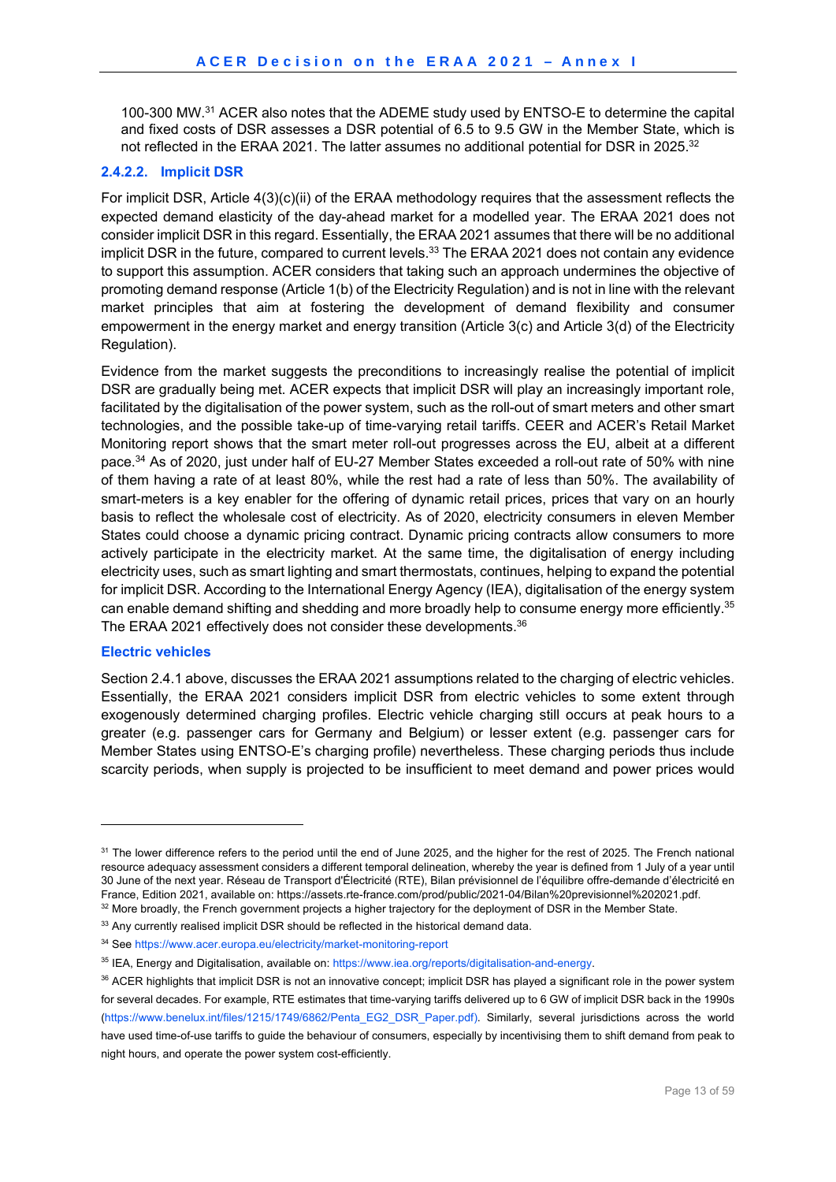100-300 MW.[31] ACER also notes that the ADEME study used by ENTSO-E to determine the capital and fixed costs of DSR assesses a DSR potential of 6.5 to 9.5 GW in the Member State, which is not reflected in the ERAA 2021. The latter assumes no additional potential for DSR in 2025.[32]

### 2.4.2.2. Implicit DSR

For implicit DSR, Article 4(3)(c)(ii) of the ERAA methodology requires that the assessment reflects the expected demand elasticity of the day-ahead market for a modelled year. The ERAA 2021 does not consider implicit DSR in this regard. Essentially, the ERAA 2021 assumes that there will be no additional implicit DSR in the future, compared to current levels.[33] The ERAA 2021 does not contain any evidence to support this assumption. ACER considers that taking such an approach undermines the objective of promoting demand response (Article 1(b) of the Electricity Regulation) and is not in line with the relevant market principles that aim at fostering the development of demand flexibility and consumer empowerment in the energy market and energy transition (Article 3(c) and Article 3(d) of the Electricity Regulation).

Evidence from the market suggests the preconditions to increasingly realise the potential of implicit DSR are gradually being met. ACER expects that implicit DSR will play an increasingly important role, facilitated by the digitalisation of the power system, such as the roll-out of smart meters and other smart technologies, and the possible take-up of time-varying retail tariffs. CEER and ACER's Retail Market Monitoring report shows that the smart meter roll-out progresses across the EU, albeit at a different pace.[34] As of 2020, just under half of EU-27 Member States exceeded a roll-out rate of 50% with nine of them having a rate of at least 80%, while the rest had a rate of less than 50%. The availability of smart-meters is a key enabler for the offering of dynamic retail prices, prices that vary on an hourly basis to reflect the wholesale cost of electricity. As of 2020, electricity consumers in eleven Member States could choose a dynamic pricing contract. Dynamic pricing contracts allow consumers to more actively participate in the electricity market. At the same time, the digitalisation of energy including electricity uses, such as smart lighting and smart thermostats, continues, helping to expand the potential for implicit DSR. According to the International Energy Agency (IEA), digitalisation of the energy system can enable demand shifting and shedding and more broadly help to consume energy more efficiently.[35] The ERAA 2021 effectively does not consider these developments.[36]

#### Electric vehicles

Section 2.4.1 above, discusses the ERAA 2021 assumptions related to the charging of electric vehicles. Essentially, the ERAA 2021 considers implicit DSR from electric vehicles to some extent through exogenously determined charging profiles. Electric vehicle charging still occurs at peak hours to a greater (e.g. passenger cars for Germany and Belgium) or lesser extent (e.g. passenger cars for Member States using ENTSO-E's charging profile) nevertheless. These charging periods thus include scarcity periods, when supply is projected to be insufficient to meet demand and power prices would

---

[31] The lower difference refers to the period until the end of June 2025, and the higher for the rest of 2025. The French national resource adequacy assessment considers a different temporal delineation, whereby the year is defined from 1 July of a year until 30 June of the next year. Réseau de Transport d'Électricité (RTE), Bilan prévisionnel de l'équilibre offre-demande d'électricité en France, Edition 2021, available on: https://assets.rte-france.com/prod/public/2021-04/Bilan%20previsionnel%202021.pdf.

[32] More broadly, the French government projects a higher trajectory for the deployment of DSR in the Member State.

[33] Any currently realised implicit DSR should be reflected in the historical demand data.

[34] See https://www.acer.europa.eu/electricity/market-monitoring-report

[35] IEA, Energy and Digitalisation, available on: https://www.iea.org/reports/digitalisation-and-energy.

[36] ACER highlights that implicit DSR is not an innovative concept; implicit DSR has played a significant role in the power system for several decades. For example, RTE estimates that time-varying tariffs delivered up to 6 GW of implicit DSR back in the 1990s (https://www.benelux.int/files/1215/1749/6862/Penta_EG2_DSR_Paper.pdf). Similarly, several jurisdictions across the world have used time-of-use tariffs to guide the behaviour of consumers, especially by incentivising them to shift demand from peak to night hours, and operate the power system cost-efficiently.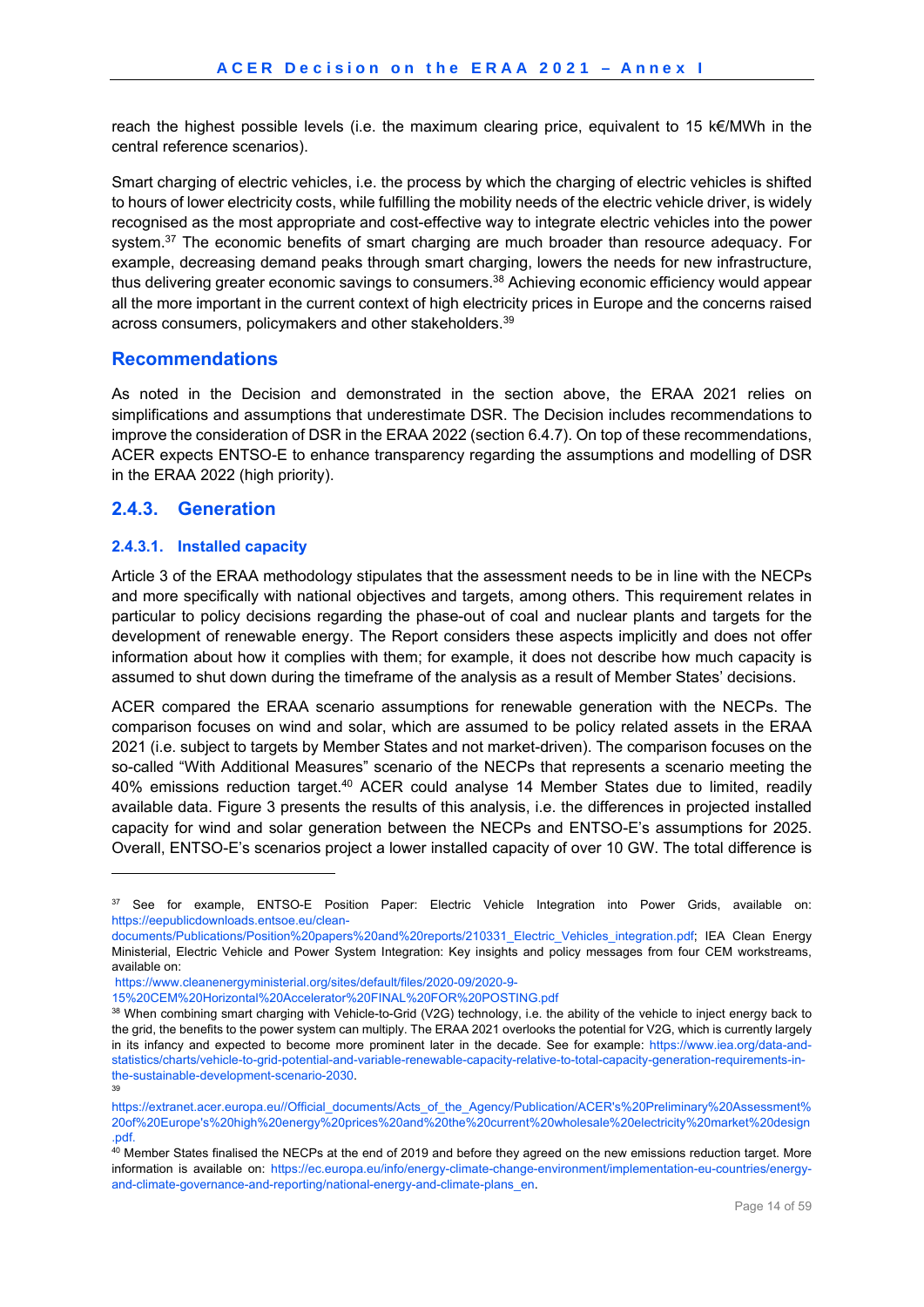reach the highest possible levels (i.e. the maximum clearing price, equivalent to 15 k€/MWh in the central reference scenarios).

Smart charging of electric vehicles, i.e. the process by which the charging of electric vehicles is shifted to hours of lower electricity costs, while fulfilling the mobility needs of the electric vehicle driver, is widely recognised as the most appropriate and cost-effective way to integrate electric vehicles into the power system.[37] The economic benefits of smart charging are much broader than resource adequacy. For example, decreasing demand peaks through smart charging, lowers the needs for new infrastructure, thus delivering greater economic savings to consumers.[38] Achieving economic efficiency would appear all the more important in the current context of high electricity prices in Europe and the concerns raised across consumers, policymakers and other stakeholders.[39]

## Recommendations

As noted in the Decision and demonstrated in the section above, the ERAA 2021 relies on simplifications and assumptions that underestimate DSR. The Decision includes recommendations to improve the consideration of DSR in the ERAA 2022 (section 6.4.7). On top of these recommendations, ACER expects ENTSO-E to enhance transparency regarding the assumptions and modelling of DSR in the ERAA 2022 (high priority).

## 2.4.3. Generation

### 2.4.3.1. Installed capacity

Article 3 of the ERAA methodology stipulates that the assessment needs to be in line with the NECPs and more specifically with national objectives and targets, among others. This requirement relates in particular to policy decisions regarding the phase-out of coal and nuclear plants and targets for the development of renewable energy. The Report considers these aspects implicitly and does not offer information about how it complies with them; for example, it does not describe how much capacity is assumed to shut down during the timeframe of the analysis as a result of Member States' decisions.

ACER compared the ERAA scenario assumptions for renewable generation with the NECPs. The comparison focuses on wind and solar, which are assumed to be policy related assets in the ERAA 2021 (i.e. subject to targets by Member States and not market-driven). The comparison focuses on the so-called "With Additional Measures" scenario of the NECPs that represents a scenario meeting the 40% emissions reduction target.[40] ACER could analyse 14 Member States due to limited, readily available data. Figure 3 presents the results of this analysis, i.e. the differences in projected installed capacity for wind and solar generation between the NECPs and ENTSO-E's assumptions for 2025. Overall, ENTSO-E's scenarios project a lower installed capacity of over 10 GW. The total difference is

---

[37] See for example, ENTSO-E Position Paper: Electric Vehicle Integration into Power Grids, available on: https://eepublicdownloads.entsoe.eu/clean-documents/Publications/Position%20papers%20and%20reports/210331_Electric_Vehicles_integration.pdf; IEA Clean Energy Ministerial, Electric Vehicle and Power System Integration: Key insights and policy messages from four CEM workstreams, available on: https://www.cleanenergyministerial.org/sites/default/files/2020-09/2020-9-15%20CEM%20Horizontal%20Accelerator%20FINAL%20FOR%20POSTING.pdf

[38] When combining smart charging with Vehicle-to-Grid (V2G) technology, i.e. the ability of the vehicle to inject energy back to the grid, the benefits to the power system can multiply. The ERAA 2021 overlooks the potential for V2G, which is currently largely in its infancy and expected to become more prominent later in the decade. See for example: https://www.iea.org/data-and-statistics/charts/vehicle-to-grid-potential-and-variable-renewable-capacity-relative-to-total-capacity-generation-requirements-in-the-sustainable-development-scenario-2030.

[39] https://extranet.acer.europa.eu//Official_documents/Acts_of_the_Agency/Publication/ACER's%20Preliminary%20Assessment%20of%20Europe's%20high%20energy%20prices%20and%20the%20current%20wholesale%20electricity%20market%20design.pdf.

[40] Member States finalised the NECPs at the end of 2019 and before they agreed on the new emissions reduction target. More information is available on: https://ec.europa.eu/info/energy-climate-change-environment/implementation-eu-countries/energy-and-climate-governance-and-reporting/national-energy-and-climate-plans_en.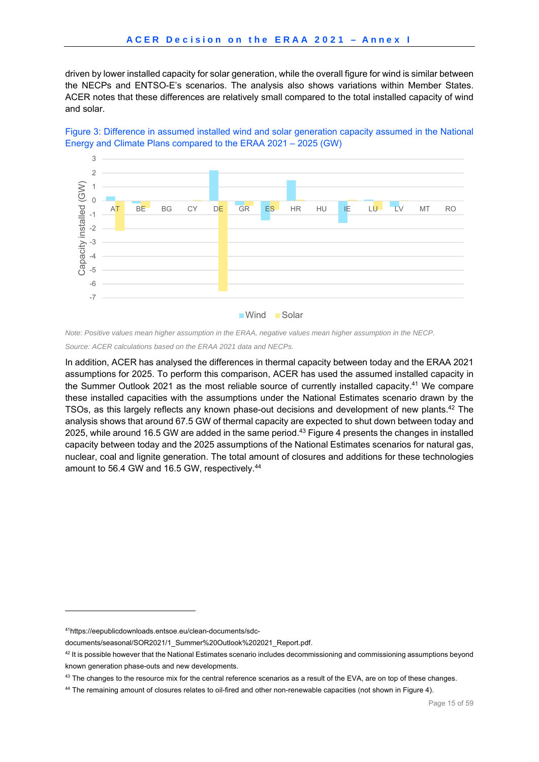driven by lower installed capacity for solar generation, while the overall figure for wind is similar between the NECPs and ENTSO-E's scenarios. The analysis also shows variations within Member States. ACER notes that these differences are relatively small compared to the total installed capacity of wind and solar.

Figure 3: Difference in assumed installed wind and solar generation capacity assumed in the National Energy and Climate Plans compared to the ERAA 2021 – 2025 (GW)

*Note: Positive values mean higher assumption in the ERAA, negative values mean higher assumption in the NECP.*

*Source: ACER calculations based on the ERAA 2021 data and NECPs.*

In addition, ACER has analysed the differences in thermal capacity between today and the ERAA 2021 assumptions for 2025. To perform this comparison, ACER has used the assumed installed capacity in the Summer Outlook 2021 as the most reliable source of currently installed capacity.[41] We compare these installed capacities with the assumptions under the National Estimates scenario drawn by the TSOs, as this largely reflects any known phase-out decisions and development of new plants.[42] The analysis shows that around 67.5 GW of thermal capacity are expected to shut down between today and 2025, while around 16.5 GW are added in the same period.[43] Figure 4 presents the changes in installed capacity between today and the 2025 assumptions of the National Estimates scenarios for natural gas, nuclear, coal and lignite generation. The total amount of closures and additions for these technologies amount to 56.4 GW and 16.5 GW, respectively.[44]

---

[41] https://eepublicdownloads.entsoe.eu/clean-documents/sdc-documents/seasonal/SOR2021/1_Summer%20Outlook%202021_Report.pdf.

[42] It is possible however that the National Estimates scenario includes decommissioning and commissioning assumptions beyond known generation phase-outs and new developments.

[43] The changes to the resource mix for the central reference scenarios as a result of the EVA, are on top of these changes.

[44] The remaining amount of closures relates to oil-fired and other non-renewable capacities (not shown in Figure 4).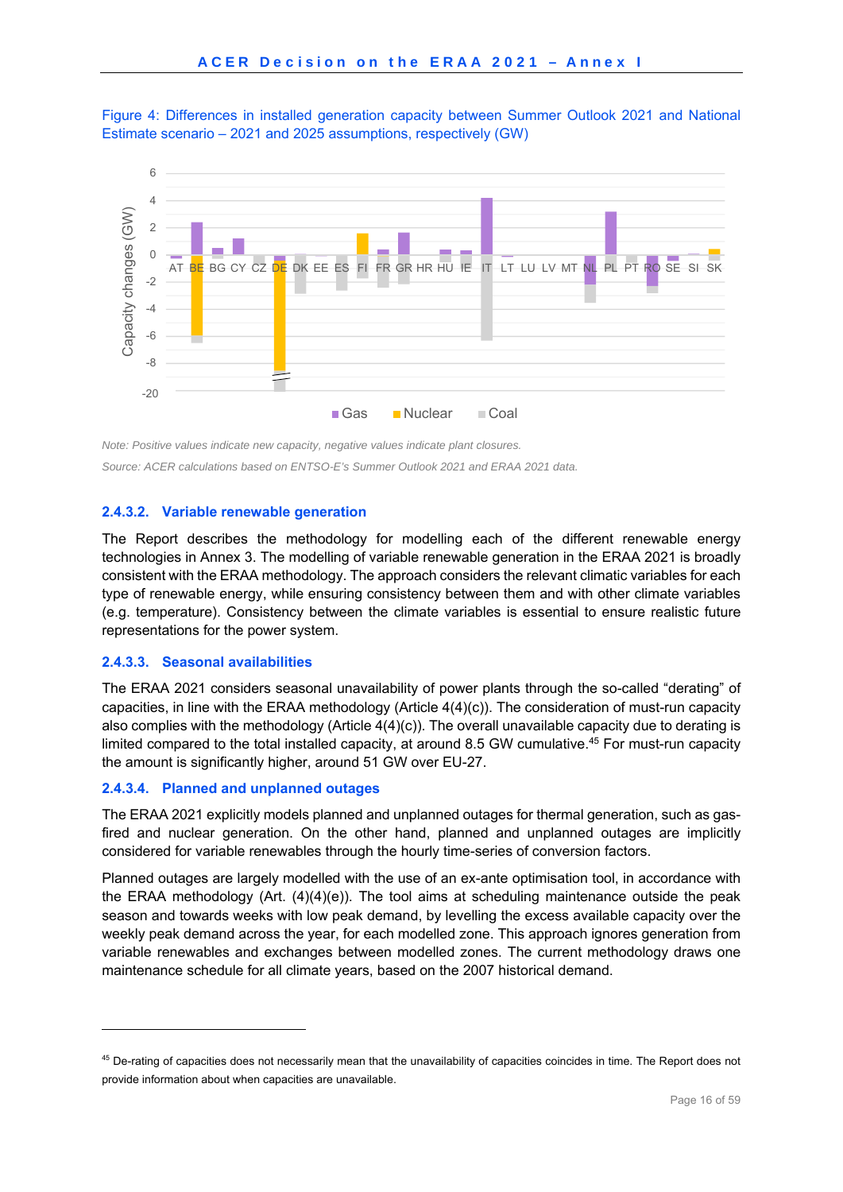Figure 4: Differences in installed generation capacity between Summer Outlook 2021 and National Estimate scenario – 2021 and 2025 assumptions, respectively (GW)

*Note: Positive values indicate new capacity, negative values indicate plant closures.*

*Source: ACER calculations based on ENTSO-E's Summer Outlook 2021 and ERAA 2021 data.*

#### 2.4.3.2. Variable renewable generation

The Report describes the methodology for modelling each of the different renewable energy technologies in Annex 3. The modelling of variable renewable generation in the ERAA 2021 is broadly consistent with the ERAA methodology. The approach considers the relevant climatic variables for each type of renewable energy, while ensuring consistency between them and with other climate variables (e.g. temperature). Consistency between the climate variables is essential to ensure realistic future representations for the power system.

#### 2.4.3.3. Seasonal availabilities

The ERAA 2021 considers seasonal unavailability of power plants through the so-called "derating" of capacities, in line with the ERAA methodology (Article 4(4)(c)). The consideration of must-run capacity also complies with the methodology (Article 4(4)(c)). The overall unavailable capacity due to derating is limited compared to the total installed capacity, at around 8.5 GW cumulative.[45] For must-run capacity the amount is significantly higher, around 51 GW over EU-27.

#### 2.4.3.4. Planned and unplanned outages

The ERAA 2021 explicitly models planned and unplanned outages for thermal generation, such as gas-fired and nuclear generation. On the other hand, planned and unplanned outages are implicitly considered for variable renewables through the hourly time-series of conversion factors.

Planned outages are largely modelled with the use of an ex-ante optimisation tool, in accordance with the ERAA methodology (Art. (4)(4)(e)). The tool aims at scheduling maintenance outside the peak season and towards weeks with low peak demand, by levelling the excess available capacity over the weekly peak demand across the year, for each modelled zone. This approach ignores generation from variable renewables and exchanges between modelled zones. The current methodology draws one maintenance schedule for all climate years, based on the 2007 historical demand.

---

[45] De-rating of capacities does not necessarily mean that the unavailability of capacities coincides in time. The Report does not provide information about when capacities are unavailable.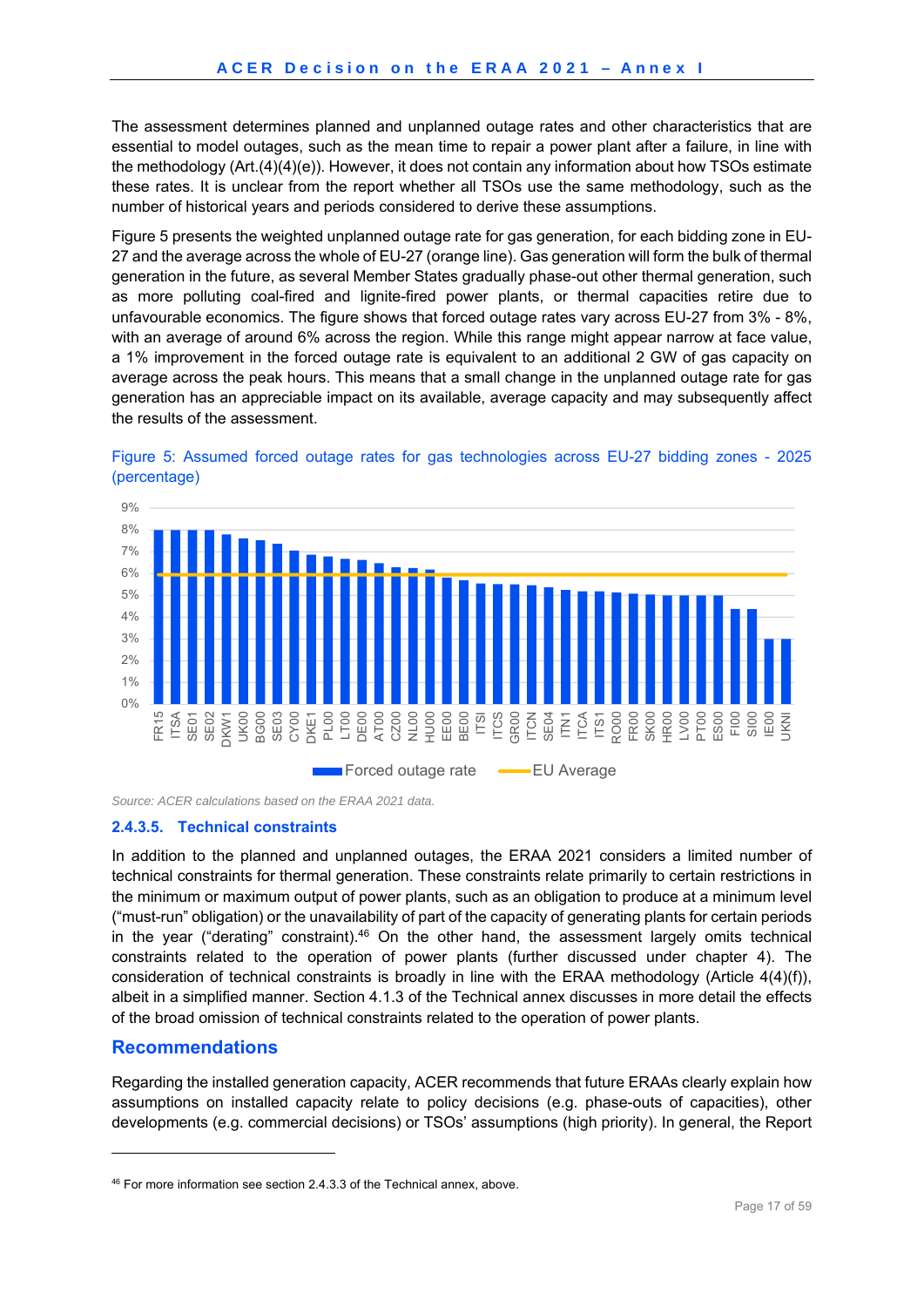The assessment determines planned and unplanned outage rates and other characteristics that are essential to model outages, such as the mean time to repair a power plant after a failure, in line with the methodology (Art.(4)(4)(e)). However, it does not contain any information about how TSOs estimate these rates. It is unclear from the report whether all TSOs use the same methodology, such as the number of historical years and periods considered to derive these assumptions.

Figure 5 presents the weighted unplanned outage rate for gas generation, for each bidding zone in EU-27 and the average across the whole of EU-27 (orange line). Gas generation will form the bulk of thermal generation in the future, as several Member States gradually phase-out other thermal generation, such as more polluting coal-fired and lignite-fired power plants, or thermal capacities retire due to unfavourable economics. The figure shows that forced outage rates vary across EU-27 from 3% - 8%, with an average of around 6% across the region. While this range might appear narrow at face value, a 1% improvement in the forced outage rate is equivalent to an additional 2 GW of gas capacity on average across the peak hours. This means that a small change in the unplanned outage rate for gas generation has an appreciable impact on its available, average capacity and may subsequently affect the results of the assessment.

Figure 5: Assumed forced outage rates for gas technologies across EU-27 bidding zones - 2025 (percentage)

Legend: Forced outage rate; EU Average

Bidding zones (left to right): FR15, ITSA, SE01, SE02, DKW1, UK00, BG00, SE03, CY00, DKE1, PL00, LT00, DE00, AT00, CZ00, NL00, HU00, EE00, BE00, ITSI, ITCS, GR00, ITCN, SE04, ITN1, ITCA, ITS1, RO00, FR00, SK00, HR00, LV00, PT00, ES00, FI00, SI00, IE00, UKNI

*Source: ACER calculations based on the ERAA 2021 data.*

### 2.4.3.5. Technical constraints

In addition to the planned and unplanned outages, the ERAA 2021 considers a limited number of technical constraints for thermal generation. These constraints relate primarily to certain restrictions in the minimum or maximum output of power plants, such as an obligation to produce at a minimum level ("must-run" obligation) or the unavailability of part of the capacity of generating plants for certain periods in the year ("derating" constraint).[46] On the other hand, the assessment largely omits technical constraints related to the operation of power plants (further discussed under chapter 4). The consideration of technical constraints is broadly in line with the ERAA methodology (Article 4(4)(f)), albeit in a simplified manner. Section 4.1.3 of the Technical annex discusses in more detail the effects of the broad omission of technical constraints related to the operation of power plants.

## Recommendations

Regarding the installed generation capacity, ACER recommends that future ERAAs clearly explain how assumptions on installed capacity relate to policy decisions (e.g. phase-outs of capacities), other developments (e.g. commercial decisions) or TSOs' assumptions (high priority). In general, the Report

[46] For more information see section 2.4.3.3 of the Technical annex, above.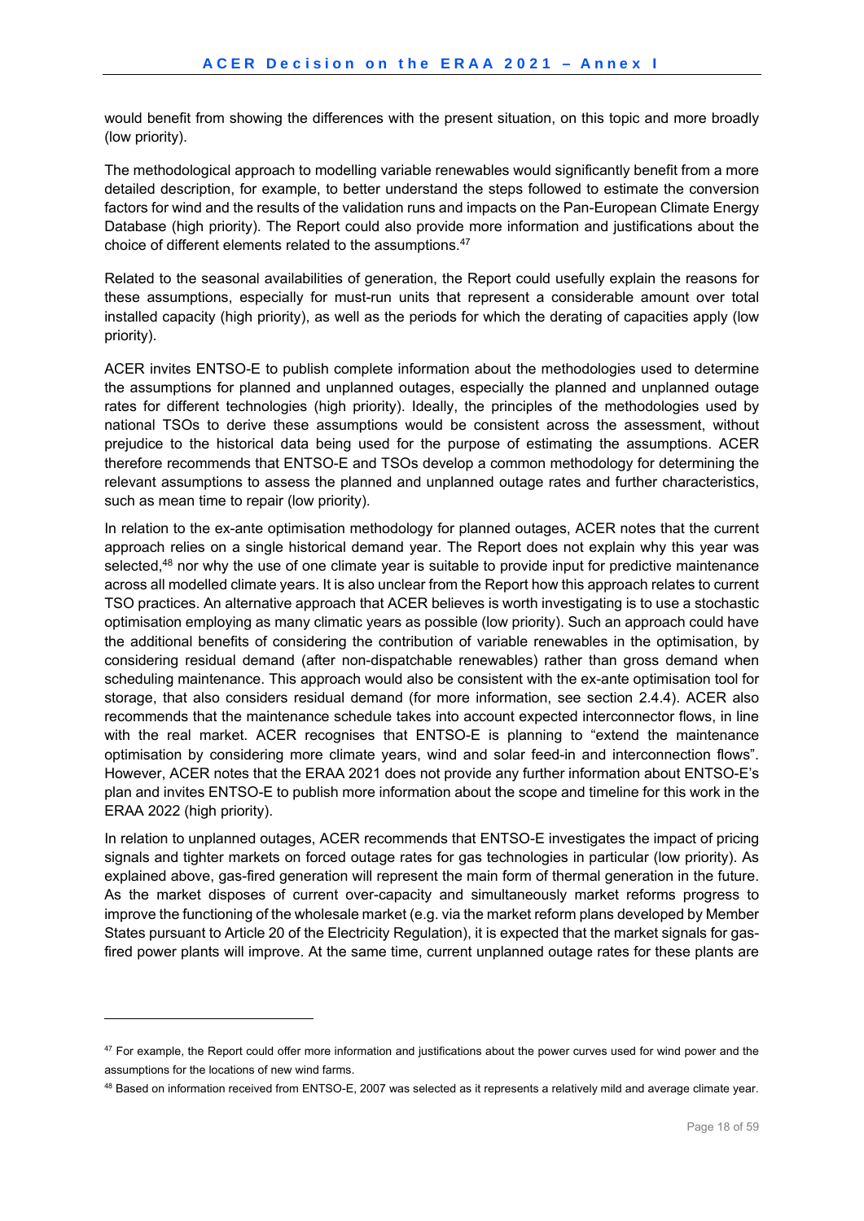would benefit from showing the differences with the present situation, on this topic and more broadly (low priority).

The methodological approach to modelling variable renewables would significantly benefit from a more detailed description, for example, to better understand the steps followed to estimate the conversion factors for wind and the results of the validation runs and impacts on the Pan-European Climate Energy Database (high priority). The Report could also provide more information and justifications about the choice of different elements related to the assumptions.[47]

Related to the seasonal availabilities of generation, the Report could usefully explain the reasons for these assumptions, especially for must-run units that represent a considerable amount over total installed capacity (high priority), as well as the periods for which the derating of capacities apply (low priority).

ACER invites ENTSO-E to publish complete information about the methodologies used to determine the assumptions for planned and unplanned outages, especially the planned and unplanned outage rates for different technologies (high priority). Ideally, the principles of the methodologies used by national TSOs to derive these assumptions would be consistent across the assessment, without prejudice to the historical data being used for the purpose of estimating the assumptions. ACER therefore recommends that ENTSO-E and TSOs develop a common methodology for determining the relevant assumptions to assess the planned and unplanned outage rates and further characteristics, such as mean time to repair (low priority).

In relation to the ex-ante optimisation methodology for planned outages, ACER notes that the current approach relies on a single historical demand year. The Report does not explain why this year was selected,[48] nor why the use of one climate year is suitable to provide input for predictive maintenance across all modelled climate years. It is also unclear from the Report how this approach relates to current TSO practices. An alternative approach that ACER believes is worth investigating is to use a stochastic optimisation employing as many climatic years as possible (low priority). Such an approach could have the additional benefits of considering the contribution of variable renewables in the optimisation, by considering residual demand (after non-dispatchable renewables) rather than gross demand when scheduling maintenance. This approach would also be consistent with the ex-ante optimisation tool for storage, that also considers residual demand (for more information, see section 2.4.4). ACER also recommends that the maintenance schedule takes into account expected interconnector flows, in line with the real market. ACER recognises that ENTSO-E is planning to "extend the maintenance optimisation by considering more climate years, wind and solar feed-in and interconnection flows". However, ACER notes that the ERAA 2021 does not provide any further information about ENTSO-E's plan and invites ENTSO-E to publish more information about the scope and timeline for this work in the ERAA 2022 (high priority).

In relation to unplanned outages, ACER recommends that ENTSO-E investigates the impact of pricing signals and tighter markets on forced outage rates for gas technologies in particular (low priority). As explained above, gas-fired generation will represent the main form of thermal generation in the future. As the market disposes of current over-capacity and simultaneously market reforms progress to improve the functioning of the wholesale market (e.g. via the market reform plans developed by Member States pursuant to Article 20 of the Electricity Regulation), it is expected that the market signals for gas-fired power plants will improve. At the same time, current unplanned outage rates for these plants are

[47] For example, the Report could offer more information and justifications about the power curves used for wind power and the assumptions for the locations of new wind farms.

[48] Based on information received from ENTSO-E, 2007 was selected as it represents a relatively mild and average climate year.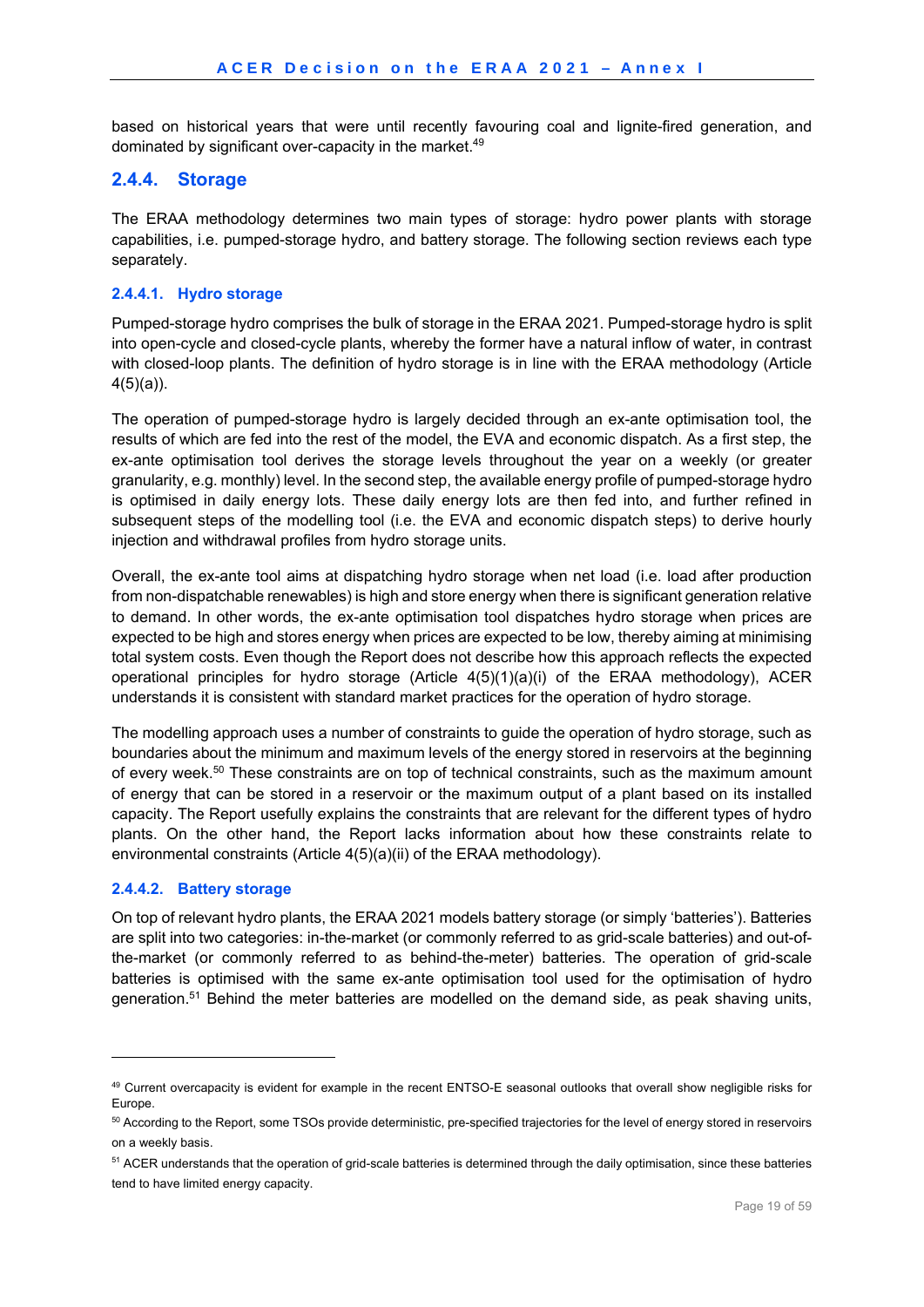based on historical years that were until recently favouring coal and lignite-fired generation, and dominated by significant over-capacity in the market.[49]

### 2.4.4. Storage

The ERAA methodology determines two main types of storage: hydro power plants with storage capabilities, i.e. pumped-storage hydro, and battery storage. The following section reviews each type separately.

#### 2.4.4.1. Hydro storage

Pumped-storage hydro comprises the bulk of storage in the ERAA 2021. Pumped-storage hydro is split into open-cycle and closed-cycle plants, whereby the former have a natural inflow of water, in contrast with closed-loop plants. The definition of hydro storage is in line with the ERAA methodology (Article 4(5)(a)).

The operation of pumped-storage hydro is largely decided through an ex-ante optimisation tool, the results of which are fed into the rest of the model, the EVA and economic dispatch. As a first step, the ex-ante optimisation tool derives the storage levels throughout the year on a weekly (or greater granularity, e.g. monthly) level. In the second step, the available energy profile of pumped-storage hydro is optimised in daily energy lots. These daily energy lots are then fed into, and further refined in subsequent steps of the modelling tool (i.e. the EVA and economic dispatch steps) to derive hourly injection and withdrawal profiles from hydro storage units.

Overall, the ex-ante tool aims at dispatching hydro storage when net load (i.e. load after production from non-dispatchable renewables) is high and store energy when there is significant generation relative to demand. In other words, the ex-ante optimisation tool dispatches hydro storage when prices are expected to be high and stores energy when prices are expected to be low, thereby aiming at minimising total system costs. Even though the Report does not describe how this approach reflects the expected operational principles for hydro storage (Article 4(5)(1)(a)(i) of the ERAA methodology), ACER understands it is consistent with standard market practices for the operation of hydro storage.

The modelling approach uses a number of constraints to guide the operation of hydro storage, such as boundaries about the minimum and maximum levels of the energy stored in reservoirs at the beginning of every week.[50] These constraints are on top of technical constraints, such as the maximum amount of energy that can be stored in a reservoir or the maximum output of a plant based on its installed capacity. The Report usefully explains the constraints that are relevant for the different types of hydro plants. On the other hand, the Report lacks information about how these constraints relate to environmental constraints (Article 4(5)(a)(ii) of the ERAA methodology).

#### 2.4.4.2. Battery storage

On top of relevant hydro plants, the ERAA 2021 models battery storage (or simply 'batteries'). Batteries are split into two categories: in-the-market (or commonly referred to as grid-scale batteries) and out-of-the-market (or commonly referred to as behind-the-meter) batteries. The operation of grid-scale batteries is optimised with the same ex-ante optimisation tool used for the optimisation of hydro generation.[51] Behind the meter batteries are modelled on the demand side, as peak shaving units,

---

[49] Current overcapacity is evident for example in the recent ENTSO-E seasonal outlooks that overall show negligible risks for Europe.

[50] According to the Report, some TSOs provide deterministic, pre-specified trajectories for the level of energy stored in reservoirs on a weekly basis.

[51] ACER understands that the operation of grid-scale batteries is determined through the daily optimisation, since these batteries tend to have limited energy capacity.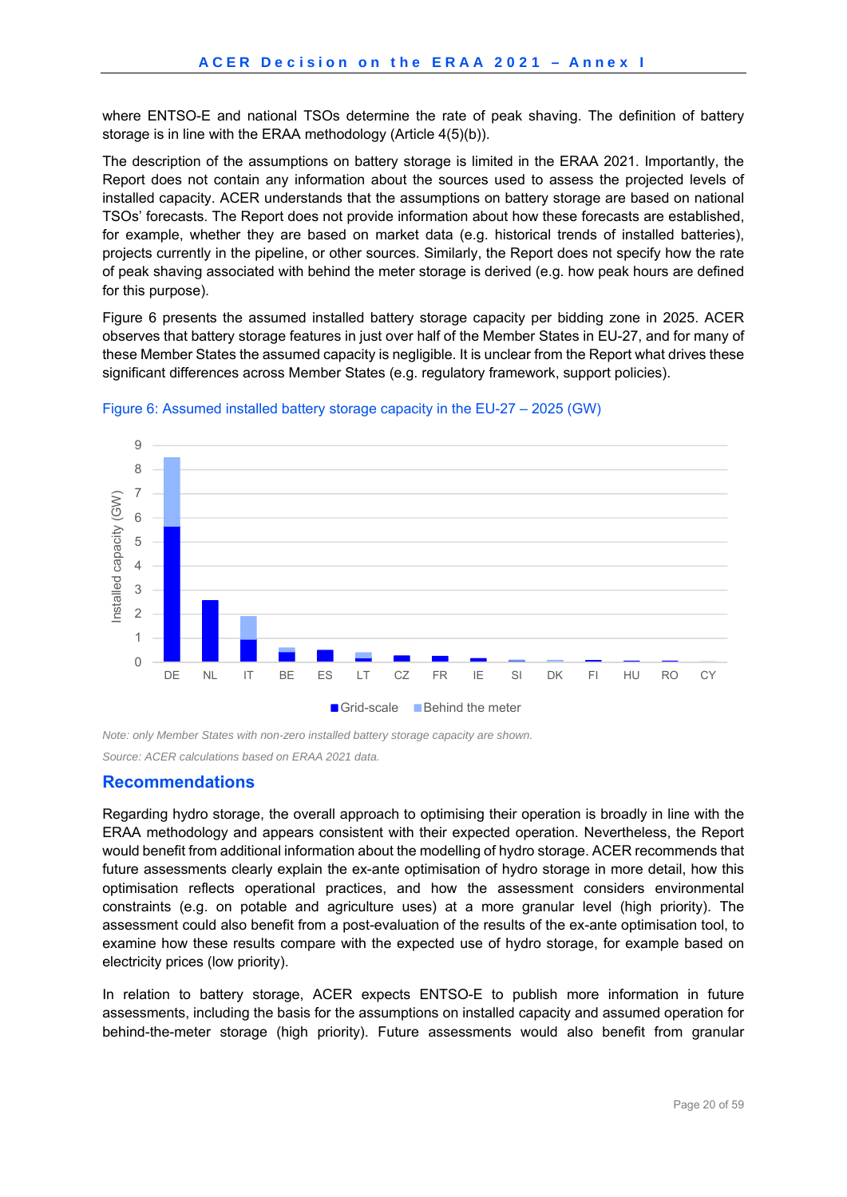where ENTSO-E and national TSOs determine the rate of peak shaving. The definition of battery storage is in line with the ERAA methodology (Article 4(5)(b)).

The description of the assumptions on battery storage is limited in the ERAA 2021. Importantly, the Report does not contain any information about the sources used to assess the projected levels of installed capacity. ACER understands that the assumptions on battery storage are based on national TSOs' forecasts. The Report does not provide information about how these forecasts are established, for example, whether they are based on market data (e.g. historical trends of installed batteries), projects currently in the pipeline, or other sources. Similarly, the Report does not specify how the rate of peak shaving associated with behind the meter storage is derived (e.g. how peak hours are defined for this purpose).

Figure 6 presents the assumed installed battery storage capacity per bidding zone in 2025. ACER observes that battery storage features in just over half of the Member States in EU-27, and for many of these Member States the assumed capacity is negligible. It is unclear from the Report what drives these significant differences across Member States (e.g. regulatory framework, support policies).

Figure 6: Assumed installed battery storage capacity in the EU-27 – 2025 (GW)

*Note: only Member States with non-zero installed battery storage capacity are shown.*

*Source: ACER calculations based on ERAA 2021 data.*

## Recommendations

Regarding hydro storage, the overall approach to optimising their operation is broadly in line with the ERAA methodology and appears consistent with their expected operation. Nevertheless, the Report would benefit from additional information about the modelling of hydro storage. ACER recommends that future assessments clearly explain the ex-ante optimisation of hydro storage in more detail, how this optimisation reflects operational practices, and how the assessment considers environmental constraints (e.g. on potable and agriculture uses) at a more granular level (high priority). The assessment could also benefit from a post-evaluation of the results of the ex-ante optimisation tool, to examine how these results compare with the expected use of hydro storage, for example based on electricity prices (low priority).

In relation to battery storage, ACER expects ENTSO-E to publish more information in future assessments, including the basis for the assumptions on installed capacity and assumed operation for behind-the-meter storage (high priority). Future assessments would also benefit from granular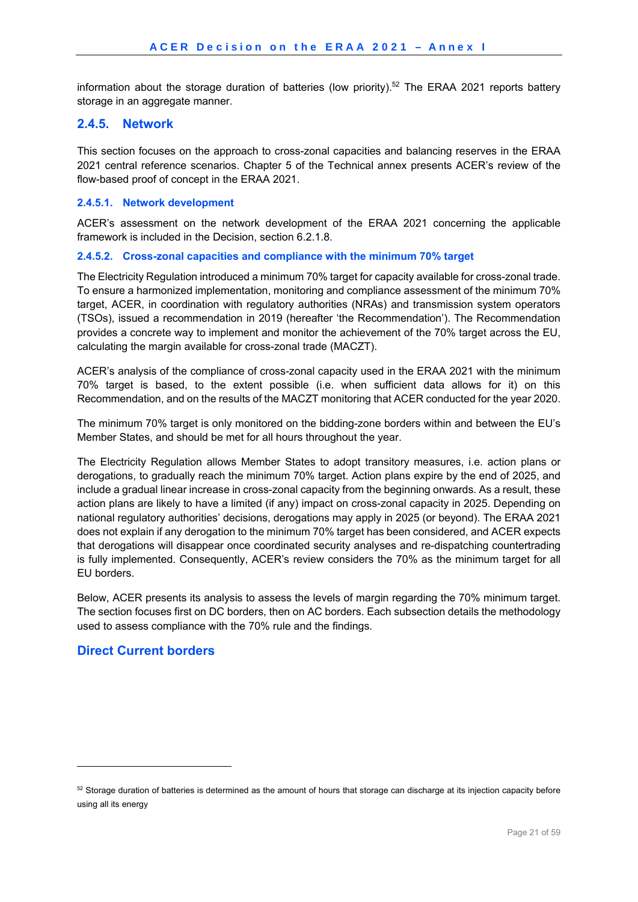information about the storage duration of batteries (low priority).[52] The ERAA 2021 reports battery storage in an aggregate manner.

### 2.4.5. Network

This section focuses on the approach to cross-zonal capacities and balancing reserves in the ERAA 2021 central reference scenarios. Chapter 5 of the Technical annex presents ACER's review of the flow-based proof of concept in the ERAA 2021.

#### 2.4.5.1. Network development

ACER's assessment on the network development of the ERAA 2021 concerning the applicable framework is included in the Decision, section 6.2.1.8.

#### 2.4.5.2. Cross-zonal capacities and compliance with the minimum 70% target

The Electricity Regulation introduced a minimum 70% target for capacity available for cross-zonal trade. To ensure a harmonized implementation, monitoring and compliance assessment of the minimum 70% target, ACER, in coordination with regulatory authorities (NRAs) and transmission system operators (TSOs), issued a recommendation in 2019 (hereafter 'the Recommendation'). The Recommendation provides a concrete way to implement and monitor the achievement of the 70% target across the EU, calculating the margin available for cross-zonal trade (MACZT).

ACER's analysis of the compliance of cross-zonal capacity used in the ERAA 2021 with the minimum 70% target is based, to the extent possible (i.e. when sufficient data allows for it) on this Recommendation, and on the results of the MACZT monitoring that ACER conducted for the year 2020.

The minimum 70% target is only monitored on the bidding-zone borders within and between the EU's Member States, and should be met for all hours throughout the year.

The Electricity Regulation allows Member States to adopt transitory measures, i.e. action plans or derogations, to gradually reach the minimum 70% target. Action plans expire by the end of 2025, and include a gradual linear increase in cross-zonal capacity from the beginning onwards. As a result, these action plans are likely to have a limited (if any) impact on cross-zonal capacity in 2025. Depending on national regulatory authorities' decisions, derogations may apply in 2025 (or beyond). The ERAA 2021 does not explain if any derogation to the minimum 70% target has been considered, and ACER expects that derogations will disappear once coordinated security analyses and re-dispatching countertrading is fully implemented. Consequently, ACER's review considers the 70% as the minimum target for all EU borders.

Below, ACER presents its analysis to assess the levels of margin regarding the 70% minimum target. The section focuses first on DC borders, then on AC borders. Each subsection details the methodology used to assess compliance with the 70% rule and the findings.

### Direct Current borders

---

[52] Storage duration of batteries is determined as the amount of hours that storage can discharge at its injection capacity before using all its energy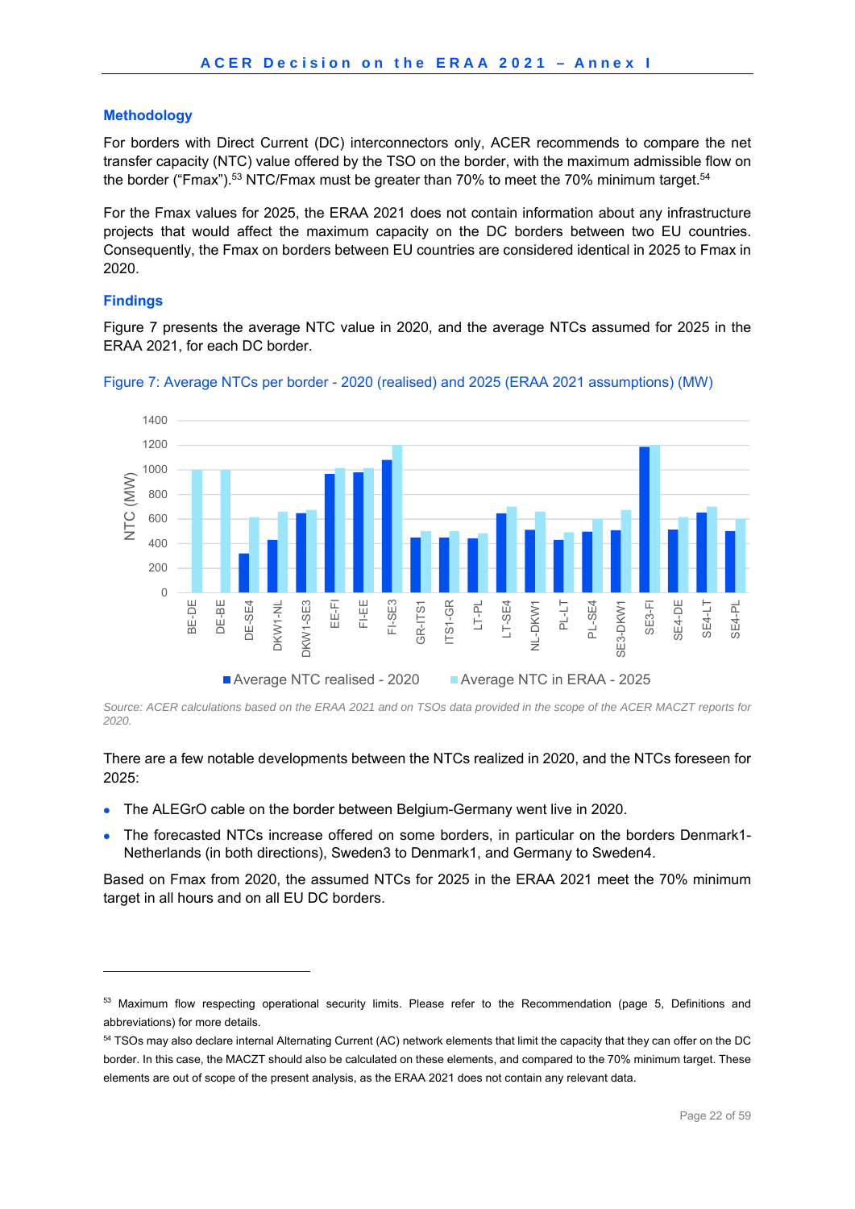### Methodology

For borders with Direct Current (DC) interconnectors only, ACER recommends to compare the net transfer capacity (NTC) value offered by the TSO on the border, with the maximum admissible flow on the border ("Fmax").[53] NTC/Fmax must be greater than 70% to meet the 70% minimum target.[54]

For the Fmax values for 2025, the ERAA 2021 does not contain information about any infrastructure projects that would affect the maximum capacity on the DC borders between two EU countries. Consequently, the Fmax on borders between EU countries are considered identical in 2025 to Fmax in 2020.

### Findings

Figure 7 presents the average NTC value in 2020, and the average NTCs assumed for 2025 in the ERAA 2021, for each DC border.

Figure 7: Average NTCs per border - 2020 (realised) and 2025 (ERAA 2021 assumptions) (MW)

*Source: ACER calculations based on the ERAA 2021 and on TSOs data provided in the scope of the ACER MACZT reports for 2020.*

There are a few notable developments between the NTCs realized in 2020, and the NTCs foreseen for 2025:

- The ALEGrO cable on the border between Belgium-Germany went live in 2020.
- The forecasted NTCs increase offered on some borders, in particular on the borders Denmark1-Netherlands (in both directions), Sweden3 to Denmark1, and Germany to Sweden4.

Based on Fmax from 2020, the assumed NTCs for 2025 in the ERAA 2021 meet the 70% minimum target in all hours and on all EU DC borders.

---

[53] Maximum flow respecting operational security limits. Please refer to the Recommendation (page 5, Definitions and abbreviations) for more details.

[54] TSOs may also declare internal Alternating Current (AC) network elements that limit the capacity that they can offer on the DC border. In this case, the MACZT should also be calculated on these elements, and compared to the 70% minimum target. These elements are out of scope of the present analysis, as the ERAA 2021 does not contain any relevant data.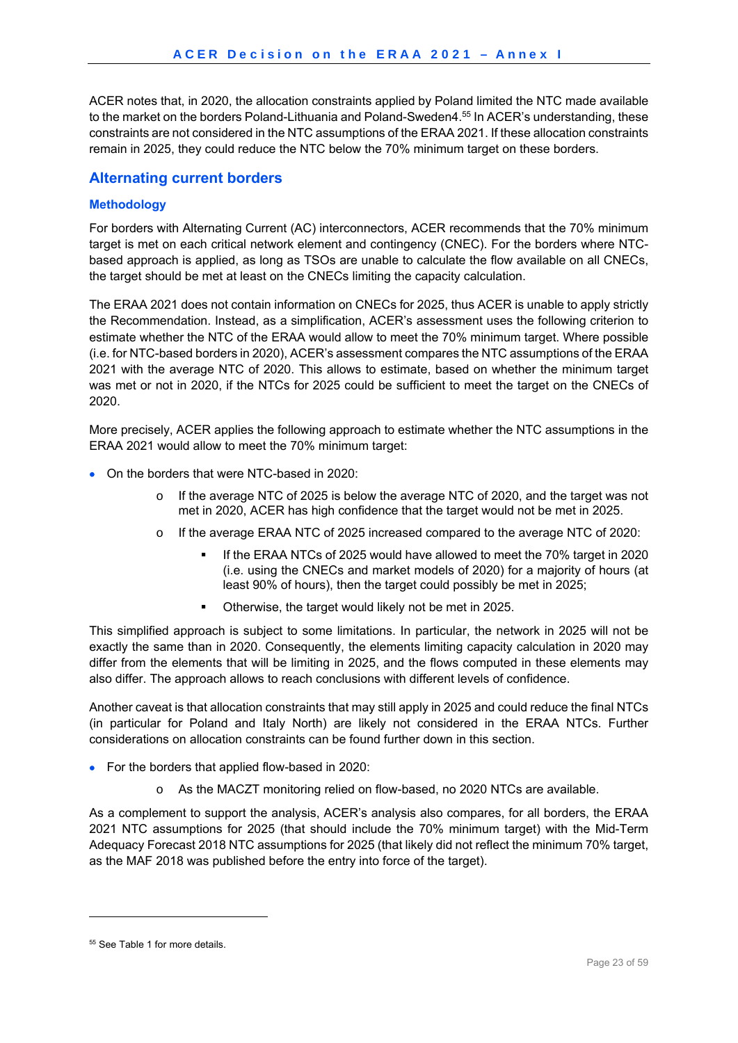ACER notes that, in 2020, the allocation constraints applied by Poland limited the NTC made available to the market on the borders Poland-Lithuania and Poland-Sweden4.[55] In ACER's understanding, these constraints are not considered in the NTC assumptions of the ERAA 2021. If these allocation constraints remain in 2025, they could reduce the NTC below the 70% minimum target on these borders.

## Alternating current borders

### Methodology

For borders with Alternating Current (AC) interconnectors, ACER recommends that the 70% minimum target is met on each critical network element and contingency (CNEC). For the borders where NTC-based approach is applied, as long as TSOs are unable to calculate the flow available on all CNECs, the target should be met at least on the CNECs limiting the capacity calculation.

The ERAA 2021 does not contain information on CNECs for 2025, thus ACER is unable to apply strictly the Recommendation. Instead, as a simplification, ACER's assessment uses the following criterion to estimate whether the NTC of the ERAA would allow to meet the 70% minimum target. Where possible (i.e. for NTC-based borders in 2020), ACER's assessment compares the NTC assumptions of the ERAA 2021 with the average NTC of 2020. This allows to estimate, based on whether the minimum target was met or not in 2020, if the NTCs for 2025 could be sufficient to meet the target on the CNECs of 2020.

More precisely, ACER applies the following approach to estimate whether the NTC assumptions in the ERAA 2021 would allow to meet the 70% minimum target:

- On the borders that were NTC-based in 2020:
  - If the average NTC of 2025 is below the average NTC of 2020, and the target was not met in 2020, ACER has high confidence that the target would not be met in 2025.
  - If the average ERAA NTC of 2025 increased compared to the average NTC of 2020:
    - If the ERAA NTCs of 2025 would have allowed to meet the 70% target in 2020 (i.e. using the CNECs and market models of 2020) for a majority of hours (at least 90% of hours), then the target could possibly be met in 2025;
    - Otherwise, the target would likely not be met in 2025.

This simplified approach is subject to some limitations. In particular, the network in 2025 will not be exactly the same than in 2020. Consequently, the elements limiting capacity calculation in 2020 may differ from the elements that will be limiting in 2025, and the flows computed in these elements may also differ. The approach allows to reach conclusions with different levels of confidence.

Another caveat is that allocation constraints that may still apply in 2025 and could reduce the final NTCs (in particular for Poland and Italy North) are likely not considered in the ERAA NTCs. Further considerations on allocation constraints can be found further down in this section.

- For the borders that applied flow-based in 2020:
  - As the MACZT monitoring relied on flow-based, no 2020 NTCs are available.

As a complement to support the analysis, ACER's analysis also compares, for all borders, the ERAA 2021 NTC assumptions for 2025 (that should include the 70% minimum target) with the Mid-Term Adequacy Forecast 2018 NTC assumptions for 2025 (that likely did not reflect the minimum 70% target, as the MAF 2018 was published before the entry into force of the target).

[55] See Table 1 for more details.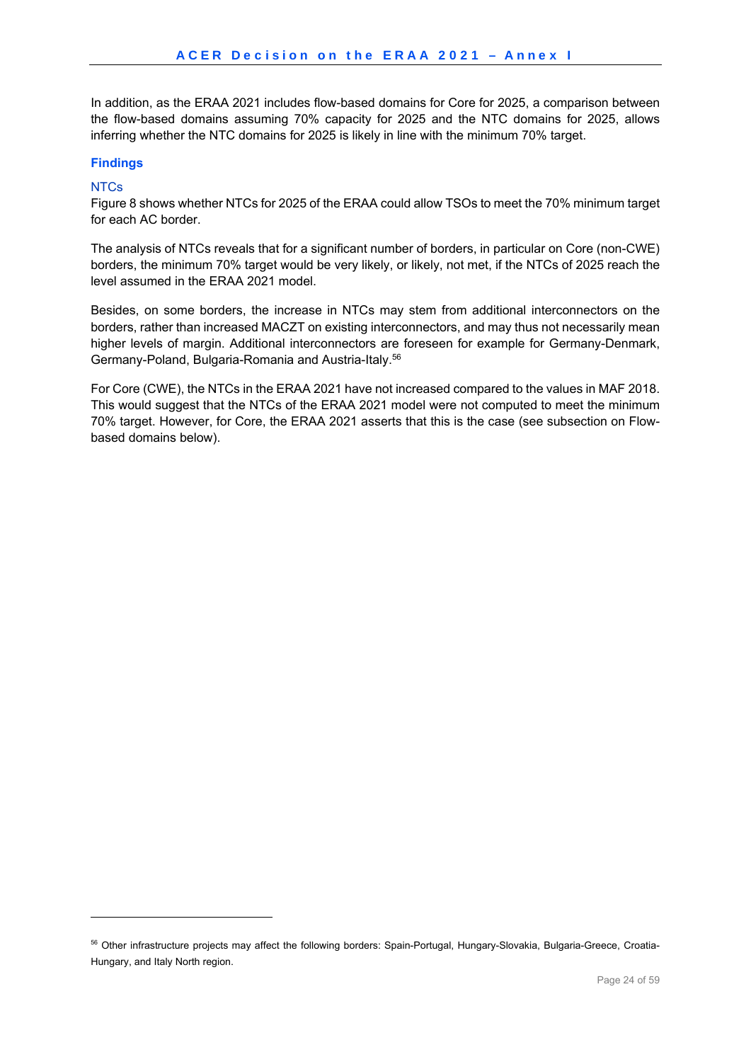In addition, as the ERAA 2021 includes flow-based domains for Core for 2025, a comparison between the flow-based domains assuming 70% capacity for 2025 and the NTC domains for 2025, allows inferring whether the NTC domains for 2025 is likely in line with the minimum 70% target.

### Findings

#### NTCs

Figure 8 shows whether NTCs for 2025 of the ERAA could allow TSOs to meet the 70% minimum target for each AC border.

The analysis of NTCs reveals that for a significant number of borders, in particular on Core (non-CWE) borders, the minimum 70% target would be very likely, or likely, not met, if the NTCs of 2025 reach the level assumed in the ERAA 2021 model.

Besides, on some borders, the increase in NTCs may stem from additional interconnectors on the borders, rather than increased MACZT on existing interconnectors, and may thus not necessarily mean higher levels of margin. Additional interconnectors are foreseen for example for Germany-Denmark, Germany-Poland, Bulgaria-Romania and Austria-Italy.[56]

For Core (CWE), the NTCs in the ERAA 2021 have not increased compared to the values in MAF 2018. This would suggest that the NTCs of the ERAA 2021 model were not computed to meet the minimum 70% target. However, for Core, the ERAA 2021 asserts that this is the case (see subsection on Flow-based domains below).

---

[56] Other infrastructure projects may affect the following borders: Spain-Portugal, Hungary-Slovakia, Bulgaria-Greece, Croatia-Hungary, and Italy North region.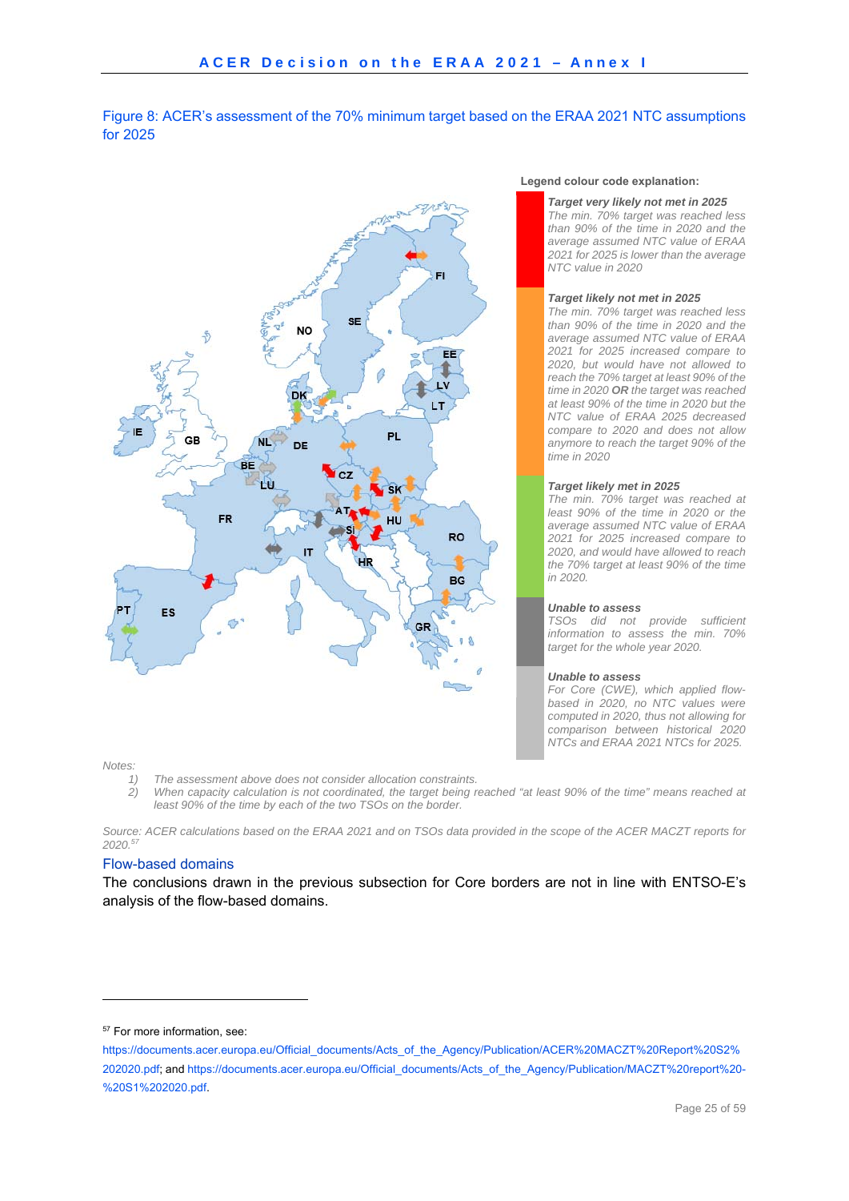Figure 8: ACER's assessment of the 70% minimum target based on the ERAA 2021 NTC assumptions for 2025

**Legend colour code explanation:**

***Target very likely not met in 2025***
*The min. 70% target was reached less than 90% of the time in 2020 and the average assumed NTC value of ERAA 2021 for 2025 is lower than the average NTC value in 2020*

***Target likely not met in 2025***
*The min. 70% target was reached less than 90% of the time in 2020 and the average assumed NTC value of ERAA 2021 for 2025 increased compare to 2020, but would have not allowed to reach the 70% target at least 90% of the time in 2020* ***OR*** *the target was reached at least 90% of the time in 2020 but the NTC value of ERAA 2025 decreased compare to 2020 and does not allow anymore to reach the target 90% of the time in 2020*

***Target likely met in 2025***
*The min. 70% target was reached at least 90% of the time in 2020 or the average assumed NTC value of ERAA 2021 for 2025 increased compare to 2020, and would have allowed to reach the 70% target at least 90% of the time in 2020.*

***Unable to assess***
*TSOs did not provide sufficient information to assess the min. 70% target for the whole year 2020.*

***Unable to assess***
*For Core (CWE), which applied flow-based in 2020, no NTC values were computed in 2020, thus not allowing for comparison between historical 2020 NTCs and ERAA 2021 NTCs for 2025.*

*Notes:*

1) *The assessment above does not consider allocation constraints.*
2) *When capacity calculation is not coordinated, the target being reached "at least 90% of the time" means reached at least 90% of the time by each of the two TSOs on the border.*

*Source: ACER calculations based on the ERAA 2021 and on TSOs data provided in the scope of the ACER MACZT reports for 2020.*[57]

## Flow-based domains

The conclusions drawn in the previous subsection for Core borders are not in line with ENTSO-E's analysis of the flow-based domains.

---

[57] For more information, see: https://documents.acer.europa.eu/Official_documents/Acts_of_the_Agency/Publication/ACER%20MACZT%20Report%20S2%202020.pdf; and https://documents.acer.europa.eu/Official_documents/Acts_of_the_Agency/Publication/MACZT%20report%20-%20S1%202020.pdf.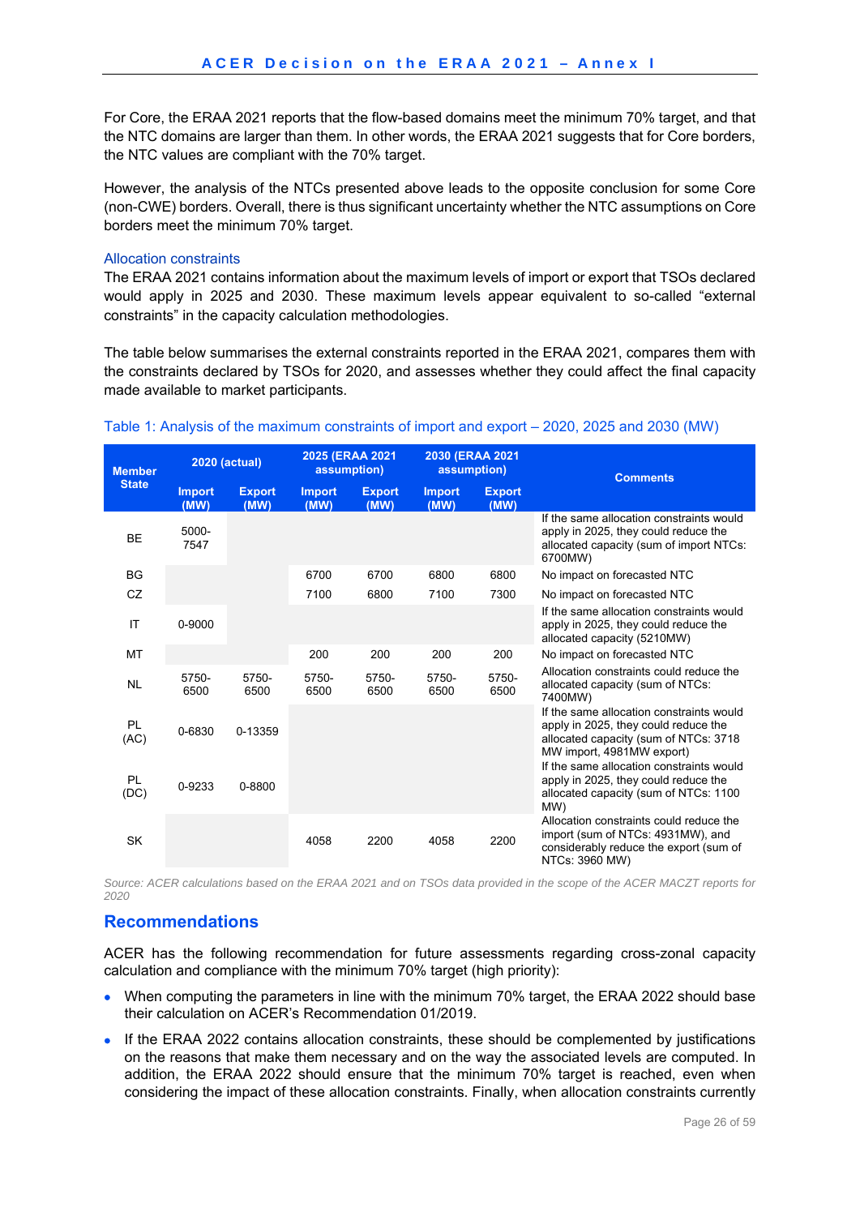For Core, the ERAA 2021 reports that the flow-based domains meet the minimum 70% target, and that the NTC domains are larger than them. In other words, the ERAA 2021 suggests that for Core borders, the NTC values are compliant with the 70% target.

However, the analysis of the NTCs presented above leads to the opposite conclusion for some Core (non-CWE) borders. Overall, there is thus significant uncertainty whether the NTC assumptions on Core borders meet the minimum 70% target.

### Allocation constraints

The ERAA 2021 contains information about the maximum levels of import or export that TSOs declared would apply in 2025 and 2030. These maximum levels appear equivalent to so-called "external constraints" in the capacity calculation methodologies.

The table below summarises the external constraints reported in the ERAA 2021, compares them with the constraints declared by TSOs for 2020, and assesses whether they could affect the final capacity made available to market participants.

Table 1: Analysis of the maximum constraints of import and export – 2020, 2025 and 2030 (MW)

| Member State | 2020 (actual) | | 2025 (ERAA 2021 assumption) | | 2030 (ERAA 2021 assumption) | | Comments |
|---|---|---|---|---|---|---|---|
| | Import (MW) | Export (MW) | Import (MW) | Export (MW) | Import (MW) | Export (MW) | |
| BE | 5000-7547 | | | | | | If the same allocation constraints would apply in 2025, they could reduce the allocated capacity (sum of import NTCs: 6700MW) |
| BG | | | 6700 | 6700 | 6800 | 6800 | No impact on forecasted NTC |
| CZ | | | 7100 | 6800 | 7100 | 7300 | No impact on forecasted NTC |
| IT | 0-9000 | | | | | | If the same allocation constraints would apply in 2025, they could reduce the allocated capacity (5210MW) |
| MT | | | 200 | 200 | 200 | 200 | No impact on forecasted NTC |
| NL | 5750-6500 | 5750-6500 | 5750-6500 | 5750-6500 | 5750-6500 | 5750-6500 | Allocation constraints could reduce the allocated capacity (sum of NTCs: 7400MW) |
| PL (AC) | 0-6830 | 0-13359 | | | | | If the same allocation constraints would apply in 2025, they could reduce the allocated capacity (sum of NTCs: 3718 MW import, 4981MW export) |
| PL (DC) | 0-9233 | 0-8800 | | | | | If the same allocation constraints would apply in 2025, they could reduce the allocated capacity (sum of NTCs: 1100 MW) |
| SK | | | 4058 | 2200 | 4058 | 2200 | Allocation constraints could reduce the import (sum of NTCs: 4931MW), and considerably reduce the export (sum of NTCs: 3960 MW) |

*Source: ACER calculations based on the ERAA 2021 and on TSOs data provided in the scope of the ACER MACZT reports for 2020*

## Recommendations

ACER has the following recommendation for future assessments regarding cross-zonal capacity calculation and compliance with the minimum 70% target (high priority):

- When computing the parameters in line with the minimum 70% target, the ERAA 2022 should base their calculation on ACER's Recommendation 01/2019.
- If the ERAA 2022 contains allocation constraints, these should be complemented by justifications on the reasons that make them necessary and on the way the associated levels are computed. In addition, the ERAA 2022 should ensure that the minimum 70% target is reached, even when considering the impact of these allocation constraints. Finally, when allocation constraints currently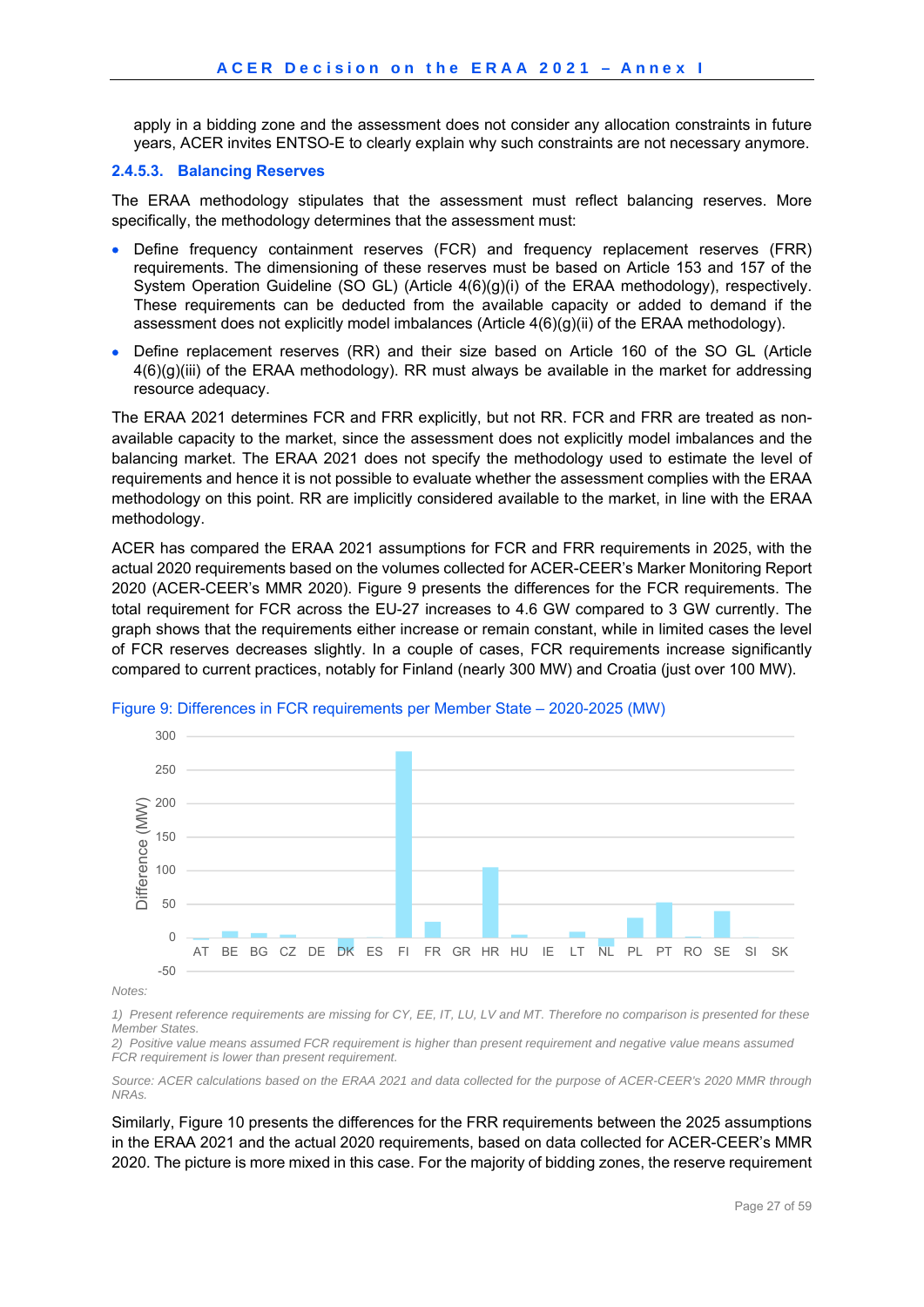apply in a bidding zone and the assessment does not consider any allocation constraints in future years, ACER invites ENTSO-E to clearly explain why such constraints are not necessary anymore.

### 2.4.5.3. Balancing Reserves

The ERAA methodology stipulates that the assessment must reflect balancing reserves. More specifically, the methodology determines that the assessment must:

- Define frequency containment reserves (FCR) and frequency replacement reserves (FRR) requirements. The dimensioning of these reserves must be based on Article 153 and 157 of the System Operation Guideline (SO GL) (Article 4(6)(g)(i) of the ERAA methodology), respectively. These requirements can be deducted from the available capacity or added to demand if the assessment does not explicitly model imbalances (Article 4(6)(g)(ii) of the ERAA methodology).
- Define replacement reserves (RR) and their size based on Article 160 of the SO GL (Article 4(6)(g)(iii) of the ERAA methodology). RR must always be available in the market for addressing resource adequacy.

The ERAA 2021 determines FCR and FRR explicitly, but not RR. FCR and FRR are treated as non-available capacity to the market, since the assessment does not explicitly model imbalances and the balancing market. The ERAA 2021 does not specify the methodology used to estimate the level of requirements and hence it is not possible to evaluate whether the assessment complies with the ERAA methodology on this point. RR are implicitly considered available to the market, in line with the ERAA methodology.

ACER has compared the ERAA 2021 assumptions for FCR and FRR requirements in 2025, with the actual 2020 requirements based on the volumes collected for ACER-CEER's Marker Monitoring Report 2020 (ACER-CEER's MMR 2020). Figure 9 presents the differences for the FCR requirements. The total requirement for FCR across the EU-27 increases to 4.6 GW compared to 3 GW currently. The graph shows that the requirements either increase or remain constant, while in limited cases the level of FCR reserves decreases slightly. In a couple of cases, FCR requirements increase significantly compared to current practices, notably for Finland (nearly 300 MW) and Croatia (just over 100 MW).

Figure 9: Differences in FCR requirements per Member State – 2020-2025 (MW)

*Notes:*

*1) Present reference requirements are missing for CY, EE, IT, LU, LV and MT. Therefore no comparison is presented for these Member States.*

*2) Positive value means assumed FCR requirement is higher than present requirement and negative value means assumed FCR requirement is lower than present requirement.*

*Source: ACER calculations based on the ERAA 2021 and data collected for the purpose of ACER-CEER's 2020 MMR through NRAs.*

Similarly, Figure 10 presents the differences for the FRR requirements between the 2025 assumptions in the ERAA 2021 and the actual 2020 requirements, based on data collected for ACER-CEER's MMR 2020. The picture is more mixed in this case. For the majority of bidding zones, the reserve requirement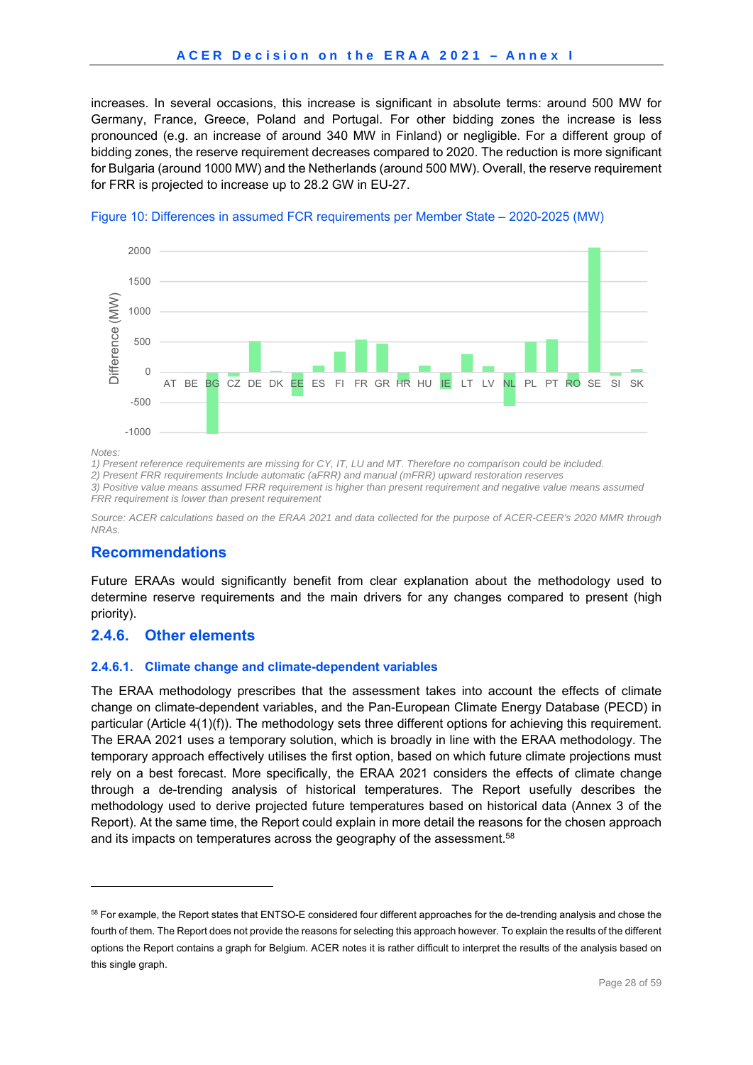increases. In several occasions, this increase is significant in absolute terms: around 500 MW for Germany, France, Greece, Poland and Portugal. For other bidding zones the increase is less pronounced (e.g. an increase of around 340 MW in Finland) or negligible. For a different group of bidding zones, the reserve requirement decreases compared to 2020. The reduction is more significant for Bulgaria (around 1000 MW) and the Netherlands (around 500 MW). Overall, the reserve requirement for FRR is projected to increase up to 28.2 GW in EU-27.

Figure 10: Differences in assumed FCR requirements per Member State – 2020-2025 (MW)

*Notes:*
*1) Present reference requirements are missing for CY, IT, LU and MT. Therefore no comparison could be included.*
*2) Present FRR requirements Include automatic (aFRR) and manual (mFRR) upward restoration reserves*
*3) Positive value means assumed FRR requirement is higher than present requirement and negative value means assumed FRR requirement is lower than present requirement*

*Source: ACER calculations based on the ERAA 2021 and data collected for the purpose of ACER-CEER's 2020 MMR through NRAs.*

## Recommendations

Future ERAAs would significantly benefit from clear explanation about the methodology used to determine reserve requirements and the main drivers for any changes compared to present (high priority).

## 2.4.6. Other elements

### 2.4.6.1. Climate change and climate-dependent variables

The ERAA methodology prescribes that the assessment takes into account the effects of climate change on climate-dependent variables, and the Pan-European Climate Energy Database (PECD) in particular (Article 4(1)(f)). The methodology sets three different options for achieving this requirement. The ERAA 2021 uses a temporary solution, which is broadly in line with the ERAA methodology. The temporary approach effectively utilises the first option, based on which future climate projections must rely on a best forecast. More specifically, the ERAA 2021 considers the effects of climate change through a de-trending analysis of historical temperatures. The Report usefully describes the methodology used to derive projected future temperatures based on historical data (Annex 3 of the Report). At the same time, the Report could explain in more detail the reasons for the chosen approach and its impacts on temperatures across the geography of the assessment.[58]

[58] For example, the Report states that ENTSO-E considered four different approaches for the de-trending analysis and chose the fourth of them. The Report does not provide the reasons for selecting this approach however. To explain the results of the different options the Report contains a graph for Belgium. ACER notes it is rather difficult to interpret the results of the analysis based on this single graph.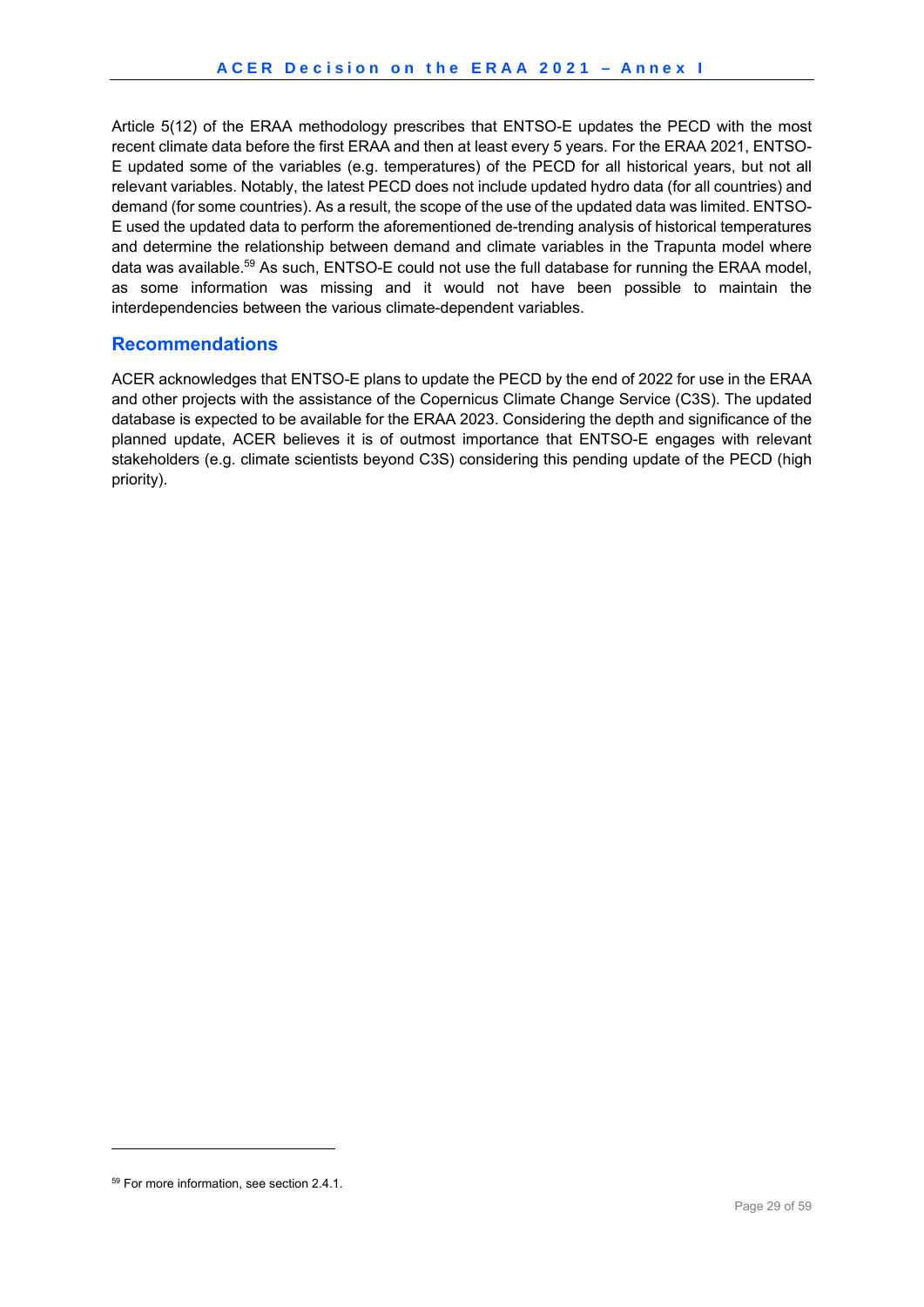Article 5(12) of the ERAA methodology prescribes that ENTSO-E updates the PECD with the most recent climate data before the first ERAA and then at least every 5 years. For the ERAA 2021, ENTSO-E updated some of the variables (e.g. temperatures) of the PECD for all historical years, but not all relevant variables. Notably, the latest PECD does not include updated hydro data (for all countries) and demand (for some countries). As a result, the scope of the use of the updated data was limited. ENTSO-E used the updated data to perform the aforementioned de-trending analysis of historical temperatures and determine the relationship between demand and climate variables in the Trapunta model where data was available.[59] As such, ENTSO-E could not use the full database for running the ERAA model, as some information was missing and it would not have been possible to maintain the interdependencies between the various climate-dependent variables.

## Recommendations

ACER acknowledges that ENTSO-E plans to update the PECD by the end of 2022 for use in the ERAA and other projects with the assistance of the Copernicus Climate Change Service (C3S). The updated database is expected to be available for the ERAA 2023. Considering the depth and significance of the planned update, ACER believes it is of outmost importance that ENTSO-E engages with relevant stakeholders (e.g. climate scientists beyond C3S) considering this pending update of the PECD (high priority).

[59] For more information, see section 2.4.1.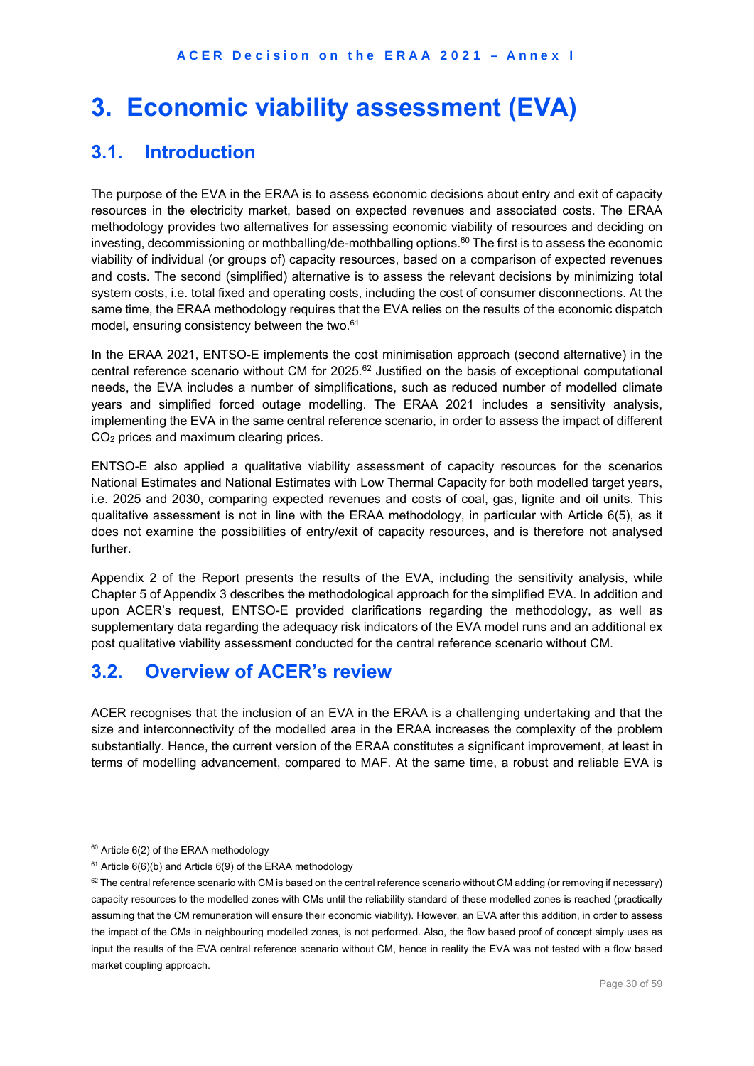# 3. Economic viability assessment (EVA)

## 3.1. Introduction

The purpose of the EVA in the ERAA is to assess economic decisions about entry and exit of capacity resources in the electricity market, based on expected revenues and associated costs. The ERAA methodology provides two alternatives for assessing economic viability of resources and deciding on investing, decommissioning or mothballing/de-mothballing options.[60] The first is to assess the economic viability of individual (or groups of) capacity resources, based on a comparison of expected revenues and costs. The second (simplified) alternative is to assess the relevant decisions by minimizing total system costs, i.e. total fixed and operating costs, including the cost of consumer disconnections. At the same time, the ERAA methodology requires that the EVA relies on the results of the economic dispatch model, ensuring consistency between the two.[61]

In the ERAA 2021, ENTSO-E implements the cost minimisation approach (second alternative) in the central reference scenario without CM for 2025.[62] Justified on the basis of exceptional computational needs, the EVA includes a number of simplifications, such as reduced number of modelled climate years and simplified forced outage modelling. The ERAA 2021 includes a sensitivity analysis, implementing the EVA in the same central reference scenario, in order to assess the impact of different $CO_2$ prices and maximum clearing prices.

ENTSO-E also applied a qualitative viability assessment of capacity resources for the scenarios National Estimates and National Estimates with Low Thermal Capacity for both modelled target years, i.e. 2025 and 2030, comparing expected revenues and costs of coal, gas, lignite and oil units. This qualitative assessment is not in line with the ERAA methodology, in particular with Article 6(5), as it does not examine the possibilities of entry/exit of capacity resources, and is therefore not analysed further.

Appendix 2 of the Report presents the results of the EVA, including the sensitivity analysis, while Chapter 5 of Appendix 3 describes the methodological approach for the simplified EVA. In addition and upon ACER's request, ENTSO-E provided clarifications regarding the methodology, as well as supplementary data regarding the adequacy risk indicators of the EVA model runs and an additional ex post qualitative viability assessment conducted for the central reference scenario without CM.

## 3.2. Overview of ACER's review

ACER recognises that the inclusion of an EVA in the ERAA is a challenging undertaking and that the size and interconnectivity of the modelled area in the ERAA increases the complexity of the problem substantially. Hence, the current version of the ERAA constitutes a significant improvement, at least in terms of modelling advancement, compared to MAF. At the same time, a robust and reliable EVA is

---

[60] Article 6(2) of the ERAA methodology

[61] Article 6(6)(b) and Article 6(9) of the ERAA methodology

[62] The central reference scenario with CM is based on the central reference scenario without CM adding (or removing if necessary) capacity resources to the modelled zones with CMs until the reliability standard of these modelled zones is reached (practically assuming that the CM remuneration will ensure their economic viability). However, an EVA after this addition, in order to assess the impact of the CMs in neighbouring modelled zones, is not performed. Also, the flow based proof of concept simply uses as input the results of the EVA central reference scenario without CM, hence in reality the EVA was not tested with a flow based market coupling approach.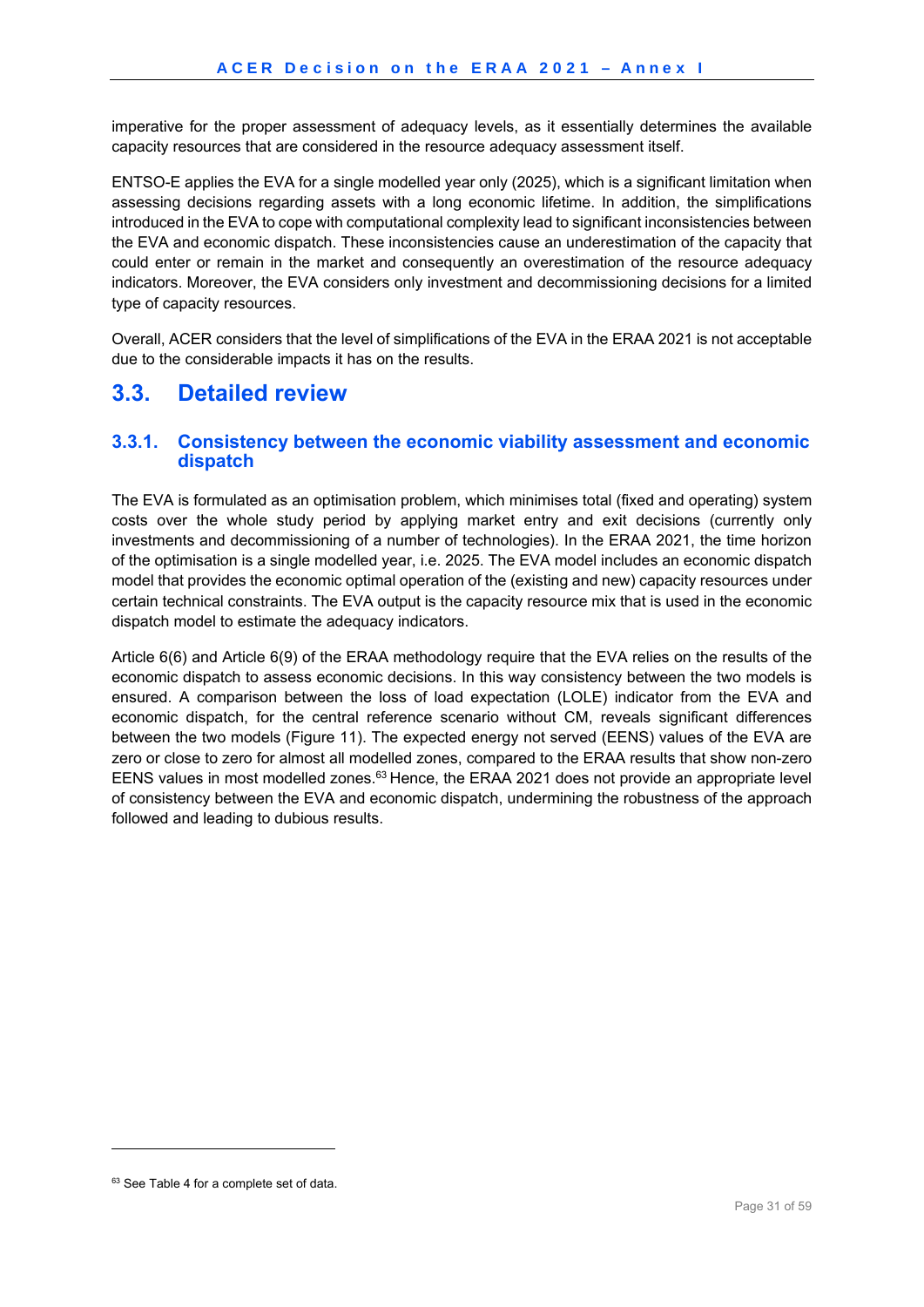imperative for the proper assessment of adequacy levels, as it essentially determines the available capacity resources that are considered in the resource adequacy assessment itself.

ENTSO-E applies the EVA for a single modelled year only (2025), which is a significant limitation when assessing decisions regarding assets with a long economic lifetime. In addition, the simplifications introduced in the EVA to cope with computational complexity lead to significant inconsistencies between the EVA and economic dispatch. These inconsistencies cause an underestimation of the capacity that could enter or remain in the market and consequently an overestimation of the resource adequacy indicators. Moreover, the EVA considers only investment and decommissioning decisions for a limited type of capacity resources.

Overall, ACER considers that the level of simplifications of the EVA in the ERAA 2021 is not acceptable due to the considerable impacts it has on the results.

## 3.3. Detailed review

### 3.3.1. Consistency between the economic viability assessment and economic dispatch

The EVA is formulated as an optimisation problem, which minimises total (fixed and operating) system costs over the whole study period by applying market entry and exit decisions (currently only investments and decommissioning of a number of technologies). In the ERAA 2021, the time horizon of the optimisation is a single modelled year, i.e. 2025. The EVA model includes an economic dispatch model that provides the economic optimal operation of the (existing and new) capacity resources under certain technical constraints. The EVA output is the capacity resource mix that is used in the economic dispatch model to estimate the adequacy indicators.

Article 6(6) and Article 6(9) of the ERAA methodology require that the EVA relies on the results of the economic dispatch to assess economic decisions. In this way consistency between the two models is ensured. A comparison between the loss of load expectation (LOLE) indicator from the EVA and economic dispatch, for the central reference scenario without CM, reveals significant differences between the two models (Figure 11). The expected energy not served (EENS) values of the EVA are zero or close to zero for almost all modelled zones, compared to the ERAA results that show non-zero EENS values in most modelled zones.[63] Hence, the ERAA 2021 does not provide an appropriate level of consistency between the EVA and economic dispatch, undermining the robustness of the approach followed and leading to dubious results.

[63] See Table 4 for a complete set of data.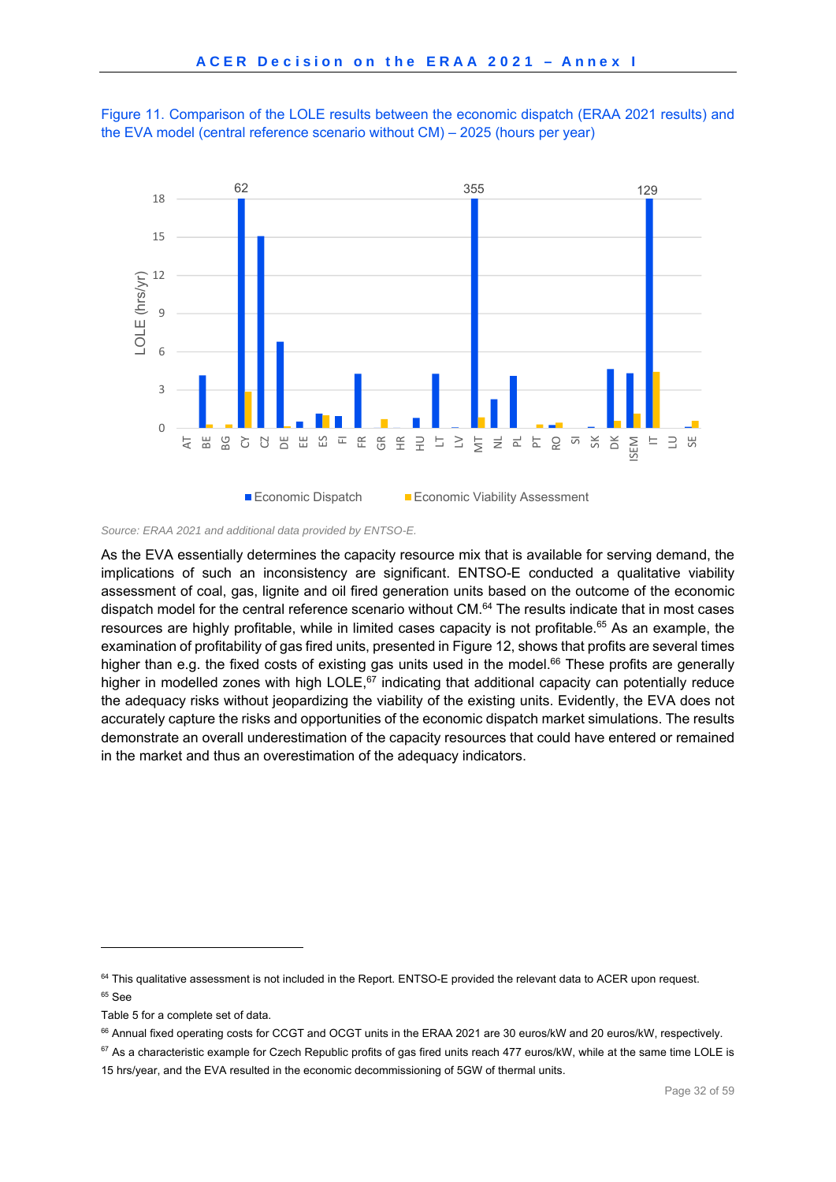Figure 11. Comparison of the LOLE results between the economic dispatch (ERAA 2021 results) and the EVA model (central reference scenario without CM) – 2025 (hours per year)

*Source: ERAA 2021 and additional data provided by ENTSO-E.*

As the EVA essentially determines the capacity resource mix that is available for serving demand, the implications of such an inconsistency are significant. ENTSO-E conducted a qualitative viability assessment of coal, gas, lignite and oil fired generation units based on the outcome of the economic dispatch model for the central reference scenario without CM.[64] The results indicate that in most cases resources are highly profitable, while in limited cases capacity is not profitable.[65] As an example, the examination of profitability of gas fired units, presented in Figure 12, shows that profits are several times higher than e.g. the fixed costs of existing gas units used in the model.[66] These profits are generally higher in modelled zones with high LOLE,[67] indicating that additional capacity can potentially reduce the adequacy risks without jeopardizing the viability of the existing units. Evidently, the EVA does not accurately capture the risks and opportunities of the economic dispatch market simulations. The results demonstrate an overall underestimation of the capacity resources that could have entered or remained in the market and thus an overestimation of the adequacy indicators.

---

[64] This qualitative assessment is not included in the Report. ENTSO-E provided the relevant data to ACER upon request.

[65] See

Table 5 for a complete set of data.

[66] Annual fixed operating costs for CCGT and OCGT units in the ERAA 2021 are 30 euros/kW and 20 euros/kW, respectively.

[67] As a characteristic example for Czech Republic profits of gas fired units reach 477 euros/kW, while at the same time LOLE is 15 hrs/year, and the EVA resulted in the economic decommissioning of 5GW of thermal units.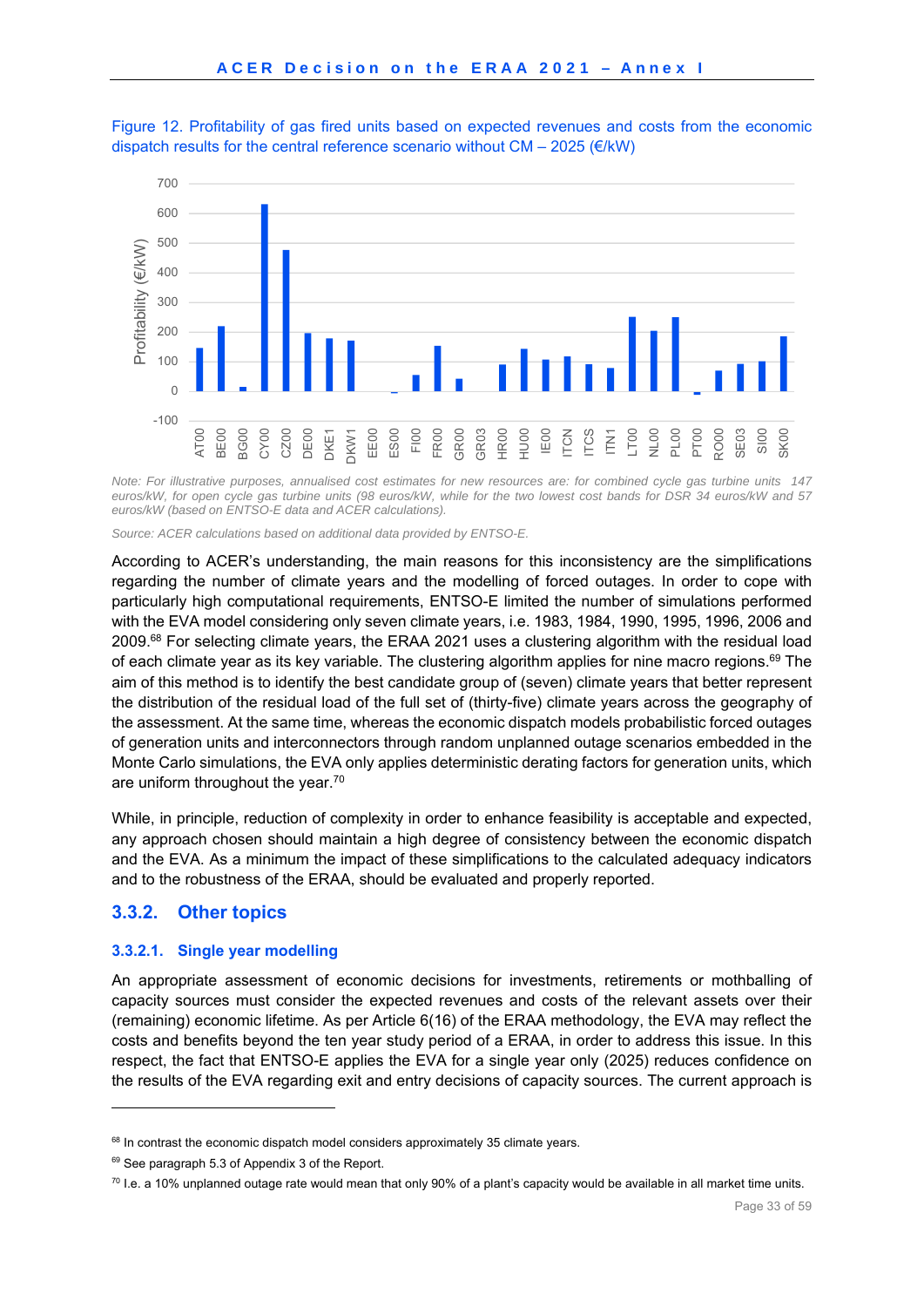Figure 12. Profitability of gas fired units based on expected revenues and costs from the economic dispatch results for the central reference scenario without CM – 2025 (€/kW)

*Note: For illustrative purposes, annualised cost estimates for new resources are: for combined cycle gas turbine units 147 euros/kW, for open cycle gas turbine units (98 euros/kW, while for the two lowest cost bands for DSR 34 euros/kW and 57 euros/kW (based on ENTSO-E data and ACER calculations).*

*Source: ACER calculations based on additional data provided by ENTSO-E.*

According to ACER's understanding, the main reasons for this inconsistency are the simplifications regarding the number of climate years and the modelling of forced outages. In order to cope with particularly high computational requirements, ENTSO-E limited the number of simulations performed with the EVA model considering only seven climate years, i.e. 1983, 1984, 1990, 1995, 1996, 2006 and 2009.[68] For selecting climate years, the ERAA 2021 uses a clustering algorithm with the residual load of each climate year as its key variable. The clustering algorithm applies for nine macro regions.[69] The aim of this method is to identify the best candidate group of (seven) climate years that better represent the distribution of the residual load of the full set of (thirty-five) climate years across the geography of the assessment. At the same time, whereas the economic dispatch models probabilistic forced outages of generation units and interconnectors through random unplanned outage scenarios embedded in the Monte Carlo simulations, the EVA only applies deterministic derating factors for generation units, which are uniform throughout the year.[70]

While, in principle, reduction of complexity in order to enhance feasibility is acceptable and expected, any approach chosen should maintain a high degree of consistency between the economic dispatch and the EVA. As a minimum the impact of these simplifications to the calculated adequacy indicators and to the robustness of the ERAA, should be evaluated and properly reported.

### 3.3.2. Other topics

#### 3.3.2.1. Single year modelling

An appropriate assessment of economic decisions for investments, retirements or mothballing of capacity sources must consider the expected revenues and costs of the relevant assets over their (remaining) economic lifetime. As per Article 6(16) of the ERAA methodology, the EVA may reflect the costs and benefits beyond the ten year study period of a ERAA, in order to address this issue. In this respect, the fact that ENTSO-E applies the EVA for a single year only (2025) reduces confidence on the results of the EVA regarding exit and entry decisions of capacity sources. The current approach is

[68] In contrast the economic dispatch model considers approximately 35 climate years.

[69] See paragraph 5.3 of Appendix 3 of the Report.

[70] I.e. a 10% unplanned outage rate would mean that only 90% of a plant's capacity would be available in all market time units.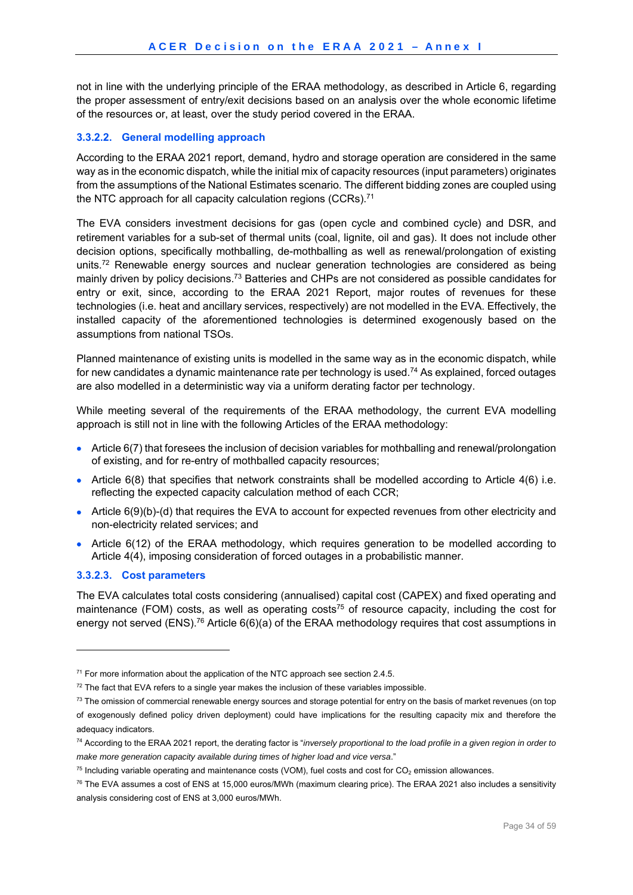not in line with the underlying principle of the ERAA methodology, as described in Article 6, regarding the proper assessment of entry/exit decisions based on an analysis over the whole economic lifetime of the resources or, at least, over the study period covered in the ERAA.

#### 3.3.2.2. General modelling approach

According to the ERAA 2021 report, demand, hydro and storage operation are considered in the same way as in the economic dispatch, while the initial mix of capacity resources (input parameters) originates from the assumptions of the National Estimates scenario. The different bidding zones are coupled using the NTC approach for all capacity calculation regions (CCRs).[71]

The EVA considers investment decisions for gas (open cycle and combined cycle) and DSR, and retirement variables for a sub-set of thermal units (coal, lignite, oil and gas). It does not include other decision options, specifically mothballing, de-mothballing as well as renewal/prolongation of existing units.[72] Renewable energy sources and nuclear generation technologies are considered as being mainly driven by policy decisions.[73] Batteries and CHPs are not considered as possible candidates for entry or exit, since, according to the ERAA 2021 Report, major routes of revenues for these technologies (i.e. heat and ancillary services, respectively) are not modelled in the EVA. Effectively, the installed capacity of the aforementioned technologies is determined exogenously based on the assumptions from national TSOs.

Planned maintenance of existing units is modelled in the same way as in the economic dispatch, while for new candidates a dynamic maintenance rate per technology is used.[74] As explained, forced outages are also modelled in a deterministic way via a uniform derating factor per technology.

While meeting several of the requirements of the ERAA methodology, the current EVA modelling approach is still not in line with the following Articles of the ERAA methodology:

- Article 6(7) that foresees the inclusion of decision variables for mothballing and renewal/prolongation of existing, and for re-entry of mothballed capacity resources;
- Article 6(8) that specifies that network constraints shall be modelled according to Article 4(6) i.e. reflecting the expected capacity calculation method of each CCR;
- Article 6(9)(b)-(d) that requires the EVA to account for expected revenues from other electricity and non-electricity related services; and
- Article 6(12) of the ERAA methodology, which requires generation to be modelled according to Article 4(4), imposing consideration of forced outages in a probabilistic manner.

#### 3.3.2.3. Cost parameters

The EVA calculates total costs considering (annualised) capital cost (CAPEX) and fixed operating and maintenance (FOM) costs, as well as operating costs[75] of resource capacity, including the cost for energy not served (ENS).[76] Article 6(6)(a) of the ERAA methodology requires that cost assumptions in

---

[71] For more information about the application of the NTC approach see section 2.4.5.

[72] The fact that EVA refers to a single year makes the inclusion of these variables impossible.

[73] The omission of commercial renewable energy sources and storage potential for entry on the basis of market revenues (on top of exogenously defined policy driven deployment) could have implications for the resulting capacity mix and therefore the adequacy indicators.

[74] According to the ERAA 2021 report, the derating factor is "*inversely proportional to the load profile in a given region in order to make more generation capacity available during times of higher load and vice versa*."

[75] Including variable operating and maintenance costs (VOM), fuel costs and cost for $CO_2$ emission allowances.

[76] The EVA assumes a cost of ENS at 15,000 euros/MWh (maximum clearing price). The ERAA 2021 also includes a sensitivity analysis considering cost of ENS at 3,000 euros/MWh.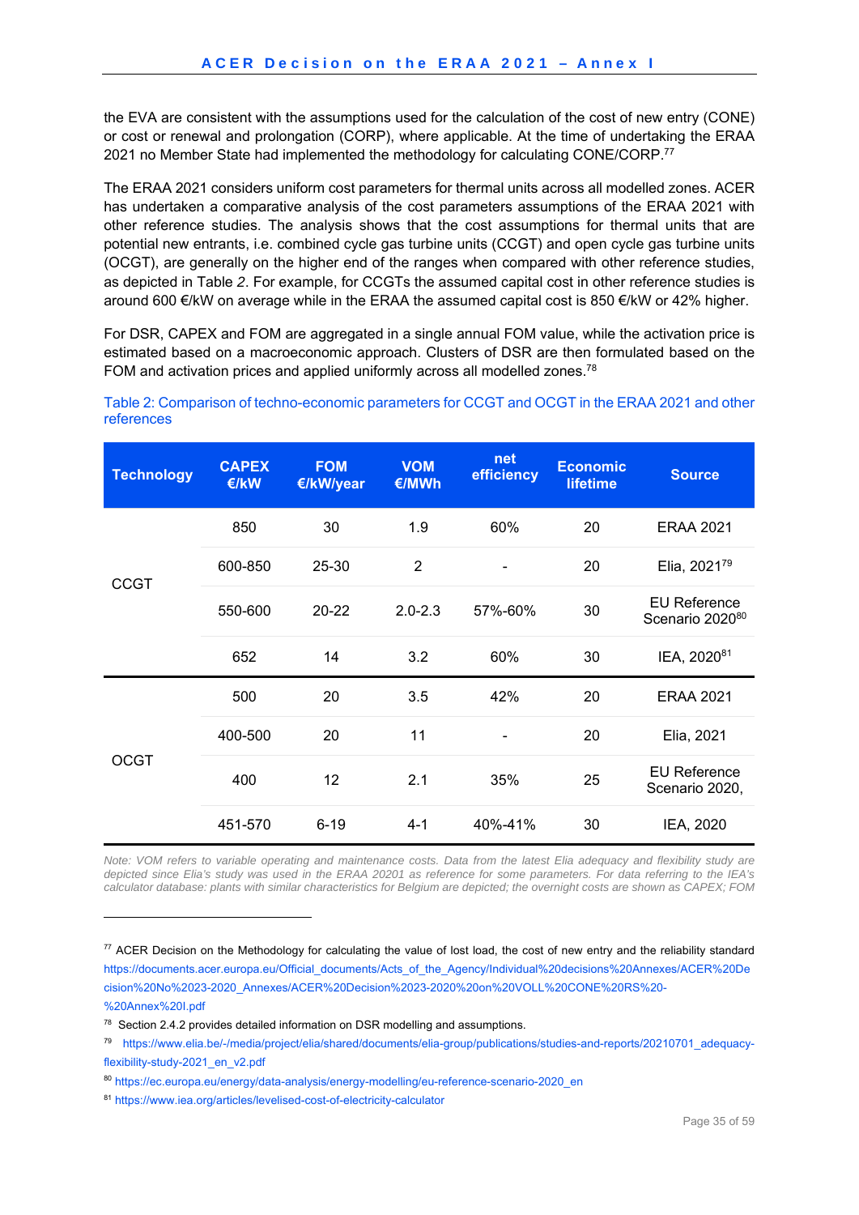the EVA are consistent with the assumptions used for the calculation of the cost of new entry (CONE) or cost or renewal and prolongation (CORP), where applicable. At the time of undertaking the ERAA 2021 no Member State had implemented the methodology for calculating CONE/CORP.[77]

The ERAA 2021 considers uniform cost parameters for thermal units across all modelled zones. ACER has undertaken a comparative analysis of the cost parameters assumptions of the ERAA 2021 with other reference studies. The analysis shows that the cost assumptions for thermal units that are potential new entrants, i.e. combined cycle gas turbine units (CCGT) and open cycle gas turbine units (OCGT), are generally on the higher end of the ranges when compared with other reference studies, as depicted in Table *2*. For example, for CCGTs the assumed capital cost in other reference studies is around 600 €/kW on average while in the ERAA the assumed capital cost is 850 €/kW or 42% higher.

For DSR, CAPEX and FOM are aggregated in a single annual FOM value, while the activation price is estimated based on a macroeconomic approach. Clusters of DSR are then formulated based on the FOM and activation prices and applied uniformly across all modelled zones.[78]

Table 2: Comparison of techno-economic parameters for CCGT and OCGT in the ERAA 2021 and other references

| Technology | CAPEX €/kW | FOM €/kW/year | VOM €/MWh | net efficiency | Economic lifetime | Source |
|---|---|---|---|---|---|---|
| CCGT | 850 | 30 | 1.9 | 60% | 20 | ERAA 2021 |
| | 600-850 | 25-30 | 2 | - | 20 | Elia, 2021[79] |
| | 550-600 | 20-22 | 2.0-2.3 | 57%-60% | 30 | EU Reference Scenario 2020[80] |
| | 652 | 14 | 3.2 | 60% | 30 | IEA, 2020[81] |
| OCGT | 500 | 20 | 3.5 | 42% | 20 | ERAA 2021 |
| | 400-500 | 20 | 11 | - | 20 | Elia, 2021 |
| | 400 | 12 | 2.1 | 35% | 25 | EU Reference Scenario 2020, |
| | 451-570 | 6-19 | 4-1 | 40%-41% | 30 | IEA, 2020 |

*Note: VOM refers to variable operating and maintenance costs. Data from the latest Elia adequacy and flexibility study are depicted since Elia's study was used in the ERAA 20201 as reference for some parameters. For data referring to the IEA's calculator database: plants with similar characteristics for Belgium are depicted; the overnight costs are shown as CAPEX; FOM*

---

[77] ACER Decision on the Methodology for calculating the value of lost load, the cost of new entry and the reliability standard https://documents.acer.europa.eu/Official_documents/Acts_of_the_Agency/Individual%20decisions%20Annexes/ACER%20Decision%20No%2023-2020_Annexes/ACER%20Decision%2023-2020%20on%20VOLL%20CONE%20RS%20-%20Annex%20I.pdf

[78] Section 2.4.2 provides detailed information on DSR modelling and assumptions.

[79] https://www.elia.be/-/media/project/elia/shared/documents/elia-group/publications/studies-and-reports/20210701_adequacy-flexibility-study-2021_en_v2.pdf

[80] https://ec.europa.eu/energy/data-analysis/energy-modelling/eu-reference-scenario-2020_en

[81] https://www.iea.org/articles/levelised-cost-of-electricity-calculator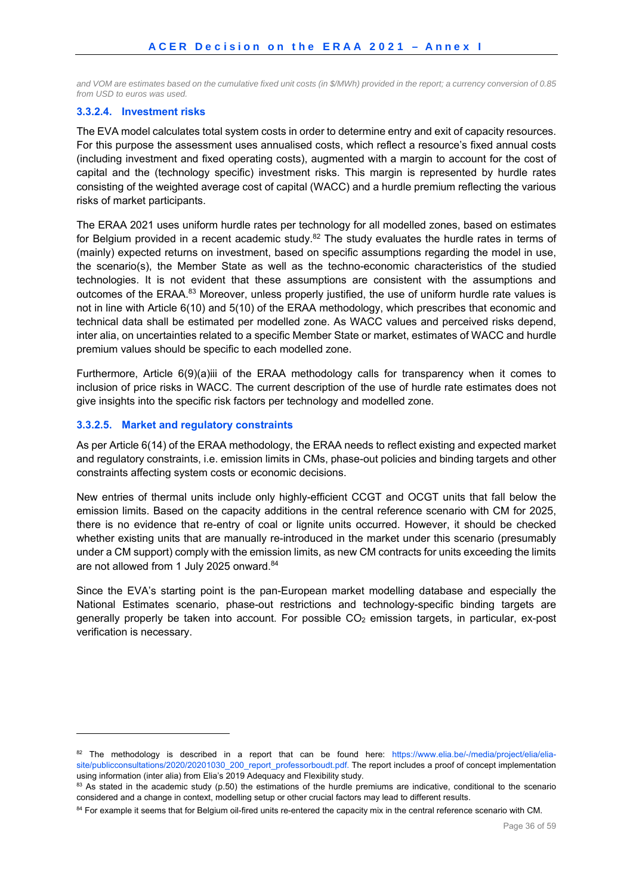*and VOM are estimates based on the cumulative fixed unit costs (in $/MWh) provided in the report; a currency conversion of 0.85 from USD to euros was used.*

#### 3.3.2.4. Investment risks

The EVA model calculates total system costs in order to determine entry and exit of capacity resources. For this purpose the assessment uses annualised costs, which reflect a resource's fixed annual costs (including investment and fixed operating costs), augmented with a margin to account for the cost of capital and the (technology specific) investment risks. This margin is represented by hurdle rates consisting of the weighted average cost of capital (WACC) and a hurdle premium reflecting the various risks of market participants.

The ERAA 2021 uses uniform hurdle rates per technology for all modelled zones, based on estimates for Belgium provided in a recent academic study.[82] The study evaluates the hurdle rates in terms of (mainly) expected returns on investment, based on specific assumptions regarding the model in use, the scenario(s), the Member State as well as the techno-economic characteristics of the studied technologies. It is not evident that these assumptions are consistent with the assumptions and outcomes of the ERAA.[83] Moreover, unless properly justified, the use of uniform hurdle rate values is not in line with Article 6(10) and 5(10) of the ERAA methodology, which prescribes that economic and technical data shall be estimated per modelled zone. As WACC values and perceived risks depend, inter alia, on uncertainties related to a specific Member State or market, estimates of WACC and hurdle premium values should be specific to each modelled zone.

Furthermore, Article 6(9)(a)iii of the ERAA methodology calls for transparency when it comes to inclusion of price risks in WACC. The current description of the use of hurdle rate estimates does not give insights into the specific risk factors per technology and modelled zone.

#### 3.3.2.5. Market and regulatory constraints

As per Article 6(14) of the ERAA methodology, the ERAA needs to reflect existing and expected market and regulatory constraints, i.e. emission limits in CMs, phase-out policies and binding targets and other constraints affecting system costs or economic decisions.

New entries of thermal units include only highly-efficient CCGT and OCGT units that fall below the emission limits. Based on the capacity additions in the central reference scenario with CM for 2025, there is no evidence that re-entry of coal or lignite units occurred. However, it should be checked whether existing units that are manually re-introduced in the market under this scenario (presumably under a CM support) comply with the emission limits, as new CM contracts for units exceeding the limits are not allowed from 1 July 2025 onward.[84]

Since the EVA's starting point is the pan-European market modelling database and especially the National Estimates scenario, phase-out restrictions and technology-specific binding targets are generally properly be taken into account. For possible $CO_2$ emission targets, in particular, ex-post verification is necessary.

---

[82] The methodology is described in a report that can be found here: https://www.elia.be/-/media/project/elia/elia-site/publicconsultations/2020/20201030_200_report_professorboudt.pdf. The report includes a proof of concept implementation using information (inter alia) from Elia's 2019 Adequacy and Flexibility study.

[83] As stated in the academic study (p.50) the estimations of the hurdle premiums are indicative, conditional to the scenario considered and a change in context, modelling setup or other crucial factors may lead to different results.

[84] For example it seems that for Belgium oil-fired units re-entered the capacity mix in the central reference scenario with CM.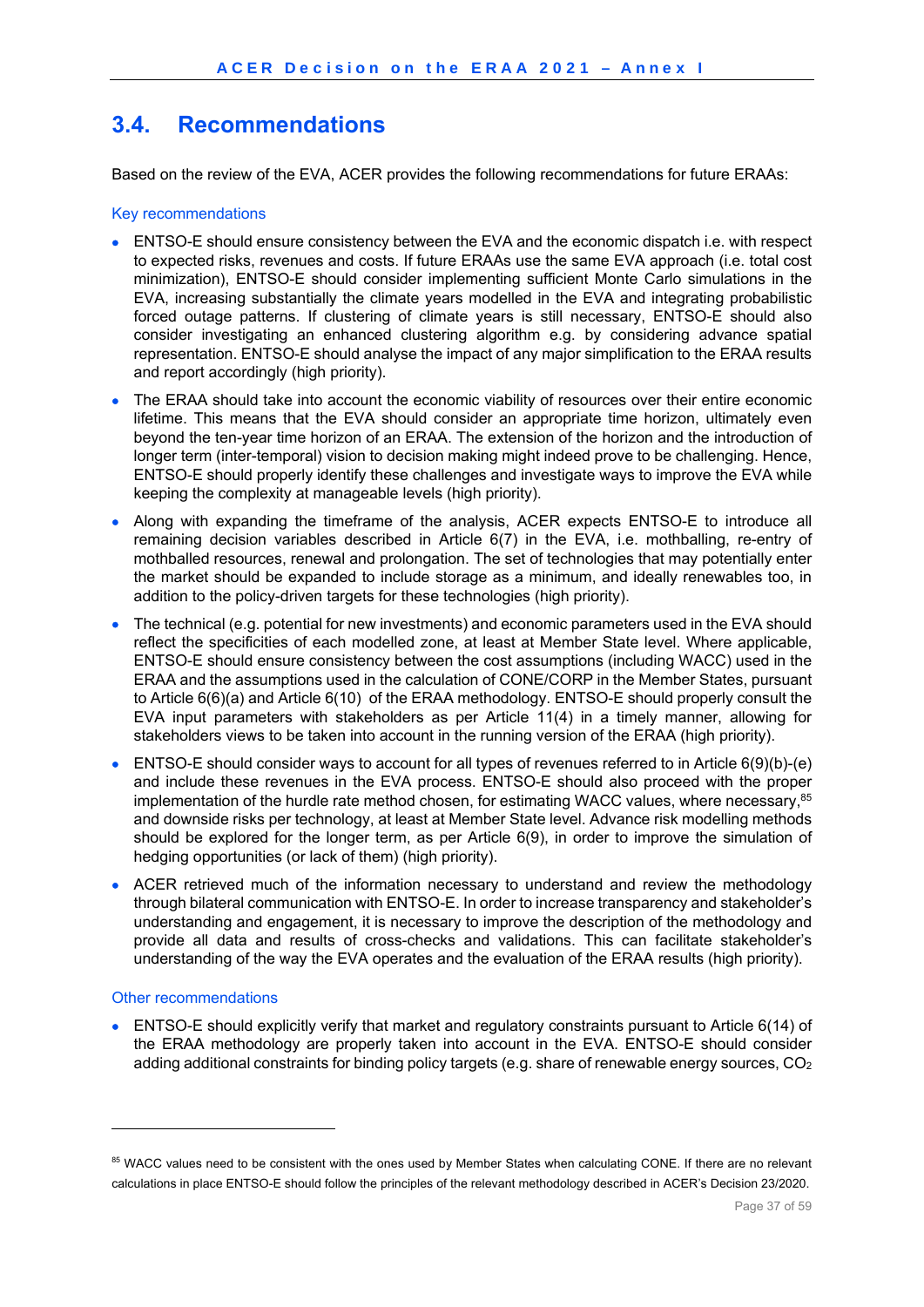## 3.4. Recommendations

Based on the review of the EVA, ACER provides the following recommendations for future ERAAs:

### Key recommendations

- ENTSO-E should ensure consistency between the EVA and the economic dispatch i.e. with respect to expected risks, revenues and costs. If future ERAAs use the same EVA approach (i.e. total cost minimization), ENTSO-E should consider implementing sufficient Monte Carlo simulations in the EVA, increasing substantially the climate years modelled in the EVA and integrating probabilistic forced outage patterns. If clustering of climate years is still necessary, ENTSO-E should also consider investigating an enhanced clustering algorithm e.g. by considering advance spatial representation. ENTSO-E should analyse the impact of any major simplification to the ERAA results and report accordingly (high priority).
- The ERAA should take into account the economic viability of resources over their entire economic lifetime. This means that the EVA should consider an appropriate time horizon, ultimately even beyond the ten-year time horizon of an ERAA. The extension of the horizon and the introduction of longer term (inter-temporal) vision to decision making might indeed prove to be challenging. Hence, ENTSO-E should properly identify these challenges and investigate ways to improve the EVA while keeping the complexity at manageable levels (high priority).
- Along with expanding the timeframe of the analysis, ACER expects ENTSO-E to introduce all remaining decision variables described in Article 6(7) in the EVA, i.e. mothballing, re-entry of mothballed resources, renewal and prolongation. The set of technologies that may potentially enter the market should be expanded to include storage as a minimum, and ideally renewables too, in addition to the policy-driven targets for these technologies (high priority).
- The technical (e.g. potential for new investments) and economic parameters used in the EVA should reflect the specificities of each modelled zone, at least at Member State level. Where applicable, ENTSO-E should ensure consistency between the cost assumptions (including WACC) used in the ERAA and the assumptions used in the calculation of CONE/CORP in the Member States, pursuant to Article 6(6)(a) and Article 6(10) of the ERAA methodology. ENTSO-E should properly consult the EVA input parameters with stakeholders as per Article 11(4) in a timely manner, allowing for stakeholders views to be taken into account in the running version of the ERAA (high priority).
- ENTSO-E should consider ways to account for all types of revenues referred to in Article 6(9)(b)-(e) and include these revenues in the EVA process. ENTSO-E should also proceed with the proper implementation of the hurdle rate method chosen, for estimating WACC values, where necessary,[85] and downside risks per technology, at least at Member State level. Advance risk modelling methods should be explored for the longer term, as per Article 6(9), in order to improve the simulation of hedging opportunities (or lack of them) (high priority).
- ACER retrieved much of the information necessary to understand and review the methodology through bilateral communication with ENTSO-E. In order to increase transparency and stakeholder's understanding and engagement, it is necessary to improve the description of the methodology and provide all data and results of cross-checks and validations. This can facilitate stakeholder's understanding of the way the EVA operates and the evaluation of the ERAA results (high priority).

### Other recommendations

- ENTSO-E should explicitly verify that market and regulatory constraints pursuant to Article 6(14) of the ERAA methodology are properly taken into account in the EVA. ENTSO-E should consider adding additional constraints for binding policy targets (e.g. share of renewable energy sources, $CO_2$

---

[85] WACC values need to be consistent with the ones used by Member States when calculating CONE. If there are no relevant calculations in place ENTSO-E should follow the principles of the relevant methodology described in ACER's Decision 23/2020.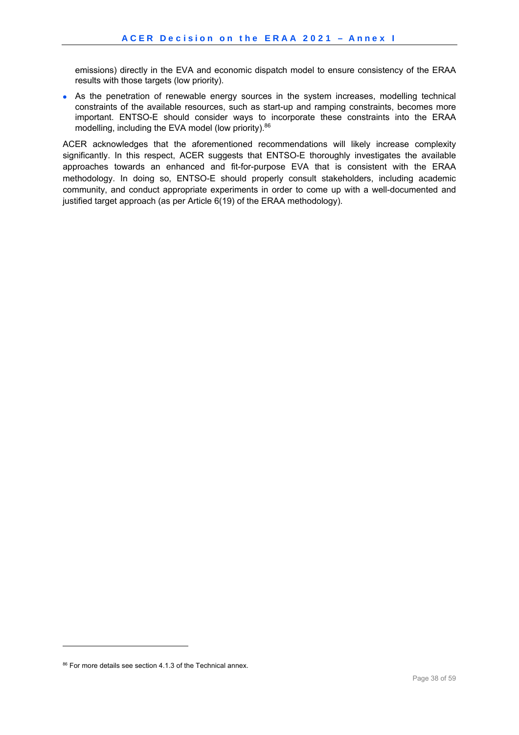emissions) directly in the EVA and economic dispatch model to ensure consistency of the ERAA results with those targets (low priority).

- As the penetration of renewable energy sources in the system increases, modelling technical constraints of the available resources, such as start-up and ramping constraints, becomes more important. ENTSO-E should consider ways to incorporate these constraints into the ERAA modelling, including the EVA model (low priority).[86]

ACER acknowledges that the aforementioned recommendations will likely increase complexity significantly. In this respect, ACER suggests that ENTSO-E thoroughly investigates the available approaches towards an enhanced and fit-for-purpose EVA that is consistent with the ERAA methodology. In doing so, ENTSO-E should properly consult stakeholders, including academic community, and conduct appropriate experiments in order to come up with a well-documented and justified target approach (as per Article 6(19) of the ERAA methodology).

[86] For more details see section 4.1.3 of the Technical annex.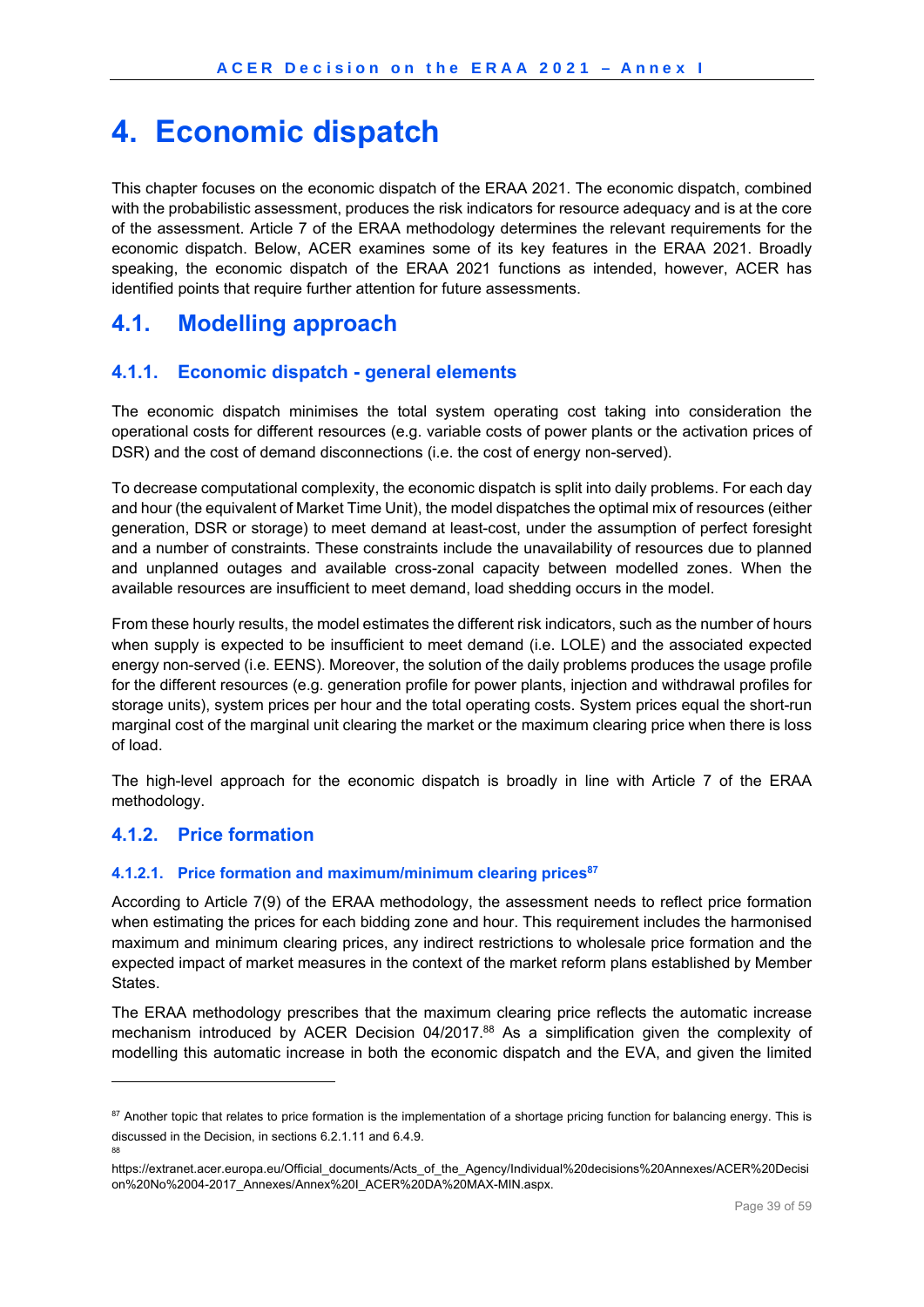# 4. Economic dispatch

This chapter focuses on the economic dispatch of the ERAA 2021. The economic dispatch, combined with the probabilistic assessment, produces the risk indicators for resource adequacy and is at the core of the assessment. Article 7 of the ERAA methodology determines the relevant requirements for the economic dispatch. Below, ACER examines some of its key features in the ERAA 2021. Broadly speaking, the economic dispatch of the ERAA 2021 functions as intended, however, ACER has identified points that require further attention for future assessments.

## 4.1. Modelling approach

### 4.1.1. Economic dispatch - general elements

The economic dispatch minimises the total system operating cost taking into consideration the operational costs for different resources (e.g. variable costs of power plants or the activation prices of DSR) and the cost of demand disconnections (i.e. the cost of energy non-served).

To decrease computational complexity, the economic dispatch is split into daily problems. For each day and hour (the equivalent of Market Time Unit), the model dispatches the optimal mix of resources (either generation, DSR or storage) to meet demand at least-cost, under the assumption of perfect foresight and a number of constraints. These constraints include the unavailability of resources due to planned and unplanned outages and available cross-zonal capacity between modelled zones. When the available resources are insufficient to meet demand, load shedding occurs in the model.

From these hourly results, the model estimates the different risk indicators, such as the number of hours when supply is expected to be insufficient to meet demand (i.e. LOLE) and the associated expected energy non-served (i.e. EENS). Moreover, the solution of the daily problems produces the usage profile for the different resources (e.g. generation profile for power plants, injection and withdrawal profiles for storage units), system prices per hour and the total operating costs. System prices equal the short-run marginal cost of the marginal unit clearing the market or the maximum clearing price when there is loss of load.

The high-level approach for the economic dispatch is broadly in line with Article 7 of the ERAA methodology.

### 4.1.2. Price formation

#### 4.1.2.1. Price formation and maximum/minimum clearing prices[87]

According to Article 7(9) of the ERAA methodology, the assessment needs to reflect price formation when estimating the prices for each bidding zone and hour. This requirement includes the harmonised maximum and minimum clearing prices, any indirect restrictions to wholesale price formation and the expected impact of market measures in the context of the market reform plans established by Member States.

The ERAA methodology prescribes that the maximum clearing price reflects the automatic increase mechanism introduced by ACER Decision 04/2017.[88] As a simplification given the complexity of modelling this automatic increase in both the economic dispatch and the EVA, and given the limited

---

[87] Another topic that relates to price formation is the implementation of a shortage pricing function for balancing energy. This is discussed in the Decision, in sections 6.2.1.11 and 6.4.9.

[88] https://extranet.acer.europa.eu/Official_documents/Acts_of_the_Agency/Individual%20decisions%20Annexes/ACER%20Decision%20No%2004-2017_Annexes/Annex%20I_ACER%20DA%20MAX-MIN.aspx.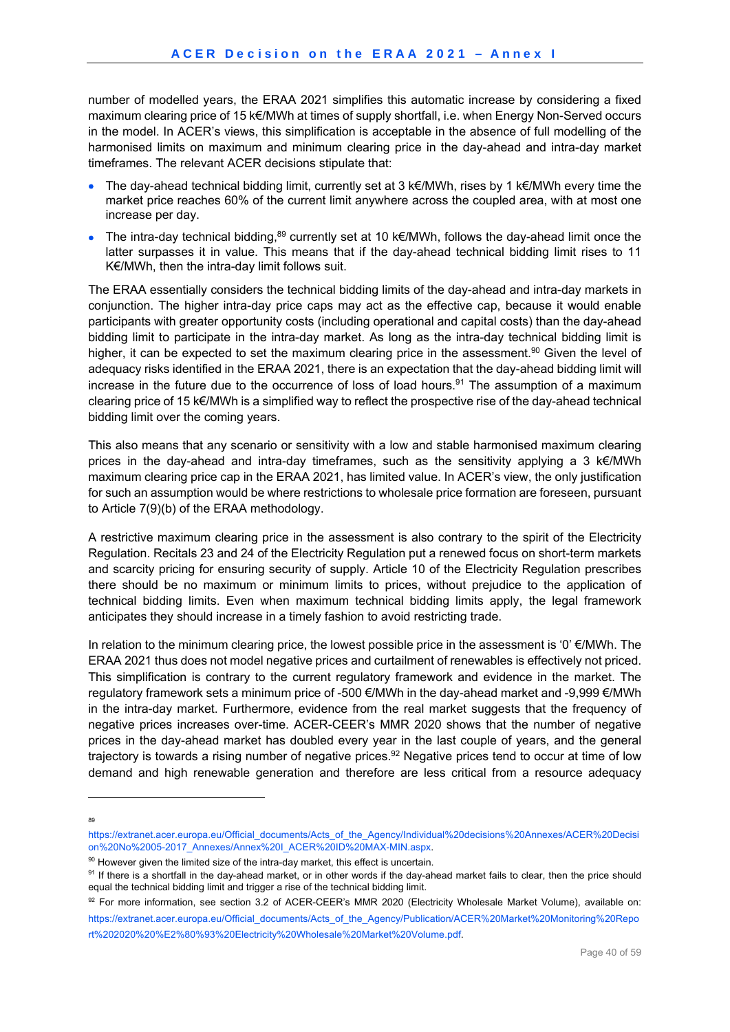number of modelled years, the ERAA 2021 simplifies this automatic increase by considering a fixed maximum clearing price of 15 k€/MWh at times of supply shortfall, i.e. when Energy Non-Served occurs in the model. In ACER's views, this simplification is acceptable in the absence of full modelling of the harmonised limits on maximum and minimum clearing price in the day-ahead and intra-day market timeframes. The relevant ACER decisions stipulate that:

- The day-ahead technical bidding limit, currently set at 3 k€/MWh, rises by 1 k€/MWh every time the market price reaches 60% of the current limit anywhere across the coupled area, with at most one increase per day.
- The intra-day technical bidding,[89] currently set at 10 k€/MWh, follows the day-ahead limit once the latter surpasses it in value. This means that if the day-ahead technical bidding limit rises to 11 K€/MWh, then the intra-day limit follows suit.

The ERAA essentially considers the technical bidding limits of the day-ahead and intra-day markets in conjunction. The higher intra-day price caps may act as the effective cap, because it would enable participants with greater opportunity costs (including operational and capital costs) than the day-ahead bidding limit to participate in the intra-day market. As long as the intra-day technical bidding limit is higher, it can be expected to set the maximum clearing price in the assessment.[90] Given the level of adequacy risks identified in the ERAA 2021, there is an expectation that the day-ahead bidding limit will increase in the future due to the occurrence of loss of load hours.[91] The assumption of a maximum clearing price of 15 k€/MWh is a simplified way to reflect the prospective rise of the day-ahead technical bidding limit over the coming years.

This also means that any scenario or sensitivity with a low and stable harmonised maximum clearing prices in the day-ahead and intra-day timeframes, such as the sensitivity applying a 3 k€/MWh maximum clearing price cap in the ERAA 2021, has limited value. In ACER's view, the only justification for such an assumption would be where restrictions to wholesale price formation are foreseen, pursuant to Article 7(9)(b) of the ERAA methodology.

A restrictive maximum clearing price in the assessment is also contrary to the spirit of the Electricity Regulation. Recitals 23 and 24 of the Electricity Regulation put a renewed focus on short-term markets and scarcity pricing for ensuring security of supply. Article 10 of the Electricity Regulation prescribes there should be no maximum or minimum limits to prices, without prejudice to the application of technical bidding limits. Even when maximum technical bidding limits apply, the legal framework anticipates they should increase in a timely fashion to avoid restricting trade.

In relation to the minimum clearing price, the lowest possible price in the assessment is '0' €/MWh. The ERAA 2021 thus does not model negative prices and curtailment of renewables is effectively not priced. This simplification is contrary to the current regulatory framework and evidence in the market. The regulatory framework sets a minimum price of -500 €/MWh in the day-ahead market and -9,999 €/MWh in the intra-day market. Furthermore, evidence from the real market suggests that the frequency of negative prices increases over-time. ACER-CEER's MMR 2020 shows that the number of negative prices in the day-ahead market has doubled every year in the last couple of years, and the general trajectory is towards a rising number of negative prices.[92] Negative prices tend to occur at time of low demand and high renewable generation and therefore are less critical from a resource adequacy

---

[89] https://extranet.acer.europa.eu/Official_documents/Acts_of_the_Agency/Individual%20decisions%20Annexes/ACER%20Decision%20No%2005-2017_Annexes/Annex%20I_ACER%20ID%20MAX-MIN.aspx.

[90] However given the limited size of the intra-day market, this effect is uncertain.

[91] If there is a shortfall in the day-ahead market, or in other words if the day-ahead market fails to clear, then the price should equal the technical bidding limit and trigger a rise of the technical bidding limit.

[92] For more information, see section 3.2 of ACER-CEER's MMR 2020 (Electricity Wholesale Market Volume), available on: https://extranet.acer.europa.eu/Official_documents/Acts_of_the_Agency/Publication/ACER%20Market%20Monitoring%20Report%202020%20%E2%80%93%20Electricity%20Wholesale%20Market%20Volume.pdf.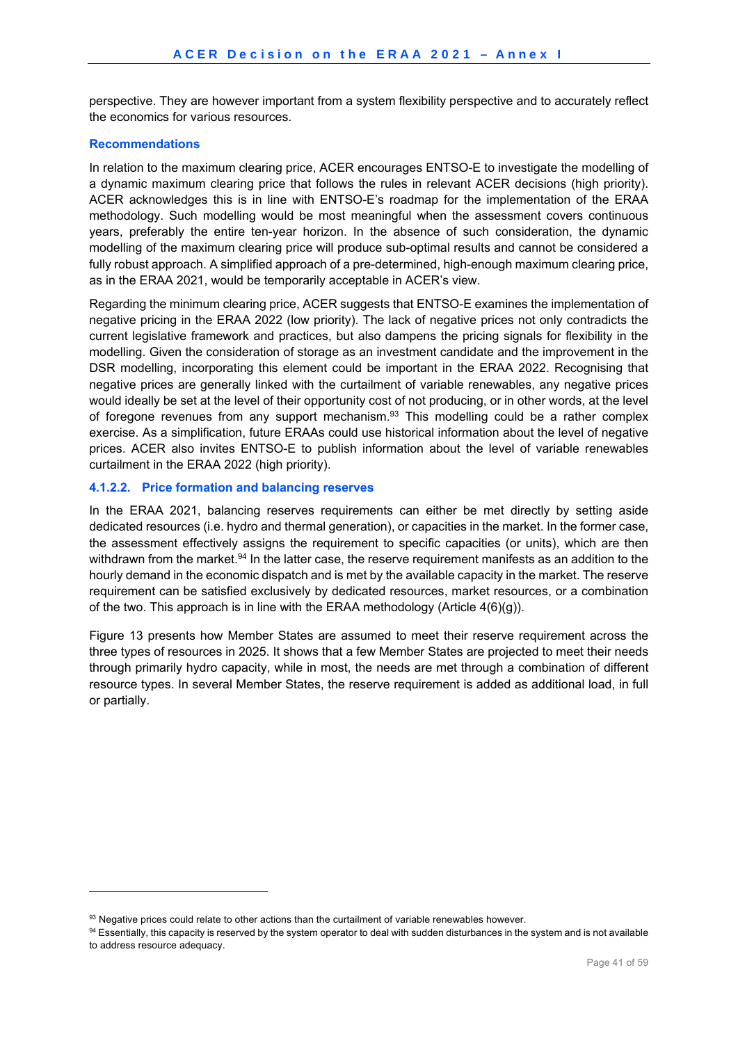perspective. They are however important from a system flexibility perspective and to accurately reflect the economics for various resources.

**Recommendations**

In relation to the maximum clearing price, ACER encourages ENTSO-E to investigate the modelling of a dynamic maximum clearing price that follows the rules in relevant ACER decisions (high priority). ACER acknowledges this is in line with ENTSO-E's roadmap for the implementation of the ERAA methodology. Such modelling would be most meaningful when the assessment covers continuous years, preferably the entire ten-year horizon. In the absence of such consideration, the dynamic modelling of the maximum clearing price will produce sub-optimal results and cannot be considered a fully robust approach. A simplified approach of a pre-determined, high-enough maximum clearing price, as in the ERAA 2021, would be temporarily acceptable in ACER's view.

Regarding the minimum clearing price, ACER suggests that ENTSO-E examines the implementation of negative pricing in the ERAA 2022 (low priority). The lack of negative prices not only contradicts the current legislative framework and practices, but also dampens the pricing signals for flexibility in the modelling. Given the consideration of storage as an investment candidate and the improvement in the DSR modelling, incorporating this element could be important in the ERAA 2022. Recognising that negative prices are generally linked with the curtailment of variable renewables, any negative prices would ideally be set at the level of their opportunity cost of not producing, or in other words, at the level of foregone revenues from any support mechanism.[93] This modelling could be a rather complex exercise. As a simplification, future ERAAs could use historical information about the level of negative prices. ACER also invites ENTSO-E to publish information about the level of variable renewables curtailment in the ERAA 2022 (high priority).

#### 4.1.2.2. Price formation and balancing reserves

In the ERAA 2021, balancing reserves requirements can either be met directly by setting aside dedicated resources (i.e. hydro and thermal generation), or capacities in the market. In the former case, the assessment effectively assigns the requirement to specific capacities (or units), which are then withdrawn from the market.[94] In the latter case, the reserve requirement manifests as an addition to the hourly demand in the economic dispatch and is met by the available capacity in the market. The reserve requirement can be satisfied exclusively by dedicated resources, market resources, or a combination of the two. This approach is in line with the ERAA methodology (Article 4(6)(g)).

Figure 13 presents how Member States are assumed to meet their reserve requirement across the three types of resources in 2025. It shows that a few Member States are projected to meet their needs through primarily hydro capacity, while in most, the needs are met through a combination of different resource types. In several Member States, the reserve requirement is added as additional load, in full or partially.

---

[93] Negative prices could relate to other actions than the curtailment of variable renewables however.

[94] Essentially, this capacity is reserved by the system operator to deal with sudden disturbances in the system and is not available to address resource adequacy.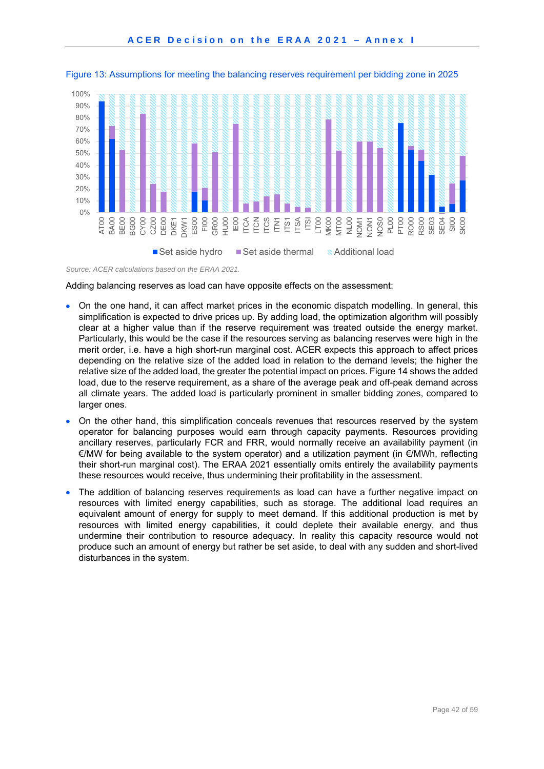Figure 13: Assumptions for meeting the balancing reserves requirement per bidding zone in 2025

*Source: ACER calculations based on the ERAA 2021.*

Adding balancing reserves as load can have opposite effects on the assessment:

- On the one hand, it can affect market prices in the economic dispatch modelling. In general, this simplification is expected to drive prices up. By adding load, the optimization algorithm will possibly clear at a higher value than if the reserve requirement was treated outside the energy market. Particularly, this would be the case if the resources serving as balancing reserves were high in the merit order, i.e. have a high short-run marginal cost. ACER expects this approach to affect prices depending on the relative size of the added load in relation to the demand levels; the higher the relative size of the added load, the greater the potential impact on prices. Figure 14 shows the added load, due to the reserve requirement, as a share of the average peak and off-peak demand across all climate years. The added load is particularly prominent in smaller bidding zones, compared to larger ones.
- On the other hand, this simplification conceals revenues that resources reserved by the system operator for balancing purposes would earn through capacity payments. Resources providing ancillary reserves, particularly FCR and FRR, would normally receive an availability payment (in €/MW for being available to the system operator) and a utilization payment (in €/MWh, reflecting their short-run marginal cost). The ERAA 2021 essentially omits entirely the availability payments these resources would receive, thus undermining their profitability in the assessment.
- The addition of balancing reserves requirements as load can have a further negative impact on resources with limited energy capabilities, such as storage. The additional load requires an equivalent amount of energy for supply to meet demand. If this additional production is met by resources with limited energy capabilities, it could deplete their available energy, and thus undermine their contribution to resource adequacy. In reality this capacity resource would not produce such an amount of energy but rather be set aside, to deal with any sudden and short-lived disturbances in the system.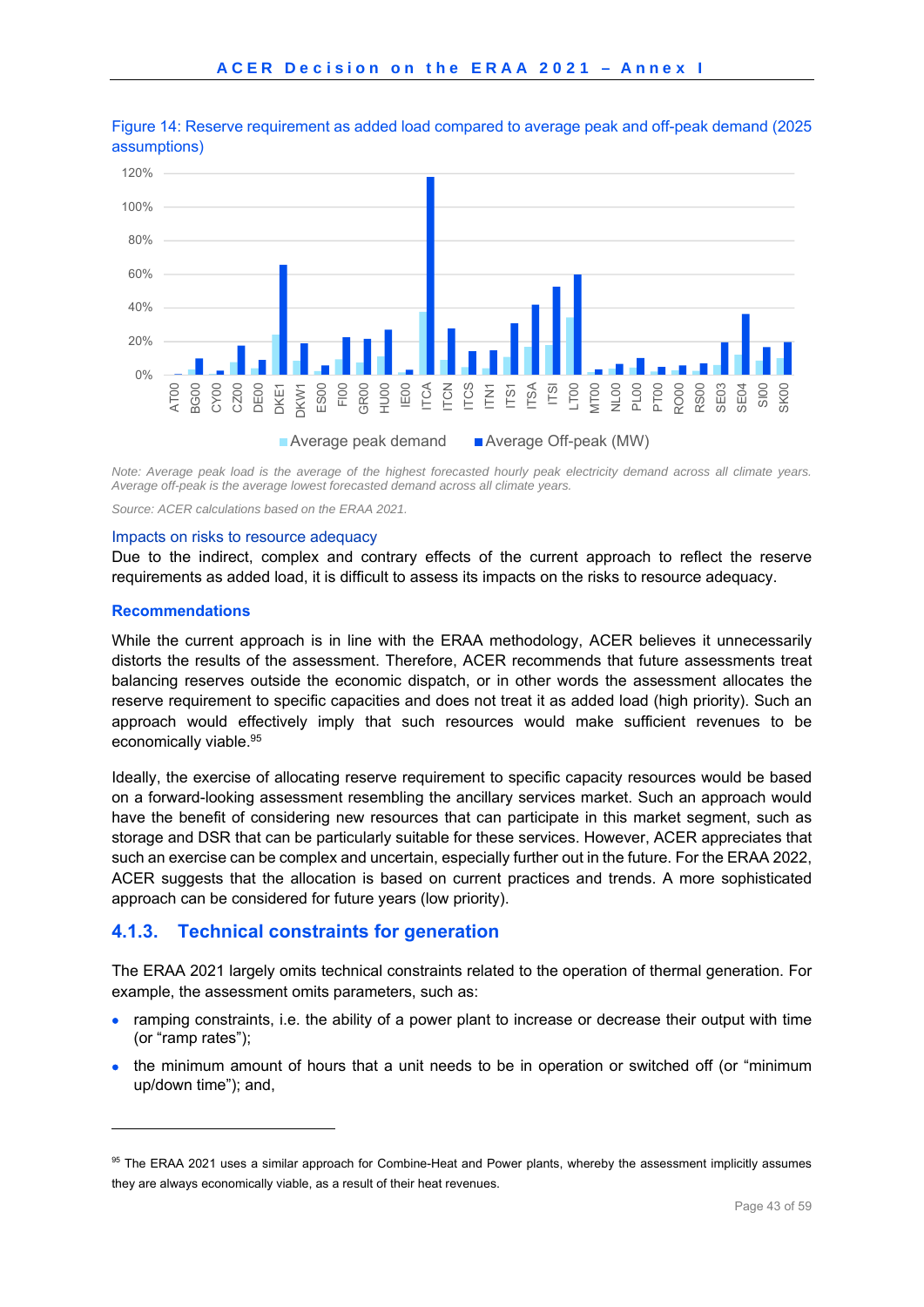Figure 14: Reserve requirement as added load compared to average peak and off-peak demand (2025 assumptions)

*Note: Average peak load is the average of the highest forecasted hourly peak electricity demand across all climate years. Average off-peak is the average lowest forecasted demand across all climate years.*

*Source: ACER calculations based on the ERAA 2021.*

### Impacts on risks to resource adequacy

Due to the indirect, complex and contrary effects of the current approach to reflect the reserve requirements as added load, it is difficult to assess its impacts on the risks to resource adequacy.

**Recommendations**

While the current approach is in line with the ERAA methodology, ACER believes it unnecessarily distorts the results of the assessment. Therefore, ACER recommends that future assessments treat balancing reserves outside the economic dispatch, or in other words the assessment allocates the reserve requirement to specific capacities and does not treat it as added load (high priority). Such an approach would effectively imply that such resources would make sufficient revenues to be economically viable.[95]

Ideally, the exercise of allocating reserve requirement to specific capacity resources would be based on a forward-looking assessment resembling the ancillary services market. Such an approach would have the benefit of considering new resources that can participate in this market segment, such as storage and DSR that can be particularly suitable for these services. However, ACER appreciates that such an exercise can be complex and uncertain, especially further out in the future. For the ERAA 2022, ACER suggests that the allocation is based on current practices and trends. A more sophisticated approach can be considered for future years (low priority).

## 4.1.3. Technical constraints for generation

The ERAA 2021 largely omits technical constraints related to the operation of thermal generation. For example, the assessment omits parameters, such as:

- ramping constraints, i.e. the ability of a power plant to increase or decrease their output with time (or "ramp rates");
- the minimum amount of hours that a unit needs to be in operation or switched off (or "minimum up/down time"); and,

[95] The ERAA 2021 uses a similar approach for Combine-Heat and Power plants, whereby the assessment implicitly assumes they are always economically viable, as a result of their heat revenues.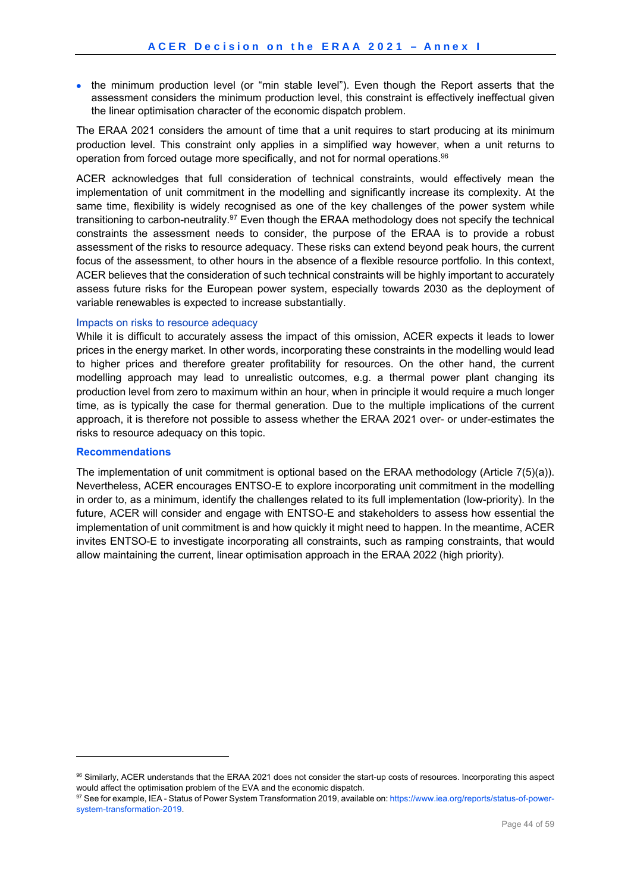- the minimum production level (or "min stable level"). Even though the Report asserts that the assessment considers the minimum production level, this constraint is effectively ineffectual given the linear optimisation character of the economic dispatch problem.

The ERAA 2021 considers the amount of time that a unit requires to start producing at its minimum production level. This constraint only applies in a simplified way however, when a unit returns to operation from forced outage more specifically, and not for normal operations.[96]

ACER acknowledges that full consideration of technical constraints, would effectively mean the implementation of unit commitment in the modelling and significantly increase its complexity. At the same time, flexibility is widely recognised as one of the key challenges of the power system while transitioning to carbon-neutrality.[97] Even though the ERAA methodology does not specify the technical constraints the assessment needs to consider, the purpose of the ERAA is to provide a robust assessment of the risks to resource adequacy. These risks can extend beyond peak hours, the current focus of the assessment, to other hours in the absence of a flexible resource portfolio. In this context, ACER believes that the consideration of such technical constraints will be highly important to accurately assess future risks for the European power system, especially towards 2030 as the deployment of variable renewables is expected to increase substantially.

#### Impacts on risks to resource adequacy

While it is difficult to accurately assess the impact of this omission, ACER expects it leads to lower prices in the energy market. In other words, incorporating these constraints in the modelling would lead to higher prices and therefore greater profitability for resources. On the other hand, the current modelling approach may lead to unrealistic outcomes, e.g. a thermal power plant changing its production level from zero to maximum within an hour, when in principle it would require a much longer time, as is typically the case for thermal generation. Due to the multiple implications of the current approach, it is therefore not possible to assess whether the ERAA 2021 over- or under-estimates the risks to resource adequacy on this topic.

#### **Recommendations**

The implementation of unit commitment is optional based on the ERAA methodology (Article 7(5)(a)). Nevertheless, ACER encourages ENTSO-E to explore incorporating unit commitment in the modelling in order to, as a minimum, identify the challenges related to its full implementation (low-priority). In the future, ACER will consider and engage with ENTSO-E and stakeholders to assess how essential the implementation of unit commitment is and how quickly it might need to happen. In the meantime, ACER invites ENTSO-E to investigate incorporating all constraints, such as ramping constraints, that would allow maintaining the current, linear optimisation approach in the ERAA 2022 (high priority).

---

[96] Similarly, ACER understands that the ERAA 2021 does not consider the start-up costs of resources. Incorporating this aspect would affect the optimisation problem of the EVA and the economic dispatch.

[97] See for example, IEA - Status of Power System Transformation 2019, available on: https://www.iea.org/reports/status-of-power-system-transformation-2019.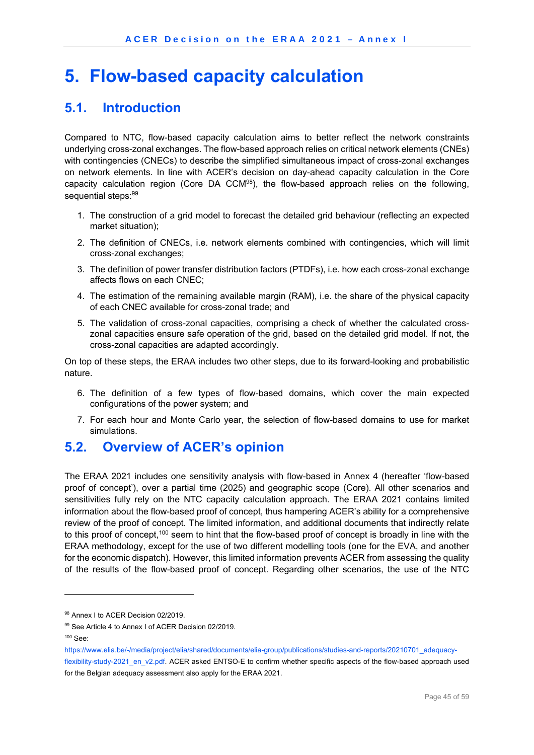# 5. Flow-based capacity calculation

## 5.1. Introduction

Compared to NTC, flow-based capacity calculation aims to better reflect the network constraints underlying cross-zonal exchanges. The flow-based approach relies on critical network elements (CNEs) with contingencies (CNECs) to describe the simplified simultaneous impact of cross-zonal exchanges on network elements. In line with ACER's decision on day-ahead capacity calculation in the Core capacity calculation region (Core DA CCM[98]), the flow-based approach relies on the following, sequential steps:[99]

1. The construction of a grid model to forecast the detailed grid behaviour (reflecting an expected market situation);
2. The definition of CNECs, i.e. network elements combined with contingencies, which will limit cross-zonal exchanges;
3. The definition of power transfer distribution factors (PTDFs), i.e. how each cross-zonal exchange affects flows on each CNEC;
4. The estimation of the remaining available margin (RAM), i.e. the share of the physical capacity of each CNEC available for cross-zonal trade; and
5. The validation of cross-zonal capacities, comprising a check of whether the calculated cross-zonal capacities ensure safe operation of the grid, based on the detailed grid model. If not, the cross-zonal capacities are adapted accordingly.

On top of these steps, the ERAA includes two other steps, due to its forward-looking and probabilistic nature.

6. The definition of a few types of flow-based domains, which cover the main expected configurations of the power system; and
7. For each hour and Monte Carlo year, the selection of flow-based domains to use for market simulations.

## 5.2. Overview of ACER's opinion

The ERAA 2021 includes one sensitivity analysis with flow-based in Annex 4 (hereafter 'flow-based proof of concept'), over a partial time (2025) and geographic scope (Core). All other scenarios and sensitivities fully rely on the NTC capacity calculation approach. The ERAA 2021 contains limited information about the flow-based proof of concept, thus hampering ACER's ability for a comprehensive review of the proof of concept. The limited information, and additional documents that indirectly relate to this proof of concept,[100] seem to hint that the flow-based proof of concept is broadly in line with the ERAA methodology, except for the use of two different modelling tools (one for the EVA, and another for the economic dispatch). However, this limited information prevents ACER from assessing the quality of the results of the flow-based proof of concept. Regarding other scenarios, the use of the NTC

---

[98] Annex I to ACER Decision 02/2019.

[99] See Article 4 to Annex I of ACER Decision 02/2019.

[100] See: https://www.elia.be/-/media/project/elia/shared/documents/elia-group/publications/studies-and-reports/20210701_adequacy-flexibility-study-2021_en_v2.pdf. ACER asked ENTSO-E to confirm whether specific aspects of the flow-based approach used for the Belgian adequacy assessment also apply for the ERAA 2021.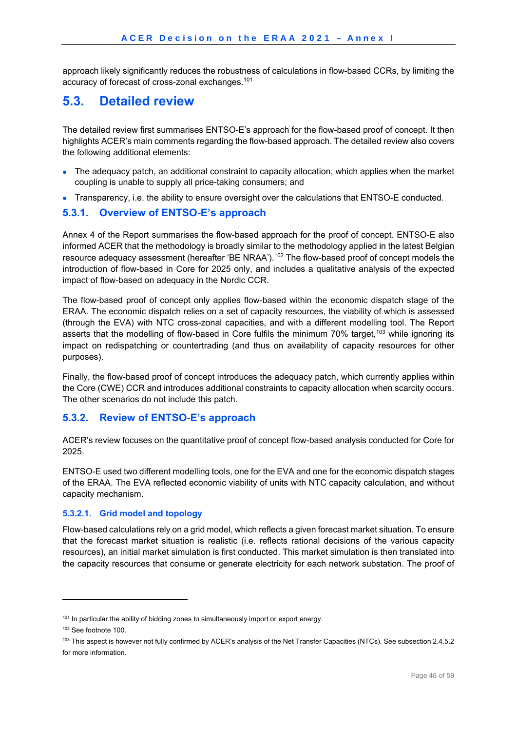approach likely significantly reduces the robustness of calculations in flow-based CCRs, by limiting the accuracy of forecast of cross-zonal exchanges.[101]

## 5.3. Detailed review

The detailed review first summarises ENTSO-E's approach for the flow-based proof of concept. It then highlights ACER's main comments regarding the flow-based approach. The detailed review also covers the following additional elements:

- The adequacy patch, an additional constraint to capacity allocation, which applies when the market coupling is unable to supply all price-taking consumers; and
- Transparency, i.e. the ability to ensure oversight over the calculations that ENTSO-E conducted.

### 5.3.1. Overview of ENTSO-E's approach

Annex 4 of the Report summarises the flow-based approach for the proof of concept. ENTSO-E also informed ACER that the methodology is broadly similar to the methodology applied in the latest Belgian resource adequacy assessment (hereafter 'BE NRAA').[102] The flow-based proof of concept models the introduction of flow-based in Core for 2025 only, and includes a qualitative analysis of the expected impact of flow-based on adequacy in the Nordic CCR.

The flow-based proof of concept only applies flow-based within the economic dispatch stage of the ERAA. The economic dispatch relies on a set of capacity resources, the viability of which is assessed (through the EVA) with NTC cross-zonal capacities, and with a different modelling tool. The Report asserts that the modelling of flow-based in Core fulfils the minimum 70% target,[103] while ignoring its impact on redispatching or countertrading (and thus on availability of capacity resources for other purposes).

Finally, the flow-based proof of concept introduces the adequacy patch, which currently applies within the Core (CWE) CCR and introduces additional constraints to capacity allocation when scarcity occurs. The other scenarios do not include this patch.

### 5.3.2. Review of ENTSO-E's approach

ACER's review focuses on the quantitative proof of concept flow-based analysis conducted for Core for 2025.

ENTSO-E used two different modelling tools, one for the EVA and one for the economic dispatch stages of the ERAA. The EVA reflected economic viability of units with NTC capacity calculation, and without capacity mechanism.

#### 5.3.2.1. Grid model and topology

Flow-based calculations rely on a grid model, which reflects a given forecast market situation. To ensure that the forecast market situation is realistic (i.e. reflects rational decisions of the various capacity resources), an initial market simulation is first conducted. This market simulation is then translated into the capacity resources that consume or generate electricity for each network substation. The proof of

[101] In particular the ability of bidding zones to simultaneously import or export energy.

[102] See footnote 100.

[103] This aspect is however not fully confirmed by ACER's analysis of the Net Transfer Capacities (NTCs). See subsection 2.4.5.2 for more information.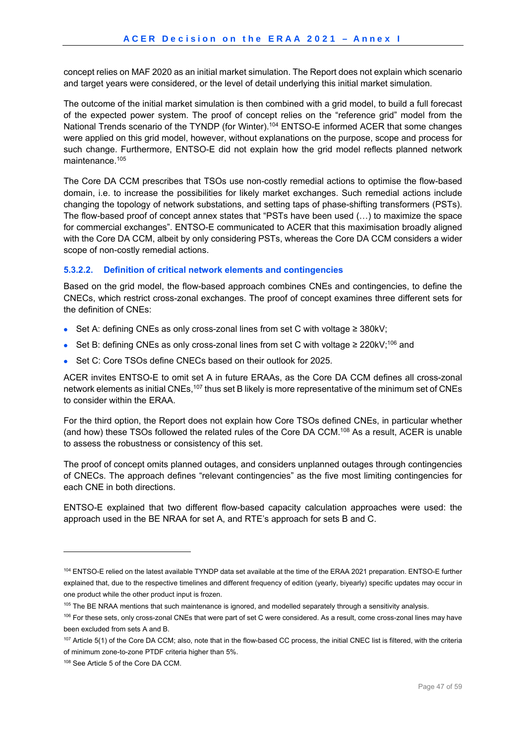concept relies on MAF 2020 as an initial market simulation. The Report does not explain which scenario and target years were considered, or the level of detail underlying this initial market simulation.

The outcome of the initial market simulation is then combined with a grid model, to build a full forecast of the expected power system. The proof of concept relies on the "reference grid" model from the National Trends scenario of the TYNDP (for Winter).[104] ENTSO-E informed ACER that some changes were applied on this grid model, however, without explanations on the purpose, scope and process for such change. Furthermore, ENTSO-E did not explain how the grid model reflects planned network maintenance.[105]

The Core DA CCM prescribes that TSOs use non-costly remedial actions to optimise the flow-based domain, i.e. to increase the possibilities for likely market exchanges. Such remedial actions include changing the topology of network substations, and setting taps of phase-shifting transformers (PSTs). The flow-based proof of concept annex states that "PSTs have been used (…) to maximize the space for commercial exchanges". ENTSO-E communicated to ACER that this maximisation broadly aligned with the Core DA CCM, albeit by only considering PSTs, whereas the Core DA CCM considers a wider scope of non-costly remedial actions.

#### 5.3.2.2. Definition of critical network elements and contingencies

Based on the grid model, the flow-based approach combines CNEs and contingencies, to define the CNECs, which restrict cross-zonal exchanges. The proof of concept examines three different sets for the definition of CNEs:

- Set A: defining CNEs as only cross-zonal lines from set C with voltage ≥ 380kV;
- Set B: defining CNEs as only cross-zonal lines from set C with voltage ≥ 220kV;[106] and
- Set C: Core TSOs define CNECs based on their outlook for 2025.

ACER invites ENTSO-E to omit set A in future ERAAs, as the Core DA CCM defines all cross-zonal network elements as initial CNEs,[107] thus set B likely is more representative of the minimum set of CNEs to consider within the ERAA.

For the third option, the Report does not explain how Core TSOs defined CNEs, in particular whether (and how) these TSOs followed the related rules of the Core DA CCM.[108] As a result, ACER is unable to assess the robustness or consistency of this set.

The proof of concept omits planned outages, and considers unplanned outages through contingencies of CNECs. The approach defines "relevant contingencies" as the five most limiting contingencies for each CNE in both directions.

ENTSO-E explained that two different flow-based capacity calculation approaches were used: the approach used in the BE NRAA for set A, and RTE's approach for sets B and C.

---

[104] ENTSO-E relied on the latest available TYNDP data set available at the time of the ERAA 2021 preparation. ENTSO-E further explained that, due to the respective timelines and different frequency of edition (yearly, biyearly) specific updates may occur in one product while the other product input is frozen.

[105] The BE NRAA mentions that such maintenance is ignored, and modelled separately through a sensitivity analysis.

[106] For these sets, only cross-zonal CNEs that were part of set C were considered. As a result, come cross-zonal lines may have been excluded from sets A and B.

[107] Article 5(1) of the Core DA CCM; also, note that in the flow-based CC process, the initial CNEC list is filtered, with the criteria of minimum zone-to-zone PTDF criteria higher than 5%.

[108] See Article 5 of the Core DA CCM.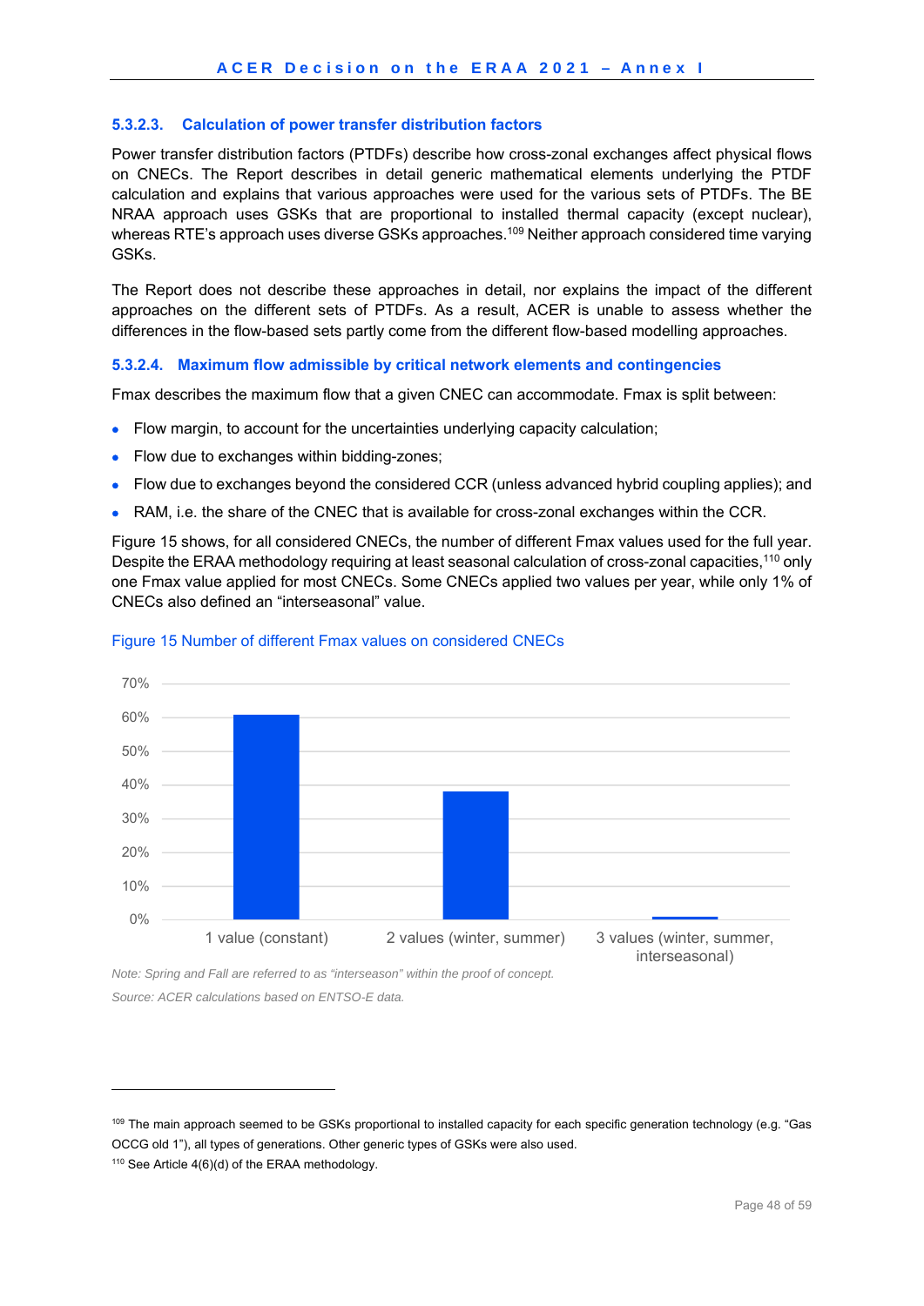#### 5.3.2.3. Calculation of power transfer distribution factors

Power transfer distribution factors (PTDFs) describe how cross-zonal exchanges affect physical flows on CNECs. The Report describes in detail generic mathematical elements underlying the PTDF calculation and explains that various approaches were used for the various sets of PTDFs. The BE NRAA approach uses GSKs that are proportional to installed thermal capacity (except nuclear), whereas RTE's approach uses diverse GSKs approaches.[109] Neither approach considered time varying GSKs.

The Report does not describe these approaches in detail, nor explains the impact of the different approaches on the different sets of PTDFs. As a result, ACER is unable to assess whether the differences in the flow-based sets partly come from the different flow-based modelling approaches.

#### 5.3.2.4. Maximum flow admissible by critical network elements and contingencies

Fmax describes the maximum flow that a given CNEC can accommodate. Fmax is split between:

- Flow margin, to account for the uncertainties underlying capacity calculation;
- Flow due to exchanges within bidding-zones;
- Flow due to exchanges beyond the considered CCR (unless advanced hybrid coupling applies); and
- RAM, i.e. the share of the CNEC that is available for cross-zonal exchanges within the CCR.

Figure 15 shows, for all considered CNECs, the number of different Fmax values used for the full year. Despite the ERAA methodology requiring at least seasonal calculation of cross-zonal capacities,[110] only one Fmax value applied for most CNECs. Some CNECs applied two values per year, while only 1% of CNECs also defined an "interseasonal" value.

Figure 15 Number of different Fmax values on considered CNECs

| Category | Share of CNECs (approx.) |
|---|---|
| 1 value (constant) | ~61% |
| 2 values (winter, summer) | ~38% |
| 3 values (winter, summer, interseasonal) | ~1% |

*Note: Spring and Fall are referred to as "interseason" within the proof of concept.*

*Source: ACER calculations based on ENTSO-E data.*

---

[109] The main approach seemed to be GSKs proportional to installed capacity for each specific generation technology (e.g. "Gas OCCG old 1"), all types of generations. Other generic types of GSKs were also used.

[110] See Article 4(6)(d) of the ERAA methodology.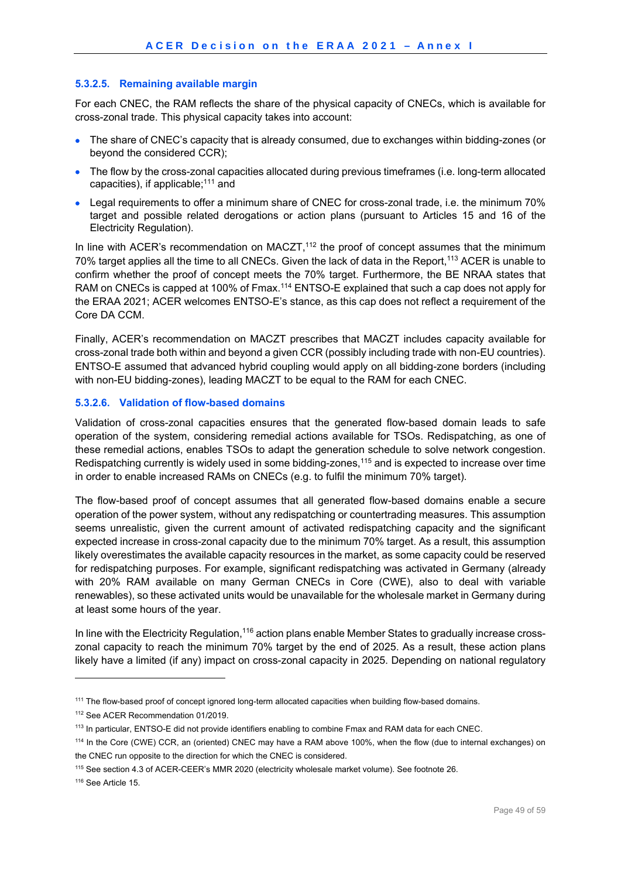#### 5.3.2.5. Remaining available margin

For each CNEC, the RAM reflects the share of the physical capacity of CNECs, which is available for cross-zonal trade. This physical capacity takes into account:

- The share of CNEC's capacity that is already consumed, due to exchanges within bidding-zones (or beyond the considered CCR);
- The flow by the cross-zonal capacities allocated during previous timeframes (i.e. long-term allocated capacities), if applicable;[111] and
- Legal requirements to offer a minimum share of CNEC for cross-zonal trade, i.e. the minimum 70% target and possible related derogations or action plans (pursuant to Articles 15 and 16 of the Electricity Regulation).

In line with ACER's recommendation on MACZT,[112] the proof of concept assumes that the minimum 70% target applies all the time to all CNECs. Given the lack of data in the Report,[113] ACER is unable to confirm whether the proof of concept meets the 70% target. Furthermore, the BE NRAA states that RAM on CNECs is capped at 100% of Fmax.[114] ENTSO-E explained that such a cap does not apply for the ERAA 2021; ACER welcomes ENTSO-E's stance, as this cap does not reflect a requirement of the Core DA CCM.

Finally, ACER's recommendation on MACZT prescribes that MACZT includes capacity available for cross-zonal trade both within and beyond a given CCR (possibly including trade with non-EU countries). ENTSO-E assumed that advanced hybrid coupling would apply on all bidding-zone borders (including with non-EU bidding-zones), leading MACZT to be equal to the RAM for each CNEC.

#### 5.3.2.6. Validation of flow-based domains

Validation of cross-zonal capacities ensures that the generated flow-based domain leads to safe operation of the system, considering remedial actions available for TSOs. Redispatching, as one of these remedial actions, enables TSOs to adapt the generation schedule to solve network congestion. Redispatching currently is widely used in some bidding-zones,[115] and is expected to increase over time in order to enable increased RAMs on CNECs (e.g. to fulfil the minimum 70% target).

The flow-based proof of concept assumes that all generated flow-based domains enable a secure operation of the power system, without any redispatching or countertrading measures. This assumption seems unrealistic, given the current amount of activated redispatching capacity and the significant expected increase in cross-zonal capacity due to the minimum 70% target. As a result, this assumption likely overestimates the available capacity resources in the market, as some capacity could be reserved for redispatching purposes. For example, significant redispatching was activated in Germany (already with 20% RAM available on many German CNECs in Core (CWE), also to deal with variable renewables), so these activated units would be unavailable for the wholesale market in Germany during at least some hours of the year.

In line with the Electricity Regulation,[116] action plans enable Member States to gradually increase cross-zonal capacity to reach the minimum 70% target by the end of 2025. As a result, these action plans likely have a limited (if any) impact on cross-zonal capacity in 2025. Depending on national regulatory

---

[111] The flow-based proof of concept ignored long-term allocated capacities when building flow-based domains.

[112] See ACER Recommendation 01/2019.

[113] In particular, ENTSO-E did not provide identifiers enabling to combine Fmax and RAM data for each CNEC.

[114] In the Core (CWE) CCR, an (oriented) CNEC may have a RAM above 100%, when the flow (due to internal exchanges) on the CNEC run opposite to the direction for which the CNEC is considered.

[115] See section 4.3 of ACER-CEER's MMR 2020 (electricity wholesale market volume). See footnote 26.

[116] See Article 15.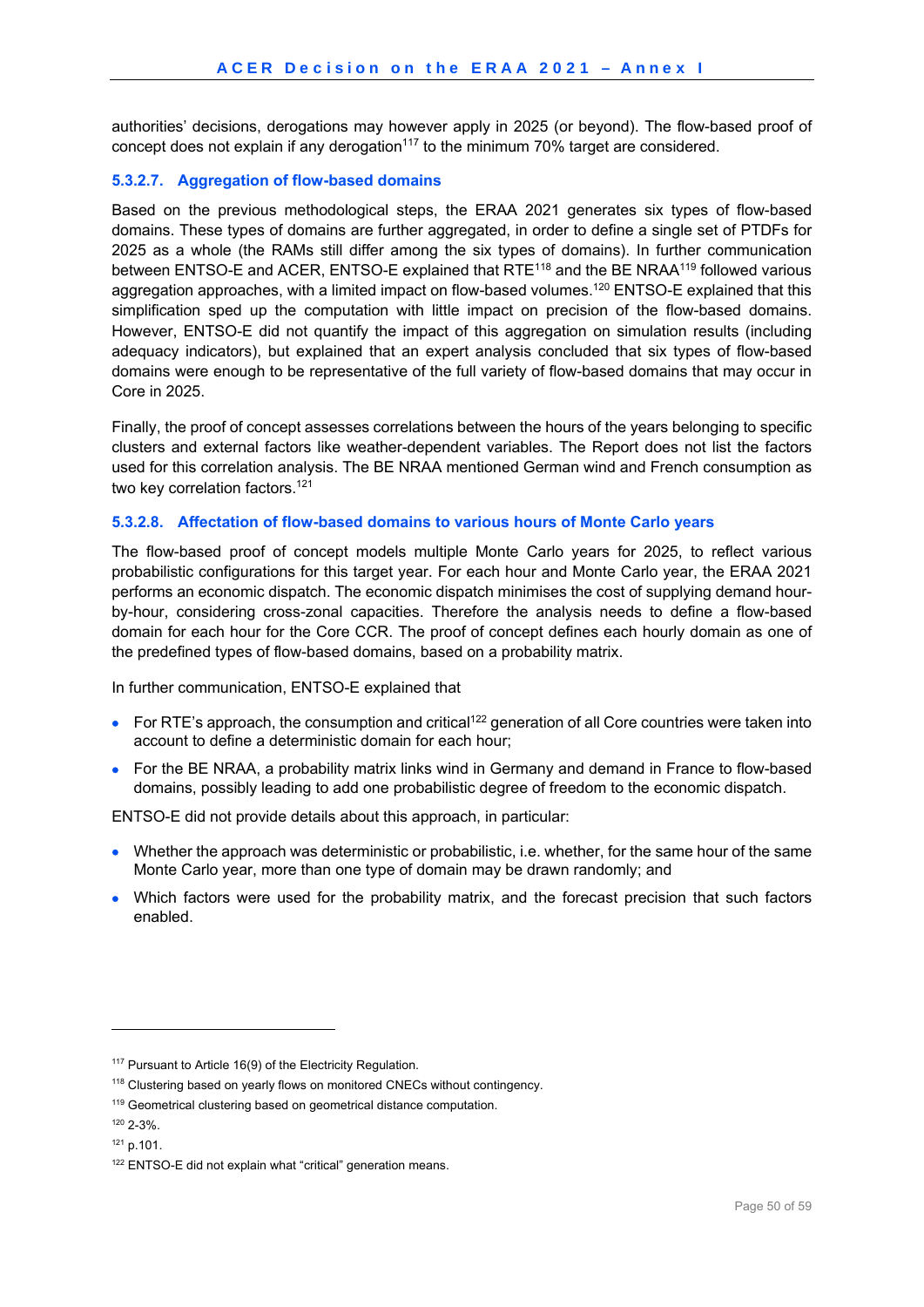authorities' decisions, derogations may however apply in 2025 (or beyond). The flow-based proof of concept does not explain if any derogation[117] to the minimum 70% target are considered.

#### 5.3.2.7. Aggregation of flow-based domains

Based on the previous methodological steps, the ERAA 2021 generates six types of flow-based domains. These types of domains are further aggregated, in order to define a single set of PTDFs for 2025 as a whole (the RAMs still differ among the six types of domains). In further communication between ENTSO-E and ACER, ENTSO-E explained that RTE[118] and the BE NRAA[119] followed various aggregation approaches, with a limited impact on flow-based volumes.[120] ENTSO-E explained that this simplification sped up the computation with little impact on precision of the flow-based domains. However, ENTSO-E did not quantify the impact of this aggregation on simulation results (including adequacy indicators), but explained that an expert analysis concluded that six types of flow-based domains were enough to be representative of the full variety of flow-based domains that may occur in Core in 2025.

Finally, the proof of concept assesses correlations between the hours of the years belonging to specific clusters and external factors like weather-dependent variables. The Report does not list the factors used for this correlation analysis. The BE NRAA mentioned German wind and French consumption as two key correlation factors.[121]

#### 5.3.2.8. Affectation of flow-based domains to various hours of Monte Carlo years

The flow-based proof of concept models multiple Monte Carlo years for 2025, to reflect various probabilistic configurations for this target year. For each hour and Monte Carlo year, the ERAA 2021 performs an economic dispatch. The economic dispatch minimises the cost of supplying demand hour-by-hour, considering cross-zonal capacities. Therefore the analysis needs to define a flow-based domain for each hour for the Core CCR. The proof of concept defines each hourly domain as one of the predefined types of flow-based domains, based on a probability matrix.

In further communication, ENTSO-E explained that

- For RTE's approach, the consumption and critical[122] generation of all Core countries were taken into account to define a deterministic domain for each hour;
- For the BE NRAA, a probability matrix links wind in Germany and demand in France to flow-based domains, possibly leading to add one probabilistic degree of freedom to the economic dispatch.

ENTSO-E did not provide details about this approach, in particular:

- Whether the approach was deterministic or probabilistic, i.e. whether, for the same hour of the same Monte Carlo year, more than one type of domain may be drawn randomly; and
- Which factors were used for the probability matrix, and the forecast precision that such factors enabled.

---

[117] Pursuant to Article 16(9) of the Electricity Regulation.

[118] Clustering based on yearly flows on monitored CNECs without contingency.

[119] Geometrical clustering based on geometrical distance computation.

[120] 2-3%.

[121] p.101.

[122] ENTSO-E did not explain what "critical" generation means.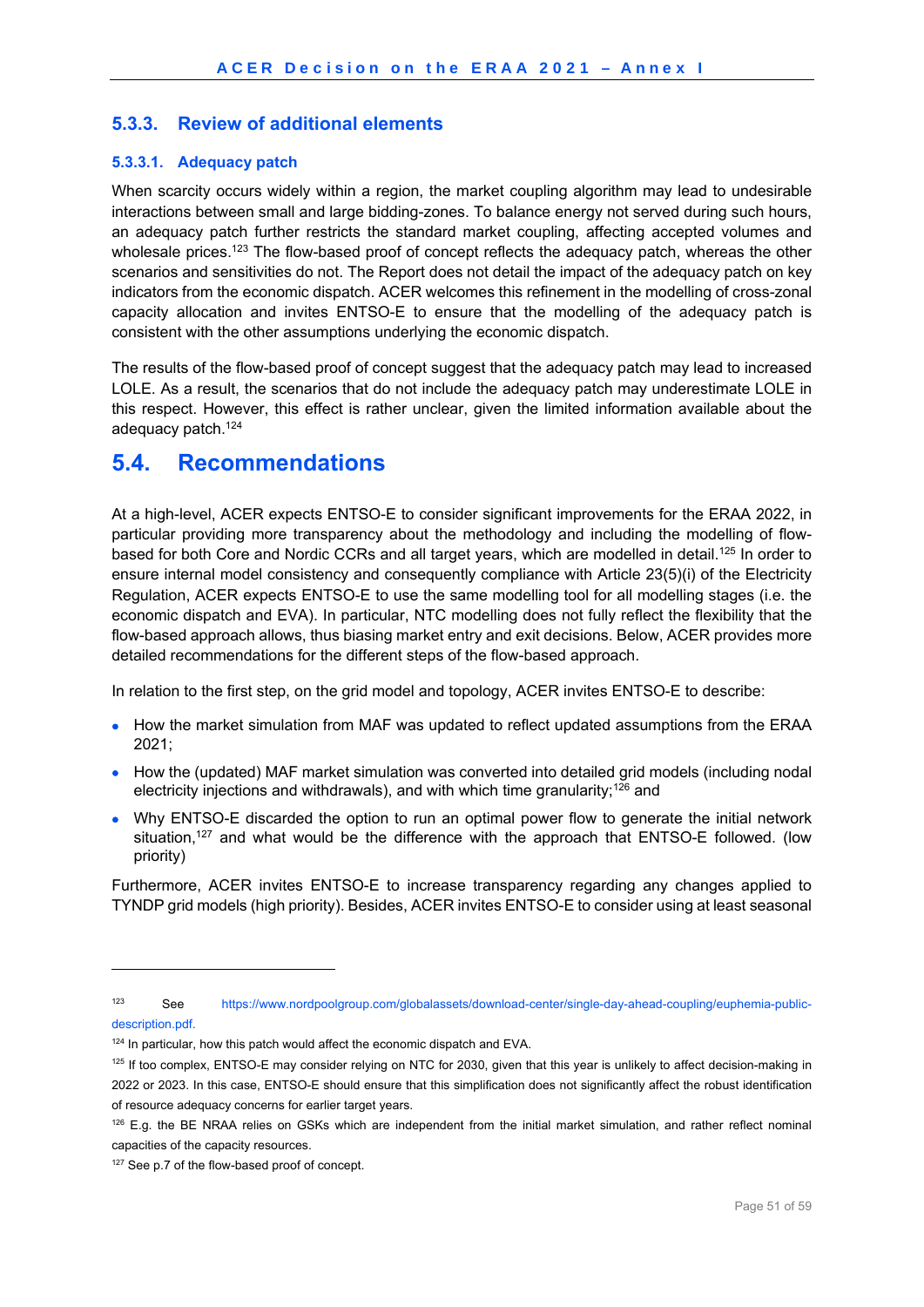### 5.3.3. Review of additional elements

#### 5.3.3.1. Adequacy patch

When scarcity occurs widely within a region, the market coupling algorithm may lead to undesirable interactions between small and large bidding-zones. To balance energy not served during such hours, an adequacy patch further restricts the standard market coupling, affecting accepted volumes and wholesale prices.[123] The flow-based proof of concept reflects the adequacy patch, whereas the other scenarios and sensitivities do not. The Report does not detail the impact of the adequacy patch on key indicators from the economic dispatch. ACER welcomes this refinement in the modelling of cross-zonal capacity allocation and invites ENTSO-E to ensure that the modelling of the adequacy patch is consistent with the other assumptions underlying the economic dispatch.

The results of the flow-based proof of concept suggest that the adequacy patch may lead to increased LOLE. As a result, the scenarios that do not include the adequacy patch may underestimate LOLE in this respect. However, this effect is rather unclear, given the limited information available about the adequacy patch.[124]

## 5.4. Recommendations

At a high-level, ACER expects ENTSO-E to consider significant improvements for the ERAA 2022, in particular providing more transparency about the methodology and including the modelling of flow-based for both Core and Nordic CCRs and all target years, which are modelled in detail.[125] In order to ensure internal model consistency and consequently compliance with Article 23(5)(i) of the Electricity Regulation, ACER expects ENTSO-E to use the same modelling tool for all modelling stages (i.e. the economic dispatch and EVA). In particular, NTC modelling does not fully reflect the flexibility that the flow-based approach allows, thus biasing market entry and exit decisions. Below, ACER provides more detailed recommendations for the different steps of the flow-based approach.

In relation to the first step, on the grid model and topology, ACER invites ENTSO-E to describe:

- How the market simulation from MAF was updated to reflect updated assumptions from the ERAA 2021;
- How the (updated) MAF market simulation was converted into detailed grid models (including nodal electricity injections and withdrawals), and with which time granularity;[126] and
- Why ENTSO-E discarded the option to run an optimal power flow to generate the initial network situation,[127] and what would be the difference with the approach that ENTSO-E followed. (low priority)

Furthermore, ACER invites ENTSO-E to increase transparency regarding any changes applied to TYNDP grid models (high priority). Besides, ACER invites ENTSO-E to consider using at least seasonal

---

[123] See https://www.nordpoolgroup.com/globalassets/download-center/single-day-ahead-coupling/euphemia-public-description.pdf.

[124] In particular, how this patch would affect the economic dispatch and EVA.

[125] If too complex, ENTSO-E may consider relying on NTC for 2030, given that this year is unlikely to affect decision-making in 2022 or 2023. In this case, ENTSO-E should ensure that this simplification does not significantly affect the robust identification of resource adequacy concerns for earlier target years.

[126] E.g. the BE NRAA relies on GSKs which are independent from the initial market simulation, and rather reflect nominal capacities of the capacity resources.

[127] See p.7 of the flow-based proof of concept.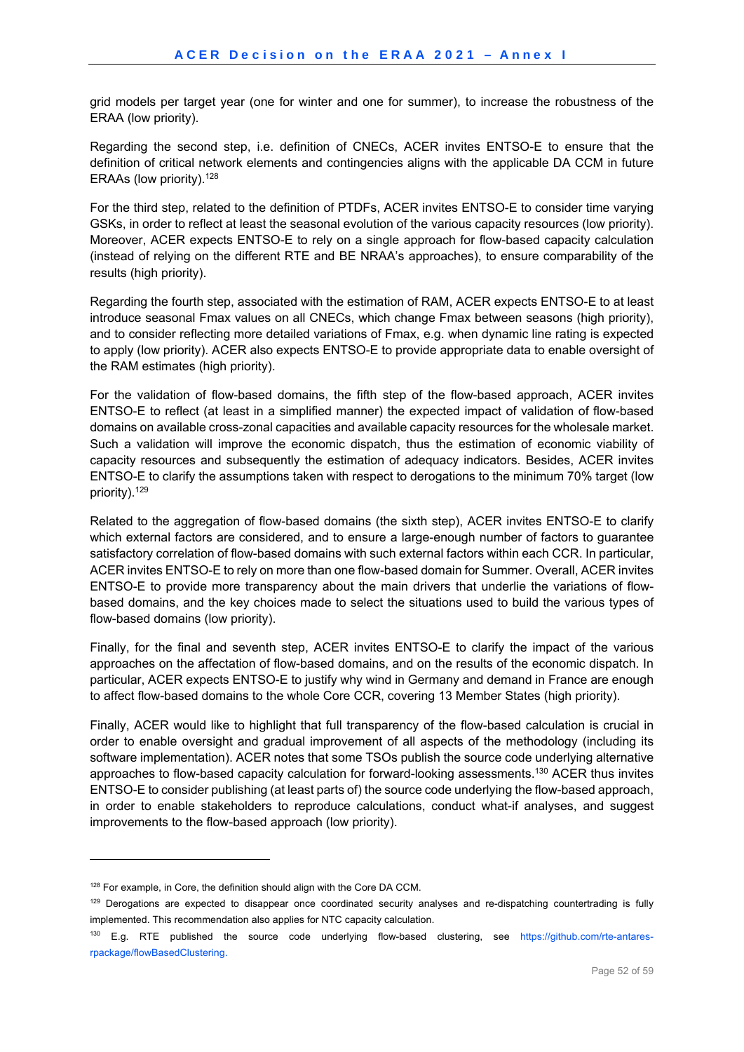grid models per target year (one for winter and one for summer), to increase the robustness of the ERAA (low priority).

Regarding the second step, i.e. definition of CNECs, ACER invites ENTSO-E to ensure that the definition of critical network elements and contingencies aligns with the applicable DA CCM in future ERAAs (low priority).[128]

For the third step, related to the definition of PTDFs, ACER invites ENTSO-E to consider time varying GSKs, in order to reflect at least the seasonal evolution of the various capacity resources (low priority). Moreover, ACER expects ENTSO-E to rely on a single approach for flow-based capacity calculation (instead of relying on the different RTE and BE NRAA's approaches), to ensure comparability of the results (high priority).

Regarding the fourth step, associated with the estimation of RAM, ACER expects ENTSO-E to at least introduce seasonal Fmax values on all CNECs, which change Fmax between seasons (high priority), and to consider reflecting more detailed variations of Fmax, e.g. when dynamic line rating is expected to apply (low priority). ACER also expects ENTSO-E to provide appropriate data to enable oversight of the RAM estimates (high priority).

For the validation of flow-based domains, the fifth step of the flow-based approach, ACER invites ENTSO-E to reflect (at least in a simplified manner) the expected impact of validation of flow-based domains on available cross-zonal capacities and available capacity resources for the wholesale market. Such a validation will improve the economic dispatch, thus the estimation of economic viability of capacity resources and subsequently the estimation of adequacy indicators. Besides, ACER invites ENTSO-E to clarify the assumptions taken with respect to derogations to the minimum 70% target (low priority).[129]

Related to the aggregation of flow-based domains (the sixth step), ACER invites ENTSO-E to clarify which external factors are considered, and to ensure a large-enough number of factors to guarantee satisfactory correlation of flow-based domains with such external factors within each CCR. In particular, ACER invites ENTSO-E to rely on more than one flow-based domain for Summer. Overall, ACER invites ENTSO-E to provide more transparency about the main drivers that underlie the variations of flow-based domains, and the key choices made to select the situations used to build the various types of flow-based domains (low priority).

Finally, for the final and seventh step, ACER invites ENTSO-E to clarify the impact of the various approaches on the affectation of flow-based domains, and on the results of the economic dispatch. In particular, ACER expects ENTSO-E to justify why wind in Germany and demand in France are enough to affect flow-based domains to the whole Core CCR, covering 13 Member States (high priority).

Finally, ACER would like to highlight that full transparency of the flow-based calculation is crucial in order to enable oversight and gradual improvement of all aspects of the methodology (including its software implementation). ACER notes that some TSOs publish the source code underlying alternative approaches to flow-based capacity calculation for forward-looking assessments.[130] ACER thus invites ENTSO-E to consider publishing (at least parts of) the source code underlying the flow-based approach, in order to enable stakeholders to reproduce calculations, conduct what-if analyses, and suggest improvements to the flow-based approach (low priority).

---

[128] For example, in Core, the definition should align with the Core DA CCM.

[129] Derogations are expected to disappear once coordinated security analyses and re-dispatching countertrading is fully implemented. This recommendation also applies for NTC capacity calculation.

[130] E.g. RTE published the source code underlying flow-based clustering, see https://github.com/rte-antares-rpackage/flowBasedClustering.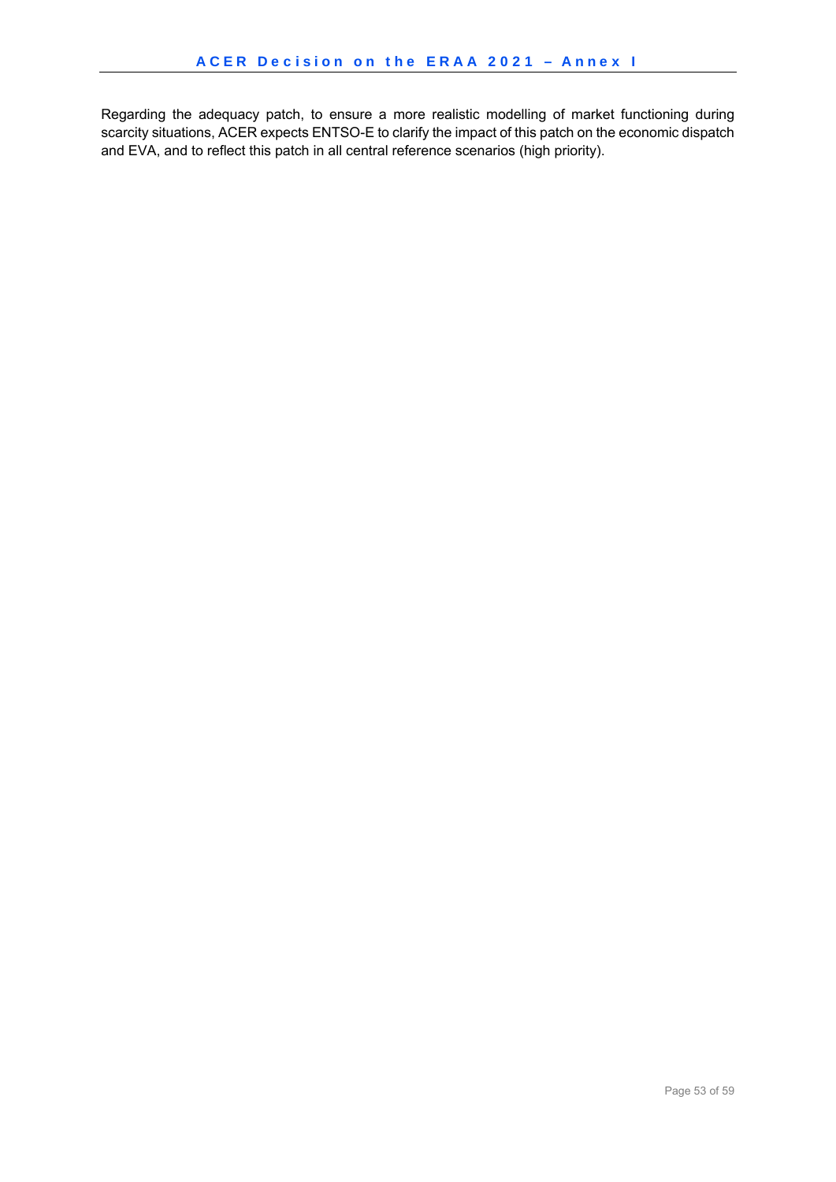Regarding the adequacy patch, to ensure a more realistic modelling of market functioning during scarcity situations, ACER expects ENTSO-E to clarify the impact of this patch on the economic dispatch and EVA, and to reflect this patch in all central reference scenarios (high priority).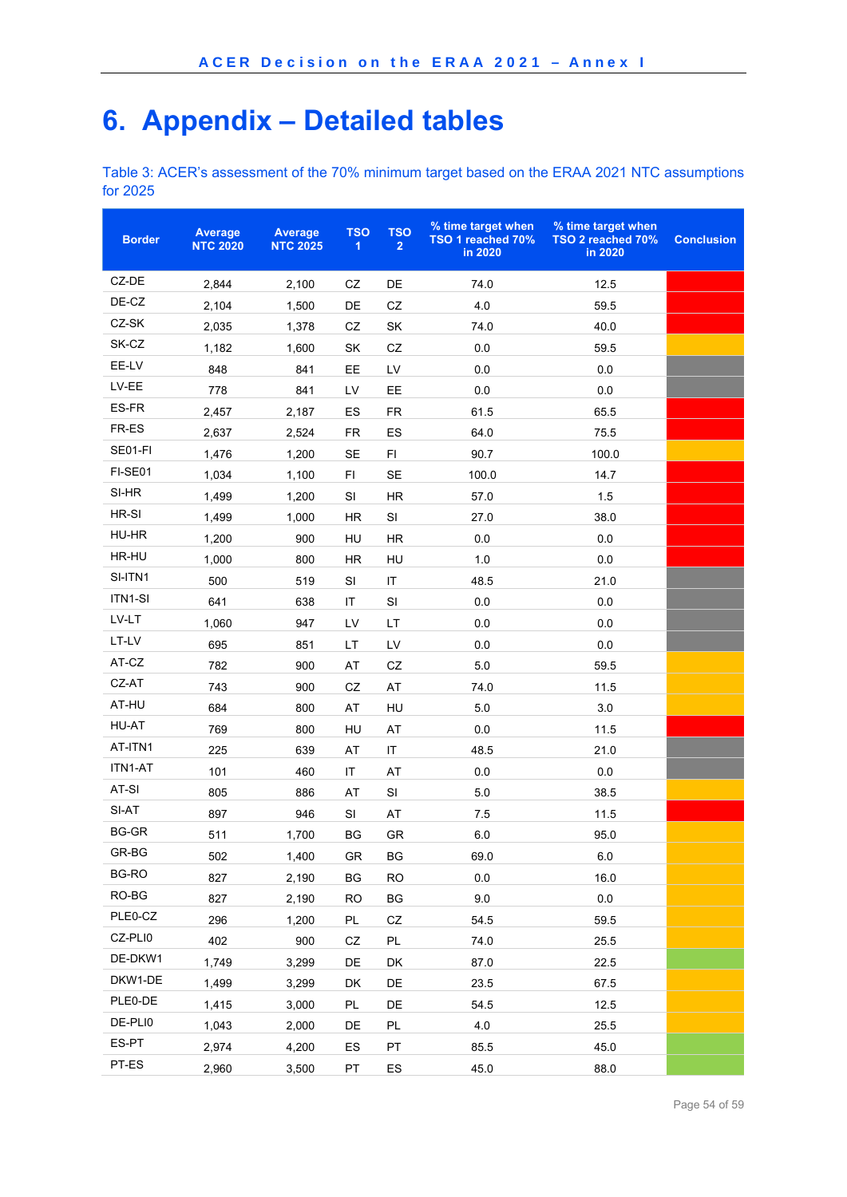# 6. Appendix – Detailed tables

Table 3: ACER's assessment of the 70% minimum target based on the ERAA 2021 NTC assumptions for 2025

| Border | Average NTC 2020 | Average NTC 2025 | TSO 1 | TSO 2 | % time target when TSO 1 reached 70% in 2020 | % time target when TSO 2 reached 70% in 2020 | Conclusion |
|---|---|---|---|---|---|---|---|
| CZ-DE | 2,844 | 2,100 | CZ | DE | 74.0 | 12.5 | |
| DE-CZ | 2,104 | 1,500 | DE | CZ | 4.0 | 59.5 | |
| CZ-SK | 2,035 | 1,378 | CZ | SK | 74.0 | 40.0 | |
| SK-CZ | 1,182 | 1,600 | SK | CZ | 0.0 | 59.5 | |
| EE-LV | 848 | 841 | EE | LV | 0.0 | 0.0 | |
| LV-EE | 778 | 841 | LV | EE | 0.0 | 0.0 | |
| ES-FR | 2,457 | 2,187 | ES | FR | 61.5 | 65.5 | |
| FR-ES | 2,637 | 2,524 | FR | ES | 64.0 | 75.5 | |
| SE01-FI | 1,476 | 1,200 | SE | FI | 90.7 | 100.0 | |
| FI-SE01 | 1,034 | 1,100 | FI | SE | 100.0 | 14.7 | |
| SI-HR | 1,499 | 1,200 | SI | HR | 57.0 | 1.5 | |
| HR-SI | 1,499 | 1,000 | HR | SI | 27.0 | 38.0 | |
| HU-HR | 1,200 | 900 | HU | HR | 0.0 | 0.0 | |
| HR-HU | 1,000 | 800 | HR | HU | 1.0 | 0.0 | |
| SI-ITN1 | 500 | 519 | SI | IT | 48.5 | 21.0 | |
| ITN1-SI | 641 | 638 | IT | SI | 0.0 | 0.0 | |
| LV-LT | 1,060 | 947 | LV | LT | 0.0 | 0.0 | |
| LT-LV | 695 | 851 | LT | LV | 0.0 | 0.0 | |
| AT-CZ | 782 | 900 | AT | CZ | 5.0 | 59.5 | |
| CZ-AT | 743 | 900 | CZ | AT | 74.0 | 11.5 | |
| AT-HU | 684 | 800 | AT | HU | 5.0 | 3.0 | |
| HU-AT | 769 | 800 | HU | AT | 0.0 | 11.5 | |
| AT-ITN1 | 225 | 639 | AT | IT | 48.5 | 21.0 | |
| ITN1-AT | 101 | 460 | IT | AT | 0.0 | 0.0 | |
| AT-SI | 805 | 886 | AT | SI | 5.0 | 38.5 | |
| SI-AT | 897 | 946 | SI | AT | 7.5 | 11.5 | |
| BG-GR | 511 | 1,700 | BG | GR | 6.0 | 95.0 | |
| GR-BG | 502 | 1,400 | GR | BG | 69.0 | 6.0 | |
| BG-RO | 827 | 2,190 | BG | RO | 0.0 | 16.0 | |
| RO-BG | 827 | 2,190 | RO | BG | 9.0 | 0.0 | |
| PLE0-CZ | 296 | 1,200 | PL | CZ | 54.5 | 59.5 | |
| CZ-PLI0 | 402 | 900 | CZ | PL | 74.0 | 25.5 | |
| DE-DKW1 | 1,749 | 3,299 | DE | DK | 87.0 | 22.5 | |
| DKW1-DE | 1,499 | 3,299 | DK | DE | 23.5 | 67.5 | |
| PLE0-DE | 1,415 | 3,000 | PL | DE | 54.5 | 12.5 | |
| DE-PLI0 | 1,043 | 2,000 | DE | PL | 4.0 | 25.5 | |
| ES-PT | 2,974 | 4,200 | ES | PT | 85.5 | 45.0 | |
| PT-ES | 2,960 | 3,500 | PT | ES | 45.0 | 88.0 | |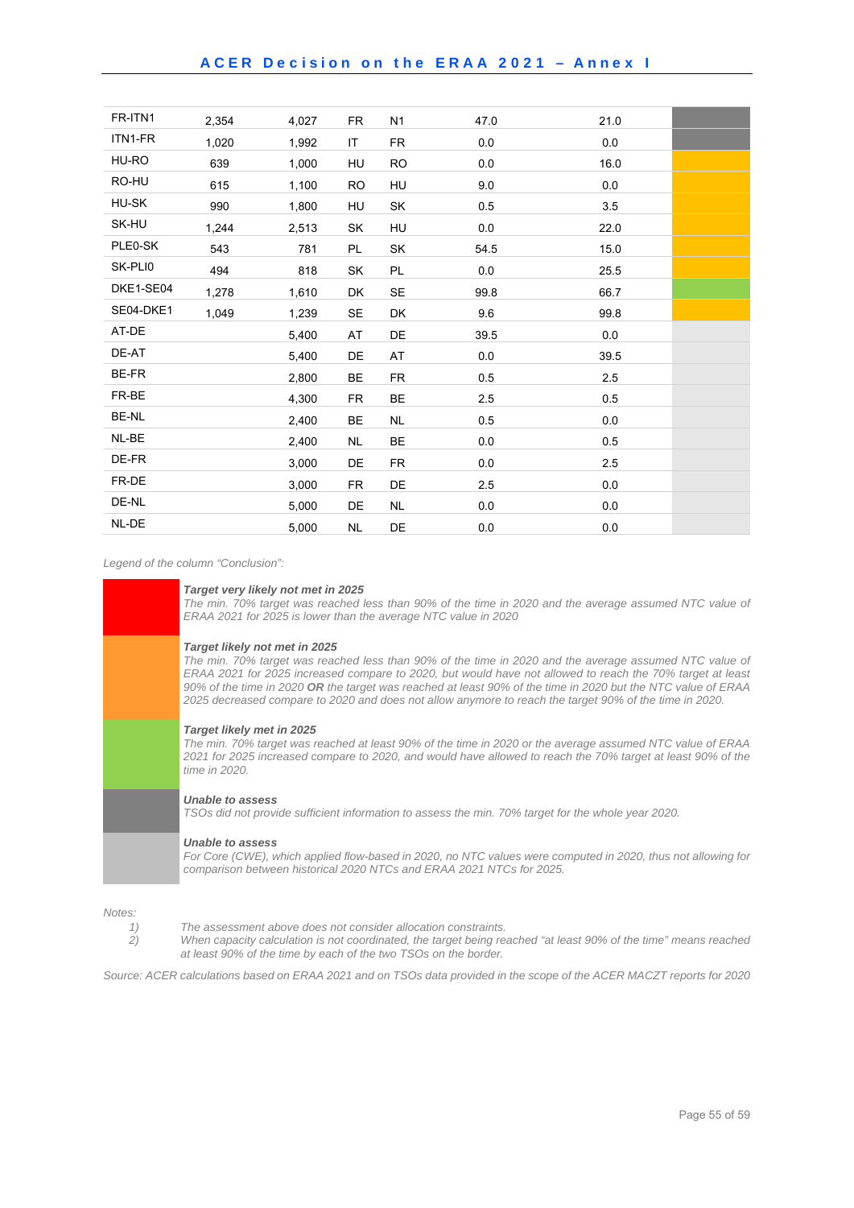| | | | | | | | |
|---|---|---|---|---|---|---|---|
| FR-ITN1 | 2,354 | 4,027 | FR | N1 | 47.0 | 21.0 | |
| ITN1-FR | 1,020 | 1,992 | IT | FR | 0.0 | 0.0 | |
| HU-RO | 639 | 1,000 | HU | RO | 0.0 | 16.0 | |
| RO-HU | 615 | 1,100 | RO | HU | 9.0 | 0.0 | |
| HU-SK | 990 | 1,800 | HU | SK | 0.5 | 3.5 | |
| SK-HU | 1,244 | 2,513 | SK | HU | 0.0 | 22.0 | |
| PLE0-SK | 543 | 781 | PL | SK | 54.5 | 15.0 | |
| SK-PLI0 | 494 | 818 | SK | PL | 0.0 | 25.5 | |
| DKE1-SE04 | 1,278 | 1,610 | DK | SE | 99.8 | 66.7 | |
| SE04-DKE1 | 1,049 | 1,239 | SE | DK | 9.6 | 99.8 | |
| AT-DE | | 5,400 | AT | DE | 39.5 | 0.0 | |
| DE-AT | | 5,400 | DE | AT | 0.0 | 39.5 | |
| BE-FR | | 2,800 | BE | FR | 0.5 | 2.5 | |
| FR-BE | | 4,300 | FR | BE | 2.5 | 0.5 | |
| BE-NL | | 2,400 | BE | NL | 0.5 | 0.0 | |
| NL-BE | | 2,400 | NL | BE | 0.0 | 0.5 | |
| DE-FR | | 3,000 | DE | FR | 0.0 | 2.5 | |
| FR-DE | | 3,000 | FR | DE | 2.5 | 0.0 | |
| DE-NL | | 5,000 | DE | NL | 0.0 | 0.0 | |
| NL-DE | | 5,000 | NL | DE | 0.0 | 0.0 | |

*Legend of the column “Conclusion”:*

***Target very likely not met in 2025***
*The min. 70% target was reached less than 90% of the time in 2020 and the average assumed NTC value of ERAA 2021 for 2025 is lower than the average NTC value in 2020*

***Target likely not met in 2025***
*The min. 70% target was reached less than 90% of the time in 2020 and the average assumed NTC value of ERAA 2021 for 2025 increased compare to 2020, but would have not allowed to reach the 70% target at least 90% of the time in 2020* ***OR*** *the target was reached at least 90% of the time in 2020 but the NTC value of ERAA 2025 decreased compare to 2020 and does not allow anymore to reach the target 90% of the time in 2020.*

***Target likely met in 2025***
*The min. 70% target was reached at least 90% of the time in 2020 or the average assumed NTC value of ERAA 2021 for 2025 increased compare to 2020, and would have allowed to reach the 70% target at least 90% of the time in 2020.*

***Unable to assess***
*TSOs did not provide sufficient information to assess the min. 70% target for the whole year 2020.*

***Unable to assess***
*For Core (CWE), which applied flow-based in 2020, no NTC values were computed in 2020, thus not allowing for comparison between historical 2020 NTCs and ERAA 2021 NTCs for 2025.*

*Notes:*

1) *The assessment above does not consider allocation constraints.*
2) *When capacity calculation is not coordinated, the target being reached “at least 90% of the time” means reached at least 90% of the time by each of the two TSOs on the border.*

*Source: ACER calculations based on ERAA 2021 and on TSOs data provided in the scope of the ACER MACZT reports for 2020*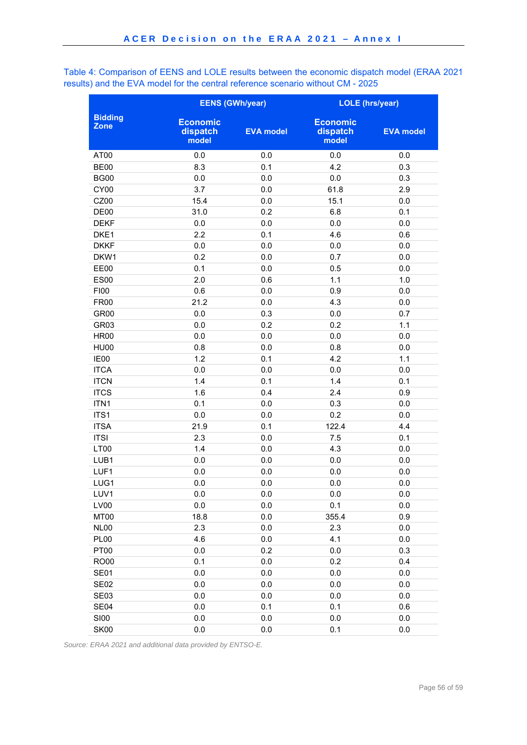Table 4: Comparison of EENS and LOLE results between the economic dispatch model (ERAA 2021 results) and the EVA model for the central reference scenario without CM - 2025

| Bidding Zone | EENS (GWh/year) | | LOLE (hrs/year) | |
|---|---|---|---|---|
| | Economic dispatch model | EVA model | Economic dispatch model | EVA model |
| AT00 | 0.0 | 0.0 | 0.0 | 0.0 |
| BE00 | 8.3 | 0.1 | 4.2 | 0.3 |
| BG00 | 0.0 | 0.0 | 0.0 | 0.3 |
| CY00 | 3.7 | 0.0 | 61.8 | 2.9 |
| CZ00 | 15.4 | 0.0 | 15.1 | 0.0 |
| DE00 | 31.0 | 0.2 | 6.8 | 0.1 |
| DEKF | 0.0 | 0.0 | 0.0 | 0.0 |
| DKE1 | 2.2 | 0.1 | 4.6 | 0.6 |
| DKKF | 0.0 | 0.0 | 0.0 | 0.0 |
| DKW1 | 0.2 | 0.0 | 0.7 | 0.0 |
| EE00 | 0.1 | 0.0 | 0.5 | 0.0 |
| ES00 | 2.0 | 0.6 | 1.1 | 1.0 |
| FI00 | 0.6 | 0.0 | 0.9 | 0.0 |
| FR00 | 21.2 | 0.0 | 4.3 | 0.0 |
| GR00 | 0.0 | 0.3 | 0.0 | 0.7 |
| GR03 | 0.0 | 0.2 | 0.2 | 1.1 |
| HR00 | 0.0 | 0.0 | 0.0 | 0.0 |
| HU00 | 0.8 | 0.0 | 0.8 | 0.0 |
| IE00 | 1.2 | 0.1 | 4.2 | 1.1 |
| ITCA | 0.0 | 0.0 | 0.0 | 0.0 |
| ITCN | 1.4 | 0.1 | 1.4 | 0.1 |
| ITCS | 1.6 | 0.4 | 2.4 | 0.9 |
| ITN1 | 0.1 | 0.0 | 0.3 | 0.0 |
| ITS1 | 0.0 | 0.0 | 0.2 | 0.0 |
| ITSA | 21.9 | 0.1 | 122.4 | 4.4 |
| ITSI | 2.3 | 0.0 | 7.5 | 0.1 |
| LT00 | 1.4 | 0.0 | 4.3 | 0.0 |
| LUB1 | 0.0 | 0.0 | 0.0 | 0.0 |
| LUF1 | 0.0 | 0.0 | 0.0 | 0.0 |
| LUG1 | 0.0 | 0.0 | 0.0 | 0.0 |
| LUV1 | 0.0 | 0.0 | 0.0 | 0.0 |
| LV00 | 0.0 | 0.0 | 0.1 | 0.0 |
| MT00 | 18.8 | 0.0 | 355.4 | 0.9 |
| NL00 | 2.3 | 0.0 | 2.3 | 0.0 |
| PL00 | 4.6 | 0.0 | 4.1 | 0.0 |
| PT00 | 0.0 | 0.2 | 0.0 | 0.3 |
| RO00 | 0.1 | 0.0 | 0.2 | 0.4 |
| SE01 | 0.0 | 0.0 | 0.0 | 0.0 |
| SE02 | 0.0 | 0.0 | 0.0 | 0.0 |
| SE03 | 0.0 | 0.0 | 0.0 | 0.0 |
| SE04 | 0.0 | 0.1 | 0.1 | 0.6 |
| SI00 | 0.0 | 0.0 | 0.0 | 0.0 |
| SK00 | 0.0 | 0.0 | 0.1 | 0.0 |

*Source: ERAA 2021 and additional data provided by ENTSO-E.*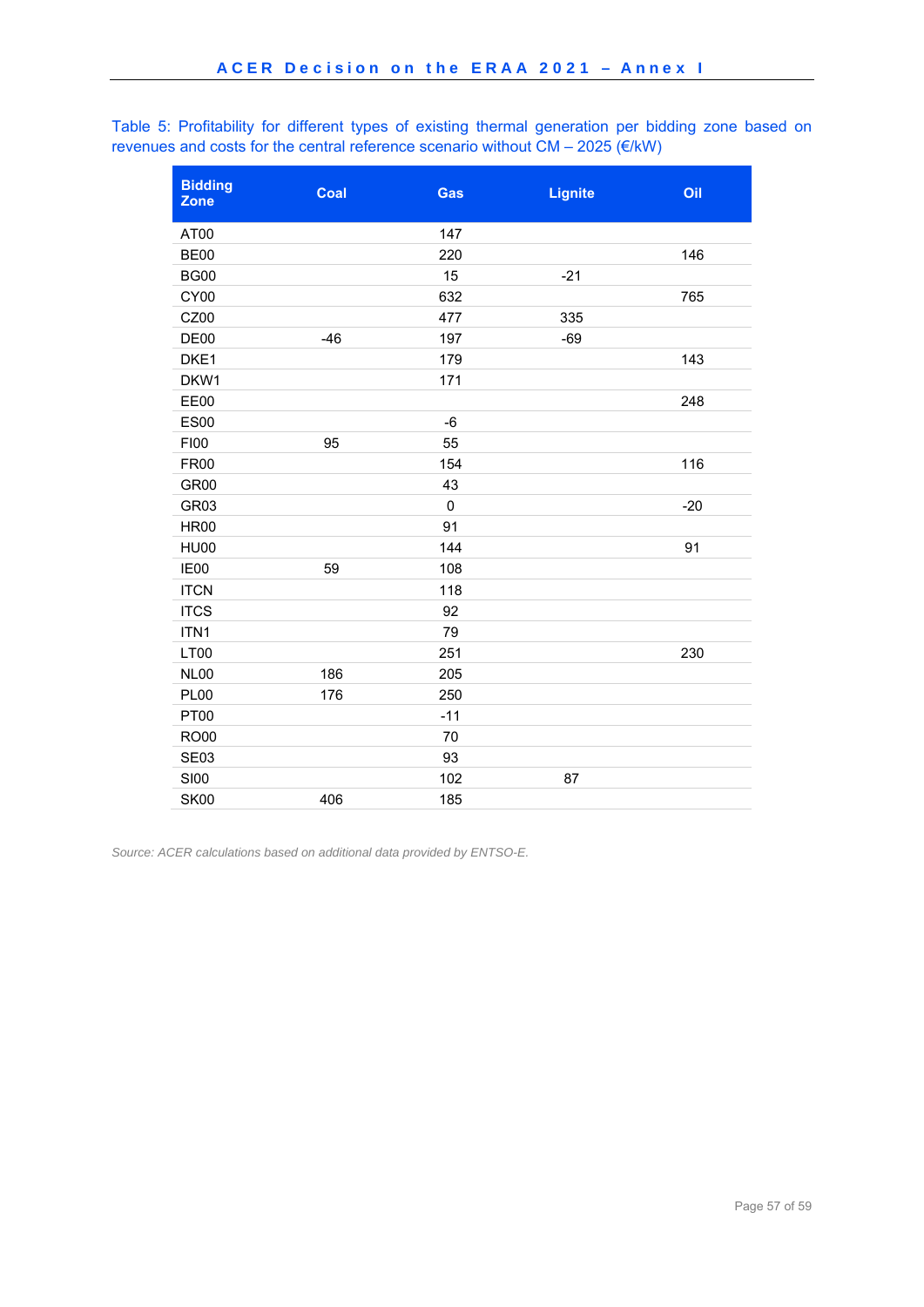Table 5: Profitability for different types of existing thermal generation per bidding zone based on revenues and costs for the central reference scenario without CM – 2025 (€/kW)

| Bidding Zone | Coal | Gas | Lignite | Oil |
|---|---|---|---|---|
| AT00 | | 147 | | |
| BE00 | | 220 | | 146 |
| BG00 | | 15 | -21 | |
| CY00 | | 632 | | 765 |
| CZ00 | | 477 | 335 | |
| DE00 | -46 | 197 | -69 | |
| DKE1 | | 179 | | 143 |
| DKW1 | | 171 | | |
| EE00 | | | | 248 |
| ES00 | | -6 | | |
| FI00 | 95 | 55 | | |
| FR00 | | 154 | | 116 |
| GR00 | | 43 | | |
| GR03 | | 0 | | -20 |
| HR00 | | 91 | | |
| HU00 | | 144 | | 91 |
| IE00 | 59 | 108 | | |
| ITCN | | 118 | | |
| ITCS | | 92 | | |
| ITN1 | | 79 | | |
| LT00 | | 251 | | 230 |
| NL00 | 186 | 205 | | |
| PL00 | 176 | 250 | | |
| PT00 | | -11 | | |
| RO00 | | 70 | | |
| SE03 | | 93 | | |
| SI00 | | 102 | 87 | |
| SK00 | 406 | 185 | | |

*Source: ACER calculations based on additional data provided by ENTSO-E.*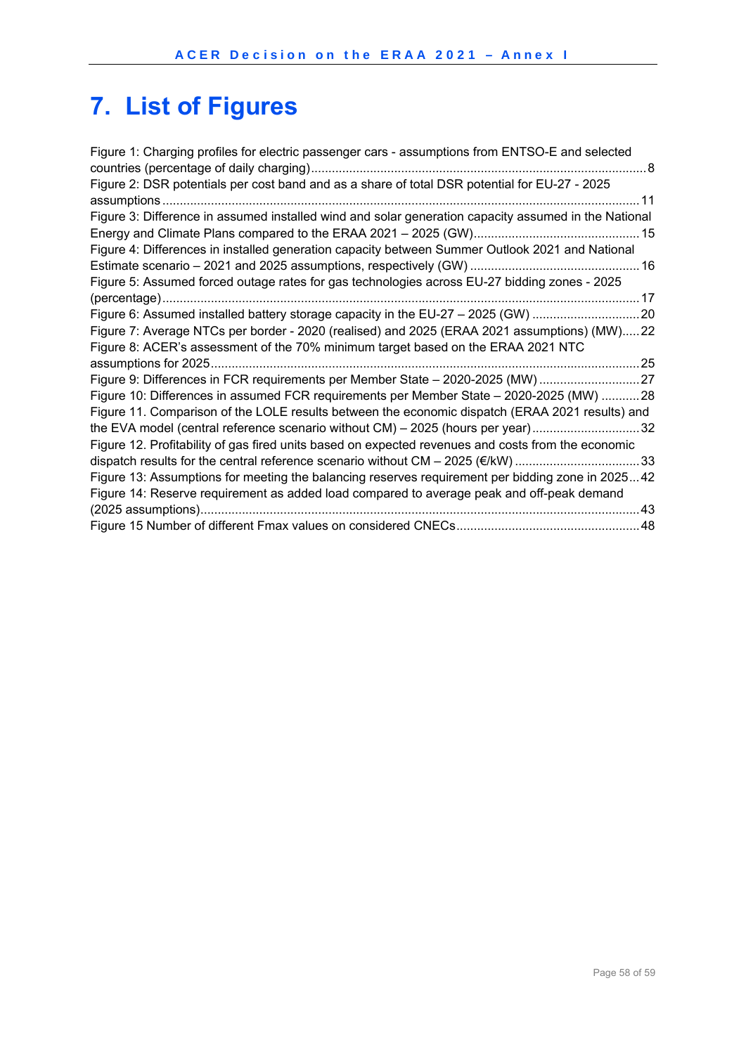# 7. List of Figures

Figure 1: Charging profiles for electric passenger cars - assumptions from ENTSO-E and selected countries (percentage of daily charging) ........ 8

Figure 2: DSR potentials per cost band and as a share of total DSR potential for EU-27 - 2025 assumptions ........ 11

Figure 3: Difference in assumed installed wind and solar generation capacity assumed in the National Energy and Climate Plans compared to the ERAA 2021 – 2025 (GW) ........ 15

Figure 4: Differences in installed generation capacity between Summer Outlook 2021 and National Estimate scenario – 2021 and 2025 assumptions, respectively (GW) ........ 16

Figure 5: Assumed forced outage rates for gas technologies across EU-27 bidding zones - 2025 (percentage) ........ 17

Figure 6: Assumed installed battery storage capacity in the EU-27 – 2025 (GW) ........ 20

Figure 7: Average NTCs per border - 2020 (realised) and 2025 (ERAA 2021 assumptions) (MW) ........ 22

Figure 8: ACER's assessment of the 70% minimum target based on the ERAA 2021 NTC assumptions for 2025 ........ 25

Figure 9: Differences in FCR requirements per Member State – 2020-2025 (MW) ........ 27

Figure 10: Differences in assumed FCR requirements per Member State – 2020-2025 (MW) ........ 28

Figure 11. Comparison of the LOLE results between the economic dispatch (ERAA 2021 results) and the EVA model (central reference scenario without CM) – 2025 (hours per year) ........ 32

Figure 12. Profitability of gas fired units based on expected revenues and costs from the economic dispatch results for the central reference scenario without CM – 2025 (€/kW) ........ 33

Figure 13: Assumptions for meeting the balancing reserves requirement per bidding zone in 2025 ........ 42

Figure 14: Reserve requirement as added load compared to average peak and off-peak demand (2025 assumptions) ........ 43

Figure 15 Number of different Fmax values on considered CNECs ........ 48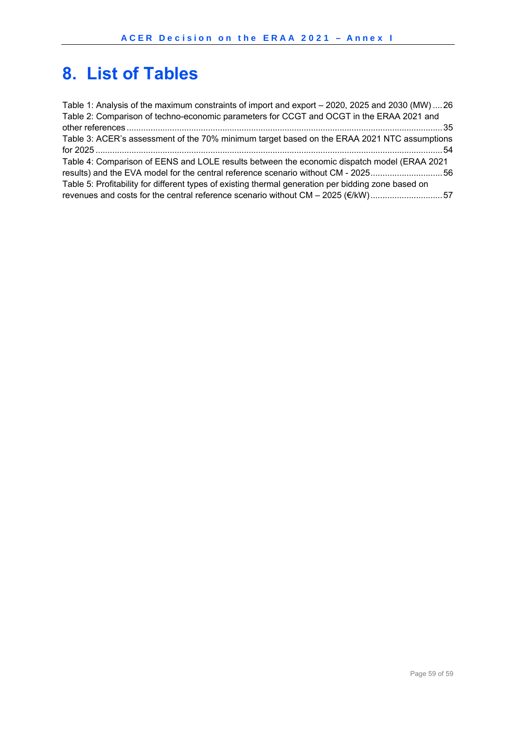# 8. List of Tables

Table 1: Analysis of the maximum constraints of import and export – 2020, 2025 and 2030 (MW) .... 26

Table 2: Comparison of techno-economic parameters for CCGT and OCGT in the ERAA 2021 and other references .... 35

Table 3: ACER's assessment of the 70% minimum target based on the ERAA 2021 NTC assumptions for 2025 .... 54

Table 4: Comparison of EENS and LOLE results between the economic dispatch model (ERAA 2021 results) and the EVA model for the central reference scenario without CM - 2025 .... 56

Table 5: Profitability for different types of existing thermal generation per bidding zone based on revenues and costs for the central reference scenario without CM – 2025 (€/kW) .... 57